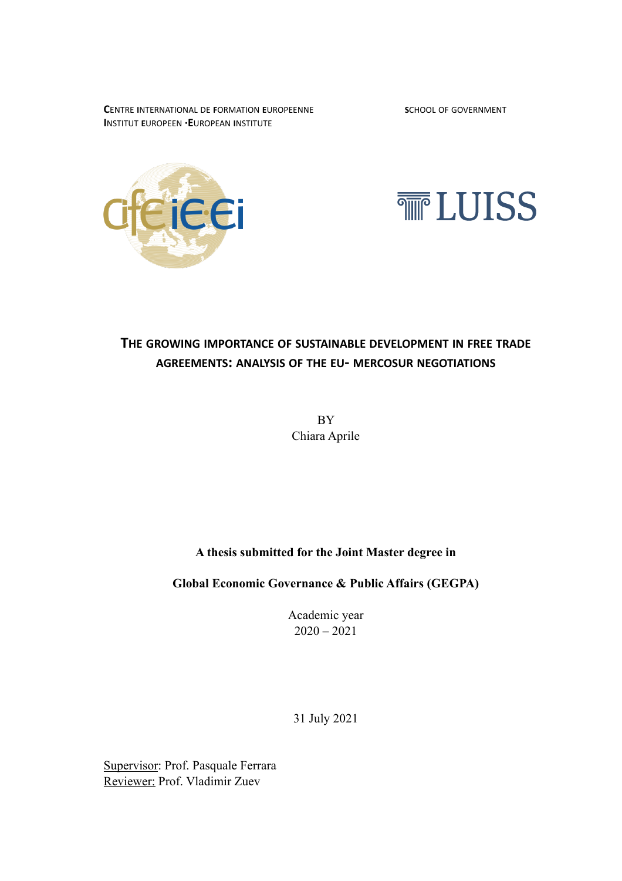CENTRE INTERNATIONAL DE FORMATION EUROPEENNE
INSTITUT EUROPEEN ·EUROPEAN INSTITUTE

SCHOOL OF GOVERNMENT

# THE GROWING IMPORTANCE OF SUSTAINABLE DEVELOPMENT IN FREE TRADE AGREEMENTS: ANALYSIS OF THE EU- MERCOSUR NEGOTIATIONS

BY
Chiara Aprile

**A thesis submitted for the Joint Master degree in**

**Global Economic Governance & Public Affairs (GEGPA)**

Academic year
2020 – 2021

31 July 2021

Supervisor: Prof. Pasquale Ferrara
Reviewer: Prof. Vladimir Zuev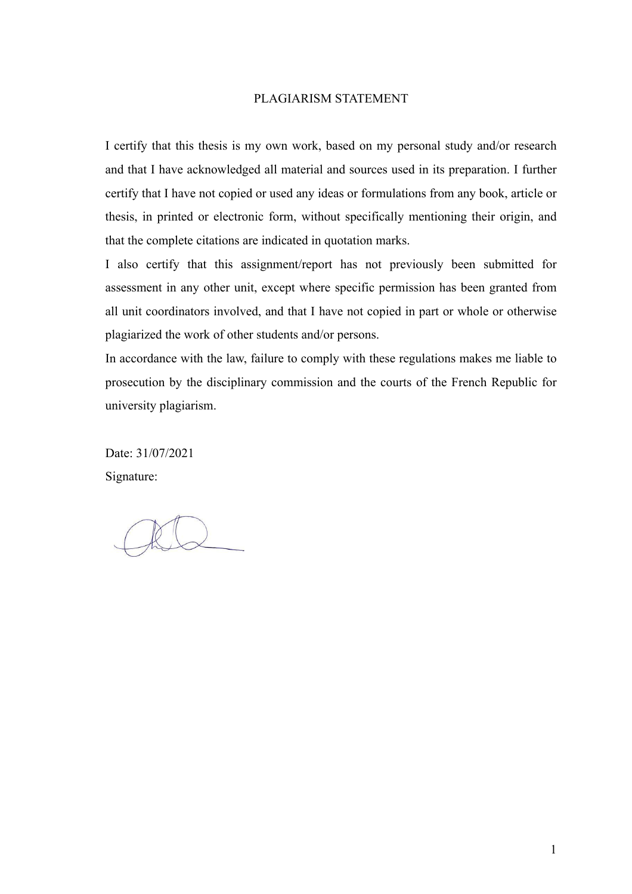## PLAGIARISM STATEMENT

I certify that this thesis is my own work, based on my personal study and/or research and that I have acknowledged all material and sources used in its preparation. I further certify that I have not copied or used any ideas or formulations from any book, article or thesis, in printed or electronic form, without specifically mentioning their origin, and that the complete citations are indicated in quotation marks.

I also certify that this assignment/report has not previously been submitted for assessment in any other unit, except where specific permission has been granted from all unit coordinators involved, and that I have not copied in part or whole or otherwise plagiarized the work of other students and/or persons.

In accordance with the law, failure to comply with these regulations makes me liable to prosecution by the disciplinary commission and the courts of the French Republic for university plagiarism.

Date: 31/07/2021

Signature: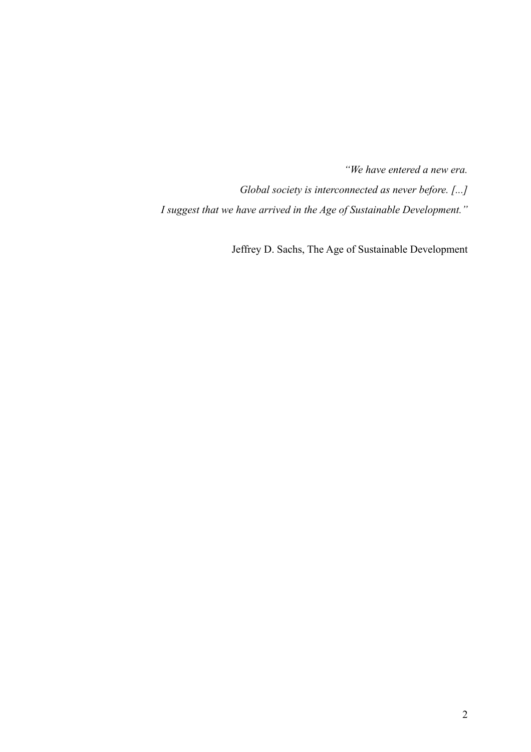*“We have entered a new era.*

*Global society is interconnected as never before. [...]*

*I suggest that we have arrived in the Age of Sustainable Development.”*

Jeffrey D. Sachs, The Age of Sustainable Development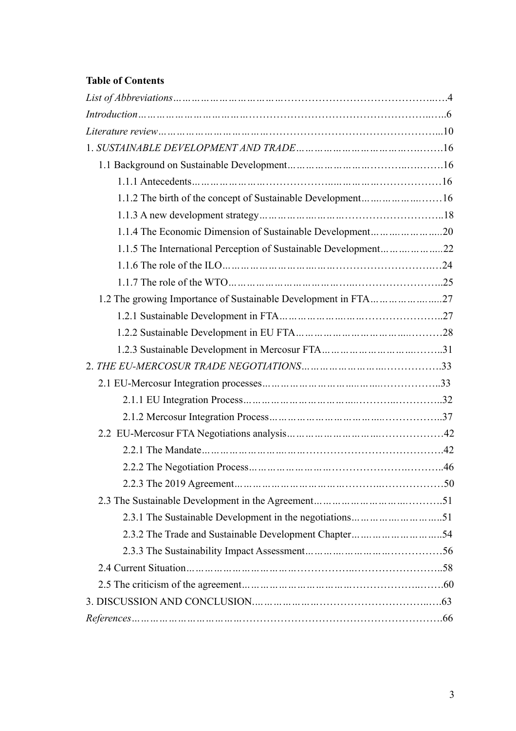**Table of Contents**

*List of Abbreviations*……………………………………………………………………..….4

*Introduction*……………………………………………………………………………..…..6

*Literature review*……………………………………………………………………………...10

1. *SUSTAINABLE DEVELOPMENT AND TRADE*…………………………………..……16

  1.1 Background on Sustainable Development………………………………..…..……16

    1.1.1 Antecedents………………………………………………………………………16

    1.1.2 The birth of the concept of Sustainable Development………………..……16

    1.1.3 A new development strategy…………………………………………………..18

    1.1.4 The Economic Dimension of Sustainable Development…………………....20

    1.1.5 The International Perception of Sustainable Development……………….....22

    1.1.6 The role of the ILO………………………………………………………….…24

    1.1.7 The role of the WTO………………………………………………………….....25

  1.2 The growing Importance of Sustainable Development in FTA………………….....27

    1.2.1 Sustainable Development in FTA…………………………………………….....27

    1.2.2 Sustainable Development in EU FTA………………………………….………28

    1.2.3 Sustainable Development in Mercosur FTA………………………….……...31

2. *THE EU-MERCOSUR TRADE NEGOTIATIONS*…………………………..…………..33

  2.1 EU-Mercosur Integration processes…………………………………….…………..33

    2.1.1 EU Integration Process…………………………………………..……..……..32

    2.1.2 Mercosur Integration Process………………………………………..…………..37

  2.2 EU-Mercosur FTA Negotiations analysis………………………..…………………42

    2.2.1 The Mandate………………………………………………………………………42

    2.2.2 The Negotiation Process…………………………………………….…………..46

    2.2.3 The 2019 Agreement……………………………………..…………..……………50

  2.3 The Sustainable Development in the Agreement…………………………..……….51

    2.3.1 The Sustainable Development in the negotiations…………………………..…51

    2.3.2 The Trade and Sustainable Development Chapter………………………..…..54

    2.3.3 The Sustainability Impact Assessment……………………………………………56

  2.4 Current Situation…………………………………………..…………………………..58

  2.5 The criticism of the agreement………………………………………………..…….60

3. DISCUSSION AND CONCLUSION…………………………………………………..…..63

*References*……………………………………………………………………………………….66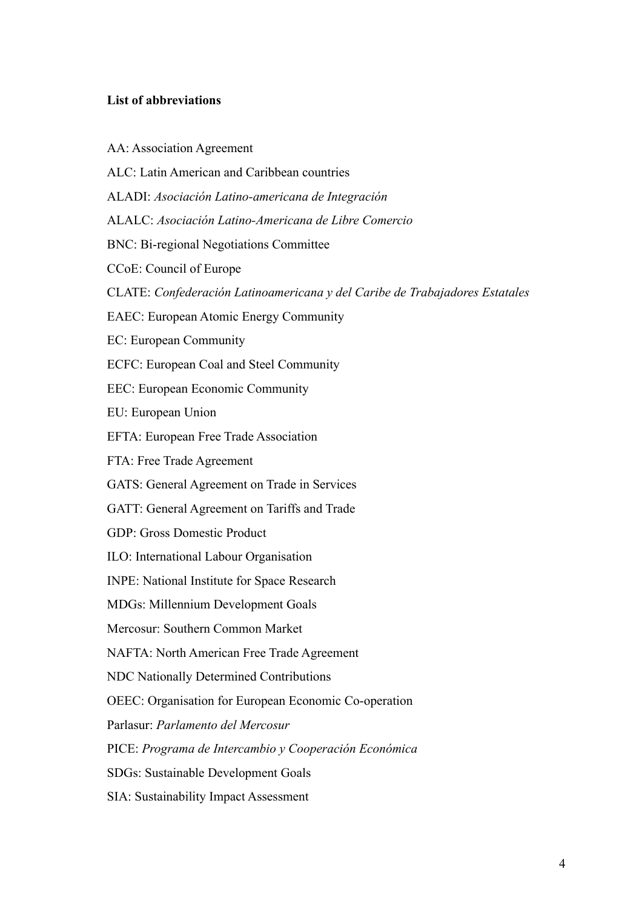**List of abbreviations**

AA: Association Agreement

ALC: Latin American and Caribbean countries

ALADI: *Asociación Latino-americana de Integración*

ALALC: *Asociación Latino-Americana de Libre Comercio*

BNC: Bi-regional Negotiations Committee

CCoE: Council of Europe

CLATE: *Confederación Latinoamericana y del Caribe de Trabajadores Estatales*

EAEC: European Atomic Energy Community

EC: European Community

ECFC: European Coal and Steel Community

EEC: European Economic Community

EU: European Union

EFTA: European Free Trade Association

FTA: Free Trade Agreement

GATS: General Agreement on Trade in Services

GATT: General Agreement on Tariffs and Trade

GDP: Gross Domestic Product

ILO: International Labour Organisation

INPE: National Institute for Space Research

MDGs: Millennium Development Goals

Mercosur: Southern Common Market

NAFTA: North American Free Trade Agreement

NDC Nationally Determined Contributions

OEEC: Organisation for European Economic Co-operation

Parlasur: *Parlamento del Mercosur*

PICE: *Programa de Intercambio y Cooperación Económica*

SDGs: Sustainable Development Goals

SIA: Sustainability Impact Assessment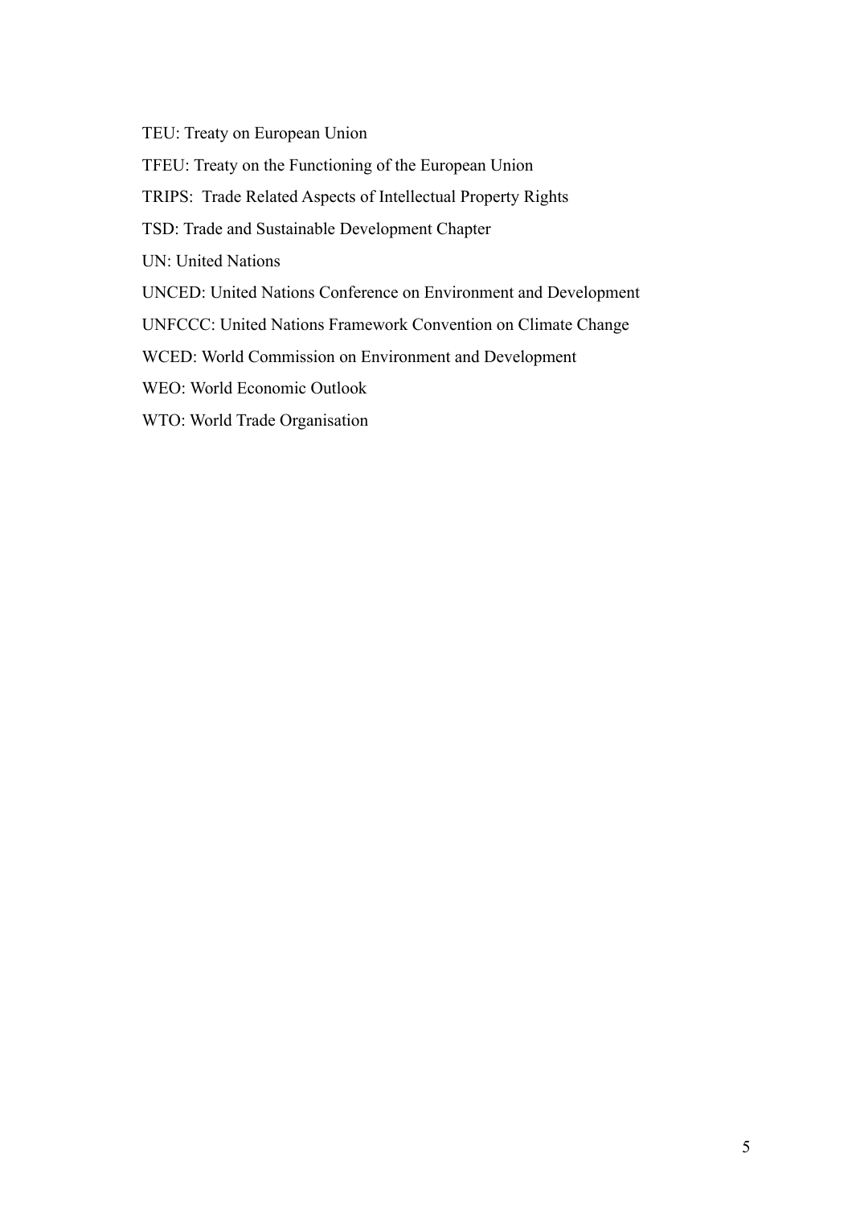TEU: Treaty on European Union

TFEU: Treaty on the Functioning of the European Union

TRIPS: Trade Related Aspects of Intellectual Property Rights

TSD: Trade and Sustainable Development Chapter

UN: United Nations

UNCED: United Nations Conference on Environment and Development

UNFCCC: United Nations Framework Convention on Climate Change

WCED: World Commission on Environment and Development

WEO: World Economic Outlook

WTO: World Trade Organisation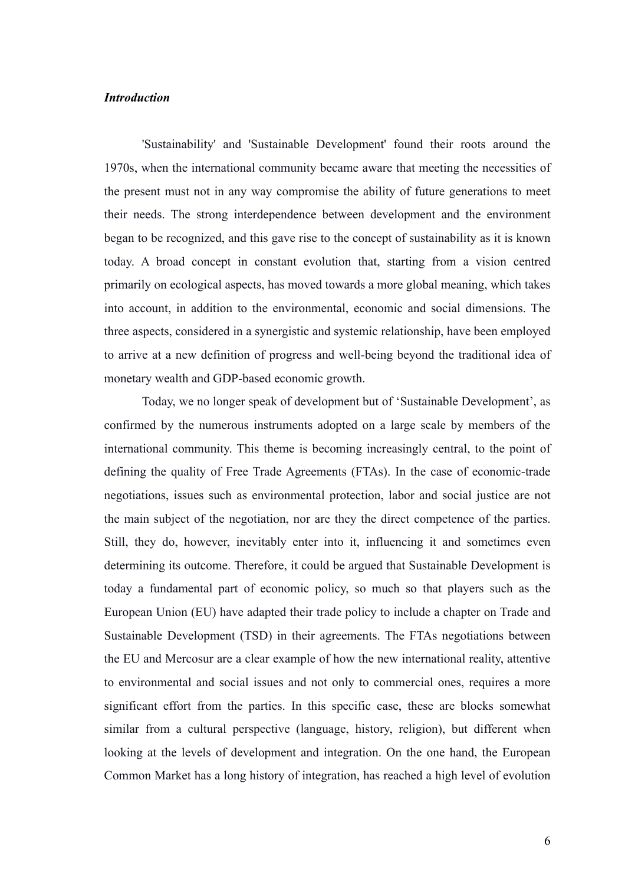### *Introduction*

'Sustainability' and 'Sustainable Development' found their roots around the 1970s, when the international community became aware that meeting the necessities of the present must not in any way compromise the ability of future generations to meet their needs. The strong interdependence between development and the environment began to be recognized, and this gave rise to the concept of sustainability as it is known today. A broad concept in constant evolution that, starting from a vision centred primarily on ecological aspects, has moved towards a more global meaning, which takes into account, in addition to the environmental, economic and social dimensions. The three aspects, considered in a synergistic and systemic relationship, have been employed to arrive at a new definition of progress and well-being beyond the traditional idea of monetary wealth and GDP-based economic growth.

Today, we no longer speak of development but of 'Sustainable Development', as confirmed by the numerous instruments adopted on a large scale by members of the international community. This theme is becoming increasingly central, to the point of defining the quality of Free Trade Agreements (FTAs). In the case of economic-trade negotiations, issues such as environmental protection, labor and social justice are not the main subject of the negotiation, nor are they the direct competence of the parties. Still, they do, however, inevitably enter into it, influencing it and sometimes even determining its outcome. Therefore, it could be argued that Sustainable Development is today a fundamental part of economic policy, so much so that players such as the European Union (EU) have adapted their trade policy to include a chapter on Trade and Sustainable Development (TSD) in their agreements. The FTAs negotiations between the EU and Mercosur are a clear example of how the new international reality, attentive to environmental and social issues and not only to commercial ones, requires a more significant effort from the parties. In this specific case, these are blocks somewhat similar from a cultural perspective (language, history, religion), but different when looking at the levels of development and integration. On the one hand, the European Common Market has a long history of integration, has reached a high level of evolution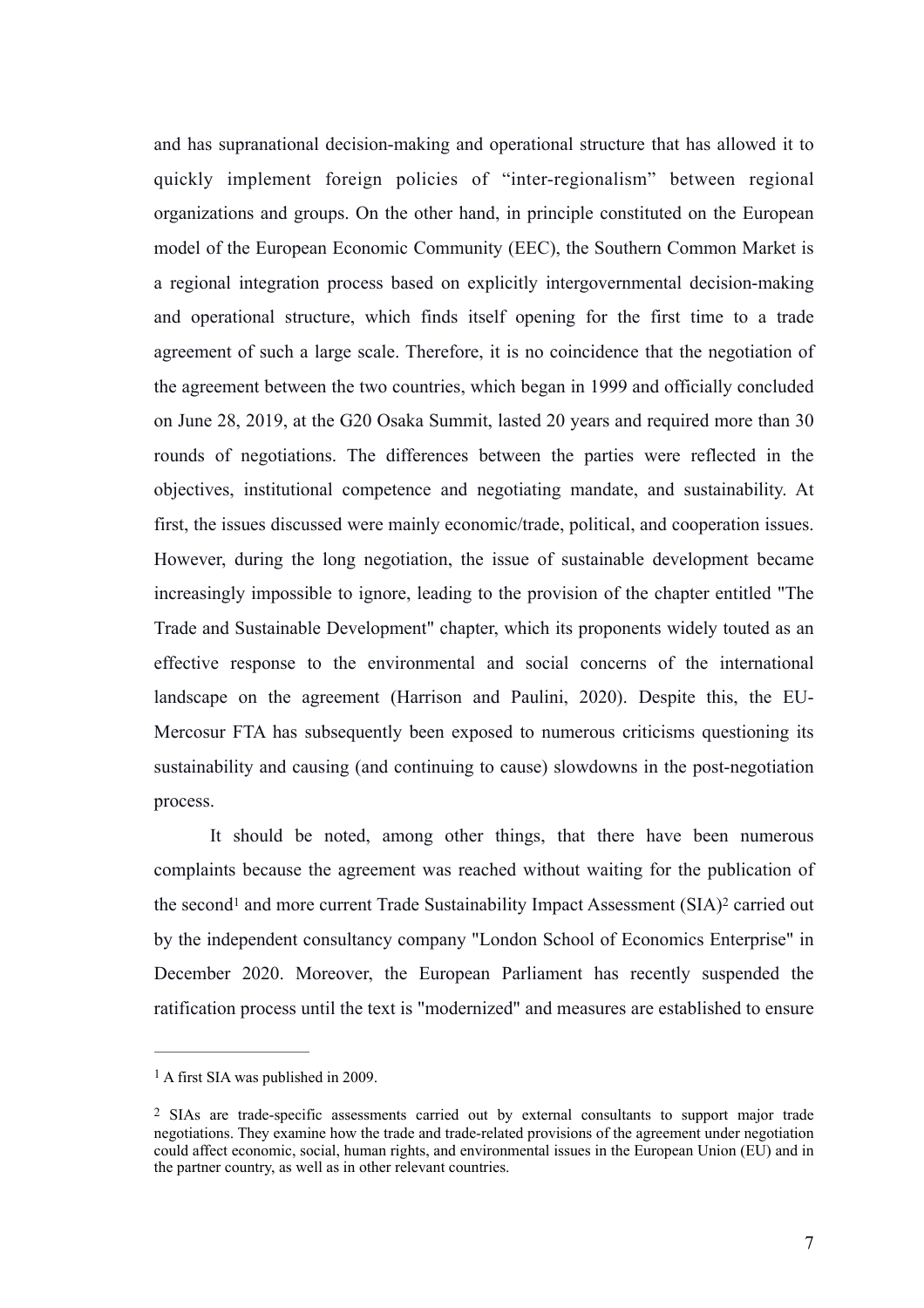and has supranational decision-making and operational structure that has allowed it to quickly implement foreign policies of "inter-regionalism" between regional organizations and groups. On the other hand, in principle constituted on the European model of the European Economic Community (EEC), the Southern Common Market is a regional integration process based on explicitly intergovernmental decision-making and operational structure, which finds itself opening for the first time to a trade agreement of such a large scale. Therefore, it is no coincidence that the negotiation of the agreement between the two countries, which began in 1999 and officially concluded on June 28, 2019, at the G20 Osaka Summit, lasted 20 years and required more than 30 rounds of negotiations. The differences between the parties were reflected in the objectives, institutional competence and negotiating mandate, and sustainability. At first, the issues discussed were mainly economic/trade, political, and cooperation issues. However, during the long negotiation, the issue of sustainable development became increasingly impossible to ignore, leading to the provision of the chapter entitled "The Trade and Sustainable Development" chapter, which its proponents widely touted as an effective response to the environmental and social concerns of the international landscape on the agreement (Harrison and Paulini, 2020). Despite this, the EU-Mercosur FTA has subsequently been exposed to numerous criticisms questioning its sustainability and causing (and continuing to cause) slowdowns in the post-negotiation process.

It should be noted, among other things, that there have been numerous complaints because the agreement was reached without waiting for the publication of the second[1] and more current Trade Sustainability Impact Assessment (SIA)[2] carried out by the independent consultancy company "London School of Economics Enterprise" in December 2020. Moreover, the European Parliament has recently suspended the ratification process until the text is "modernized" and measures are established to ensure

---

[1] A first SIA was published in 2009.

[2] SIAs are trade-specific assessments carried out by external consultants to support major trade negotiations. They examine how the trade and trade-related provisions of the agreement under negotiation could affect economic, social, human rights, and environmental issues in the European Union (EU) and in the partner country, as well as in other relevant countries.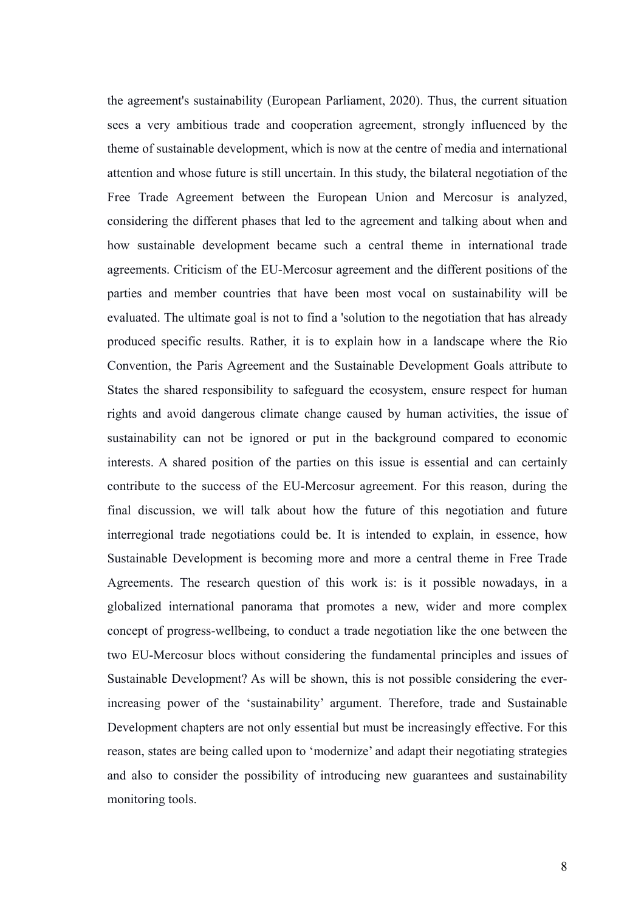the agreement's sustainability (European Parliament, 2020). Thus, the current situation sees a very ambitious trade and cooperation agreement, strongly influenced by the theme of sustainable development, which is now at the centre of media and international attention and whose future is still uncertain. In this study, the bilateral negotiation of the Free Trade Agreement between the European Union and Mercosur is analyzed, considering the different phases that led to the agreement and talking about when and how sustainable development became such a central theme in international trade agreements. Criticism of the EU-Mercosur agreement and the different positions of the parties and member countries that have been most vocal on sustainability will be evaluated. The ultimate goal is not to find a 'solution to the negotiation that has already produced specific results. Rather, it is to explain how in a landscape where the Rio Convention, the Paris Agreement and the Sustainable Development Goals attribute to States the shared responsibility to safeguard the ecosystem, ensure respect for human rights and avoid dangerous climate change caused by human activities, the issue of sustainability can not be ignored or put in the background compared to economic interests. A shared position of the parties on this issue is essential and can certainly contribute to the success of the EU-Mercosur agreement. For this reason, during the final discussion, we will talk about how the future of this negotiation and future interregional trade negotiations could be. It is intended to explain, in essence, how Sustainable Development is becoming more and more a central theme in Free Trade Agreements. The research question of this work is: is it possible nowadays, in a globalized international panorama that promotes a new, wider and more complex concept of progress-wellbeing, to conduct a trade negotiation like the one between the two EU-Mercosur blocs without considering the fundamental principles and issues of Sustainable Development? As will be shown, this is not possible considering the ever-increasing power of the 'sustainability' argument. Therefore, trade and Sustainable Development chapters are not only essential but must be increasingly effective. For this reason, states are being called upon to 'modernize' and adapt their negotiating strategies and also to consider the possibility of introducing new guarantees and sustainability monitoring tools.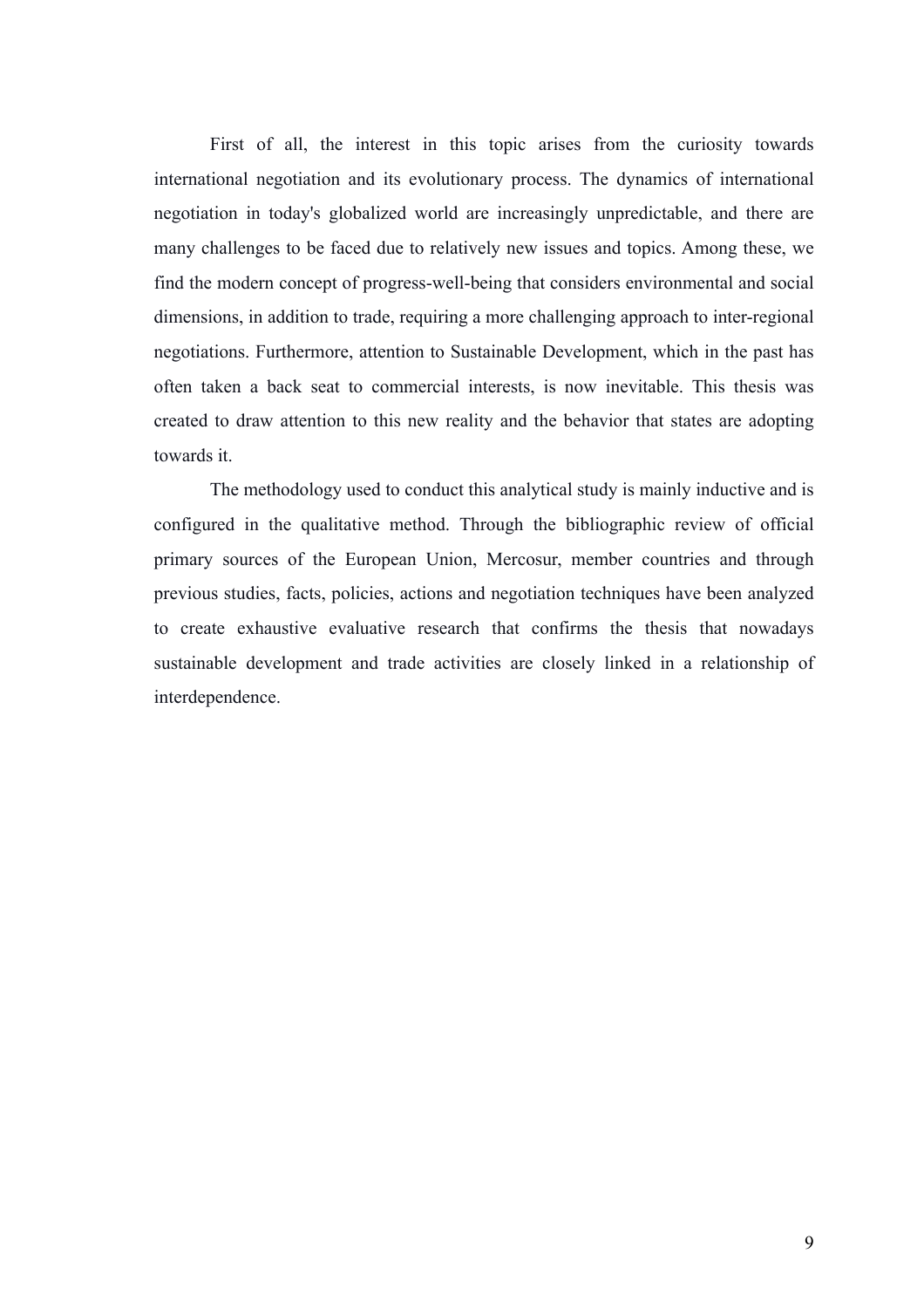First of all, the interest in this topic arises from the curiosity towards international negotiation and its evolutionary process. The dynamics of international negotiation in today's globalized world are increasingly unpredictable, and there are many challenges to be faced due to relatively new issues and topics. Among these, we find the modern concept of progress-well-being that considers environmental and social dimensions, in addition to trade, requiring a more challenging approach to inter-regional negotiations. Furthermore, attention to Sustainable Development, which in the past has often taken a back seat to commercial interests, is now inevitable. This thesis was created to draw attention to this new reality and the behavior that states are adopting towards it.

The methodology used to conduct this analytical study is mainly inductive and is configured in the qualitative method. Through the bibliographic review of official primary sources of the European Union, Mercosur, member countries and through previous studies, facts, policies, actions and negotiation techniques have been analyzed to create exhaustive evaluative research that confirms the thesis that nowadays sustainable development and trade activities are closely linked in a relationship of interdependence.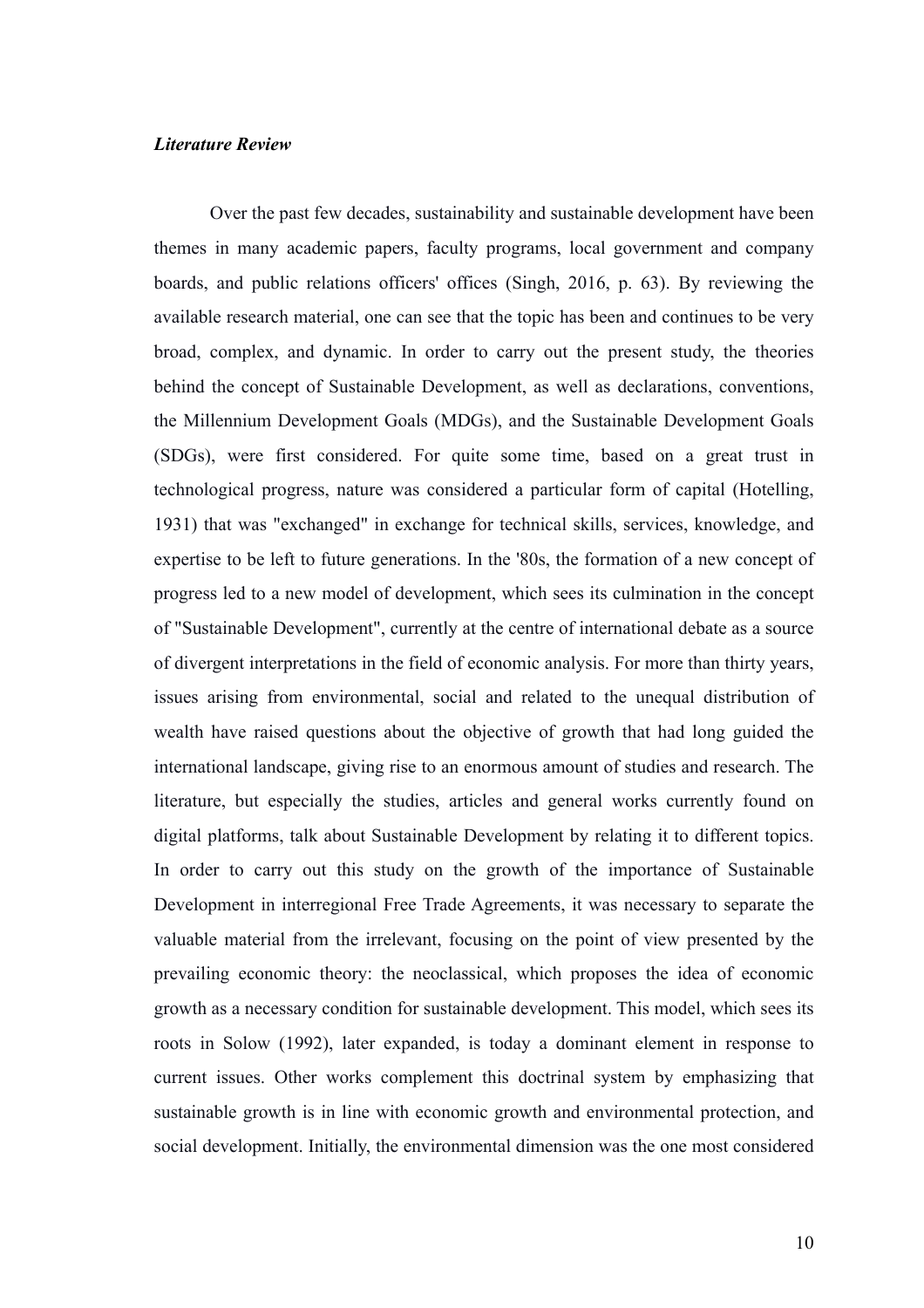***Literature Review***

Over the past few decades, sustainability and sustainable development have been themes in many academic papers, faculty programs, local government and company boards, and public relations officers' offices (Singh, 2016, p. 63). By reviewing the available research material, one can see that the topic has been and continues to be very broad, complex, and dynamic. In order to carry out the present study, the theories behind the concept of Sustainable Development, as well as declarations, conventions, the Millennium Development Goals (MDGs), and the Sustainable Development Goals (SDGs), were first considered. For quite some time, based on a great trust in technological progress, nature was considered a particular form of capital (Hotelling, 1931) that was "exchanged" in exchange for technical skills, services, knowledge, and expertise to be left to future generations. In the '80s, the formation of a new concept of progress led to a new model of development, which sees its culmination in the concept of "Sustainable Development", currently at the centre of international debate as a source of divergent interpretations in the field of economic analysis. For more than thirty years, issues arising from environmental, social and related to the unequal distribution of wealth have raised questions about the objective of growth that had long guided the international landscape, giving rise to an enormous amount of studies and research. The literature, but especially the studies, articles and general works currently found on digital platforms, talk about Sustainable Development by relating it to different topics. In order to carry out this study on the growth of the importance of Sustainable Development in interregional Free Trade Agreements, it was necessary to separate the valuable material from the irrelevant, focusing on the point of view presented by the prevailing economic theory: the neoclassical, which proposes the idea of economic growth as a necessary condition for sustainable development. This model, which sees its roots in Solow (1992), later expanded, is today a dominant element in response to current issues. Other works complement this doctrinal system by emphasizing that sustainable growth is in line with economic growth and environmental protection, and social development. Initially, the environmental dimension was the one most considered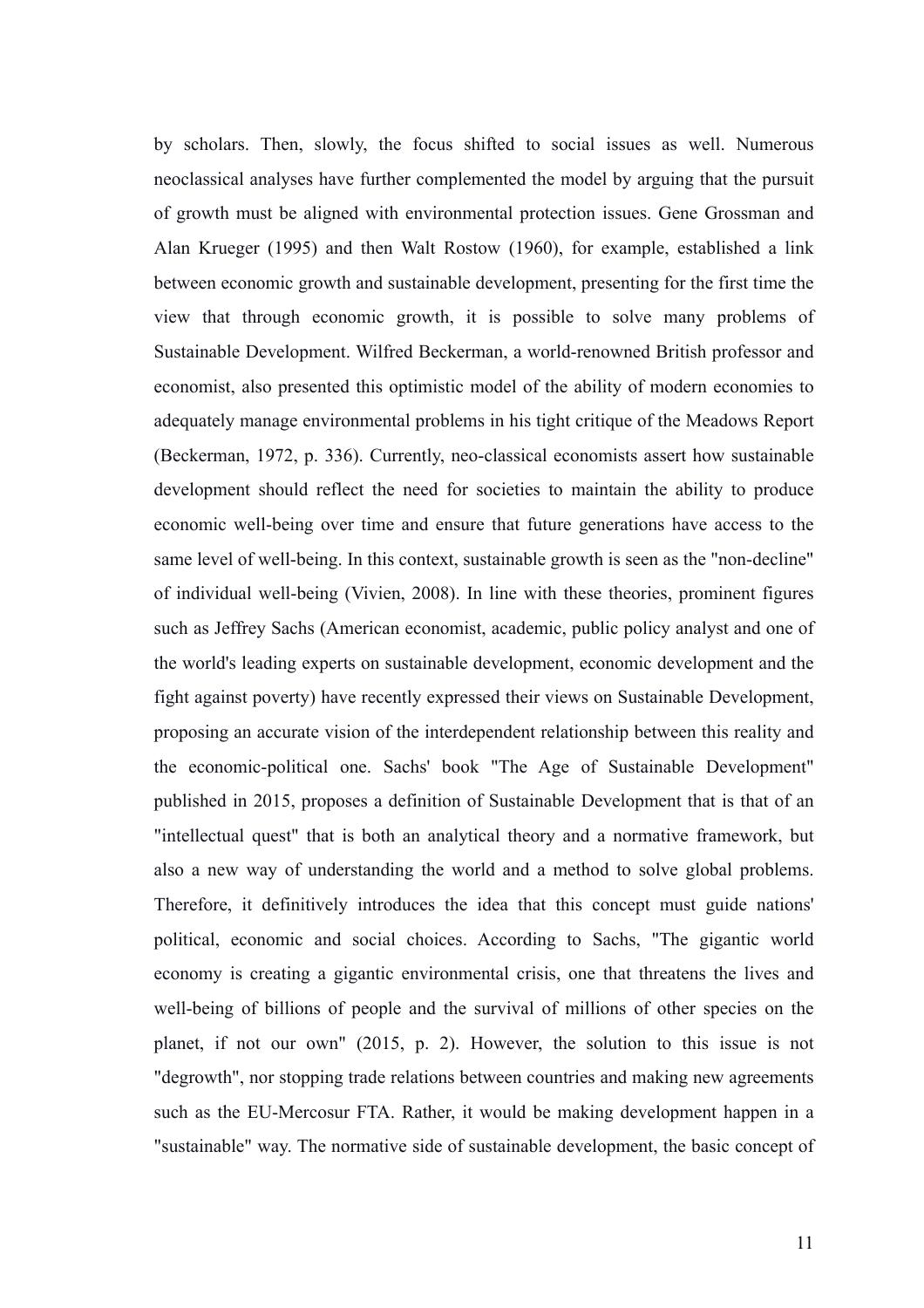by scholars. Then, slowly, the focus shifted to social issues as well. Numerous neoclassical analyses have further complemented the model by arguing that the pursuit of growth must be aligned with environmental protection issues. Gene Grossman and Alan Krueger (1995) and then Walt Rostow (1960), for example, established a link between economic growth and sustainable development, presenting for the first time the view that through economic growth, it is possible to solve many problems of Sustainable Development. Wilfred Beckerman, a world-renowned British professor and economist, also presented this optimistic model of the ability of modern economies to adequately manage environmental problems in his tight critique of the Meadows Report (Beckerman, 1972, p. 336). Currently, neo-classical economists assert how sustainable development should reflect the need for societies to maintain the ability to produce economic well-being over time and ensure that future generations have access to the same level of well-being. In this context, sustainable growth is seen as the "non-decline" of individual well-being (Vivien, 2008). In line with these theories, prominent figures such as Jeffrey Sachs (American economist, academic, public policy analyst and one of the world's leading experts on sustainable development, economic development and the fight against poverty) have recently expressed their views on Sustainable Development, proposing an accurate vision of the interdependent relationship between this reality and the economic-political one. Sachs' book "The Age of Sustainable Development" published in 2015, proposes a definition of Sustainable Development that is that of an "intellectual quest" that is both an analytical theory and a normative framework, but also a new way of understanding the world and a method to solve global problems. Therefore, it definitively introduces the idea that this concept must guide nations' political, economic and social choices. According to Sachs, "The gigantic world economy is creating a gigantic environmental crisis, one that threatens the lives and well-being of billions of people and the survival of millions of other species on the planet, if not our own" (2015, p. 2). However, the solution to this issue is not "degrowth", nor stopping trade relations between countries and making new agreements such as the EU-Mercosur FTA. Rather, it would be making development happen in a "sustainable" way. The normative side of sustainable development, the basic concept of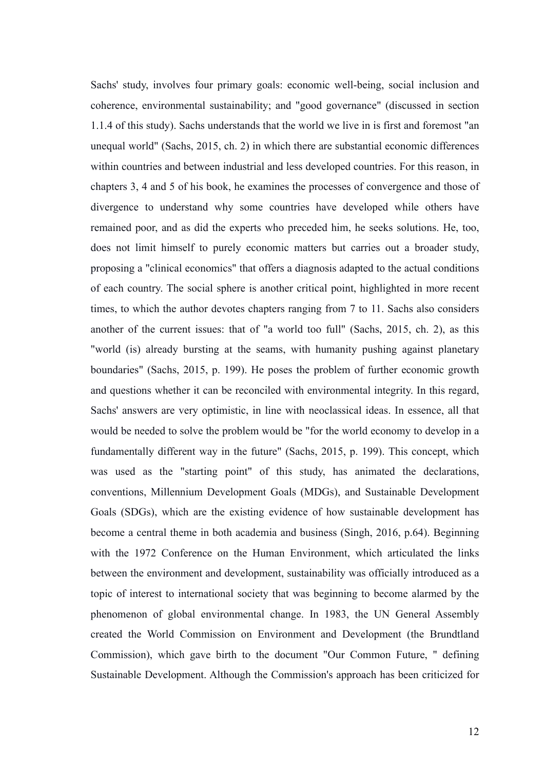Sachs' study, involves four primary goals: economic well-being, social inclusion and coherence, environmental sustainability; and "good governance" (discussed in section 1.1.4 of this study). Sachs understands that the world we live in is first and foremost "an unequal world" (Sachs, 2015, ch. 2) in which there are substantial economic differences within countries and between industrial and less developed countries. For this reason, in chapters 3, 4 and 5 of his book, he examines the processes of convergence and those of divergence to understand why some countries have developed while others have remained poor, and as did the experts who preceded him, he seeks solutions. He, too, does not limit himself to purely economic matters but carries out a broader study, proposing a "clinical economics" that offers a diagnosis adapted to the actual conditions of each country. The social sphere is another critical point, highlighted in more recent times, to which the author devotes chapters ranging from 7 to 11. Sachs also considers another of the current issues: that of "a world too full" (Sachs, 2015, ch. 2), as this "world (is) already bursting at the seams, with humanity pushing against planetary boundaries" (Sachs, 2015, p. 199). He poses the problem of further economic growth and questions whether it can be reconciled with environmental integrity. In this regard, Sachs' answers are very optimistic, in line with neoclassical ideas. In essence, all that would be needed to solve the problem would be "for the world economy to develop in a fundamentally different way in the future" (Sachs, 2015, p. 199). This concept, which was used as the "starting point" of this study, has animated the declarations, conventions, Millennium Development Goals (MDGs), and Sustainable Development Goals (SDGs), which are the existing evidence of how sustainable development has become a central theme in both academia and business (Singh, 2016, p.64). Beginning with the 1972 Conference on the Human Environment, which articulated the links between the environment and development, sustainability was officially introduced as a topic of interest to international society that was beginning to become alarmed by the phenomenon of global environmental change. In 1983, the UN General Assembly created the World Commission on Environment and Development (the Brundtland Commission), which gave birth to the document "Our Common Future, " defining Sustainable Development. Although the Commission's approach has been criticized for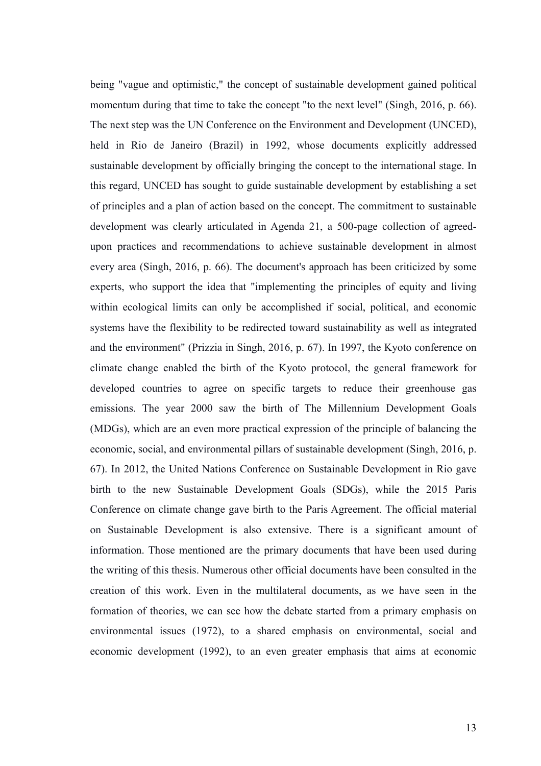being "vague and optimistic," the concept of sustainable development gained political momentum during that time to take the concept "to the next level" (Singh, 2016, p. 66). The next step was the UN Conference on the Environment and Development (UNCED), held in Rio de Janeiro (Brazil) in 1992, whose documents explicitly addressed sustainable development by officially bringing the concept to the international stage. In this regard, UNCED has sought to guide sustainable development by establishing a set of principles and a plan of action based on the concept. The commitment to sustainable development was clearly articulated in Agenda 21, a 500-page collection of agreed-upon practices and recommendations to achieve sustainable development in almost every area (Singh, 2016, p. 66). The document's approach has been criticized by some experts, who support the idea that "implementing the principles of equity and living within ecological limits can only be accomplished if social, political, and economic systems have the flexibility to be redirected toward sustainability as well as integrated and the environment" (Prizzia in Singh, 2016, p. 67). In 1997, the Kyoto conference on climate change enabled the birth of the Kyoto protocol, the general framework for developed countries to agree on specific targets to reduce their greenhouse gas emissions. The year 2000 saw the birth of The Millennium Development Goals (MDGs), which are an even more practical expression of the principle of balancing the economic, social, and environmental pillars of sustainable development (Singh, 2016, p. 67). In 2012, the United Nations Conference on Sustainable Development in Rio gave birth to the new Sustainable Development Goals (SDGs), while the 2015 Paris Conference on climate change gave birth to the Paris Agreement. The official material on Sustainable Development is also extensive. There is a significant amount of information. Those mentioned are the primary documents that have been used during the writing of this thesis. Numerous other official documents have been consulted in the creation of this work. Even in the multilateral documents, as we have seen in the formation of theories, we can see how the debate started from a primary emphasis on environmental issues (1972), to a shared emphasis on environmental, social and economic development (1992), to an even greater emphasis that aims at economic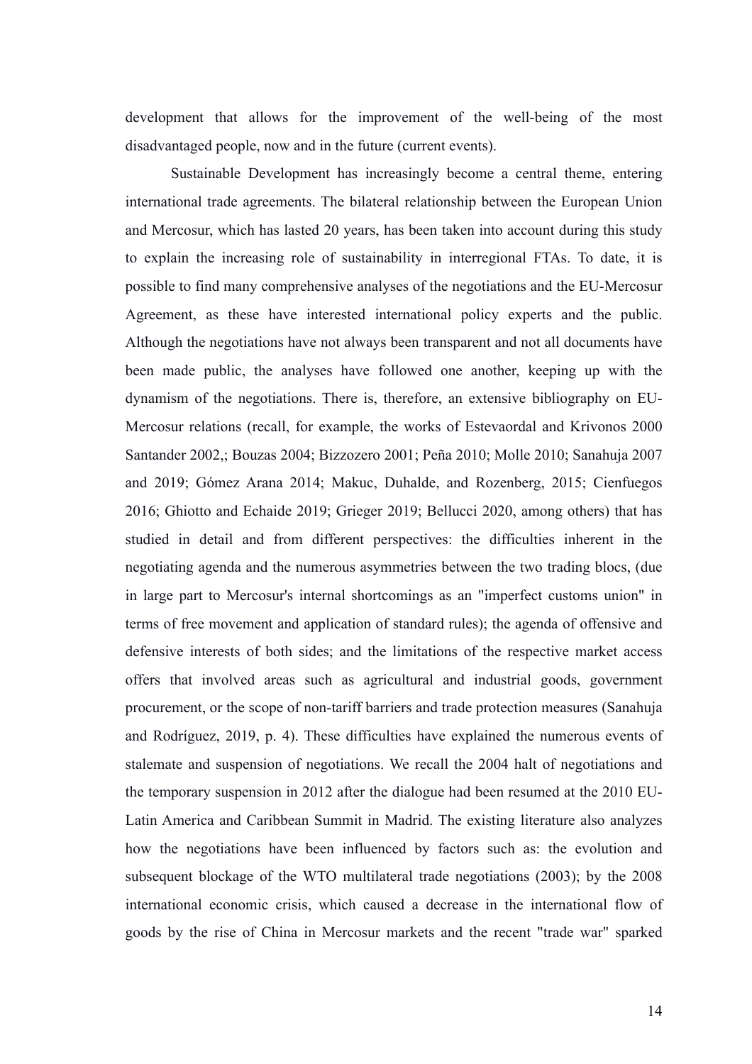development that allows for the improvement of the well-being of the most disadvantaged people, now and in the future (current events).

Sustainable Development has increasingly become a central theme, entering international trade agreements. The bilateral relationship between the European Union and Mercosur, which has lasted 20 years, has been taken into account during this study to explain the increasing role of sustainability in interregional FTAs. To date, it is possible to find many comprehensive analyses of the negotiations and the EU-Mercosur Agreement, as these have interested international policy experts and the public. Although the negotiations have not always been transparent and not all documents have been made public, the analyses have followed one another, keeping up with the dynamism of the negotiations. There is, therefore, an extensive bibliography on EU-Mercosur relations (recall, for example, the works of Estevaordal and Krivonos 2000 Santander 2002,; Bouzas 2004; Bizzozero 2001; Peña 2010; Molle 2010; Sanahuja 2007 and 2019; Gómez Arana 2014; Makuc, Duhalde, and Rozenberg, 2015; Cienfuegos 2016; Ghiotto and Echaide 2019; Grieger 2019; Bellucci 2020, among others) that has studied in detail and from different perspectives: the difficulties inherent in the negotiating agenda and the numerous asymmetries between the two trading blocs, (due in large part to Mercosur's internal shortcomings as an "imperfect customs union" in terms of free movement and application of standard rules); the agenda of offensive and defensive interests of both sides; and the limitations of the respective market access offers that involved areas such as agricultural and industrial goods, government procurement, or the scope of non-tariff barriers and trade protection measures (Sanahuja and Rodríguez, 2019, p. 4). These difficulties have explained the numerous events of stalemate and suspension of negotiations. We recall the 2004 halt of negotiations and the temporary suspension in 2012 after the dialogue had been resumed at the 2010 EU-Latin America and Caribbean Summit in Madrid. The existing literature also analyzes how the negotiations have been influenced by factors such as: the evolution and subsequent blockage of the WTO multilateral trade negotiations (2003); by the 2008 international economic crisis, which caused a decrease in the international flow of goods by the rise of China in Mercosur markets and the recent "trade war" sparked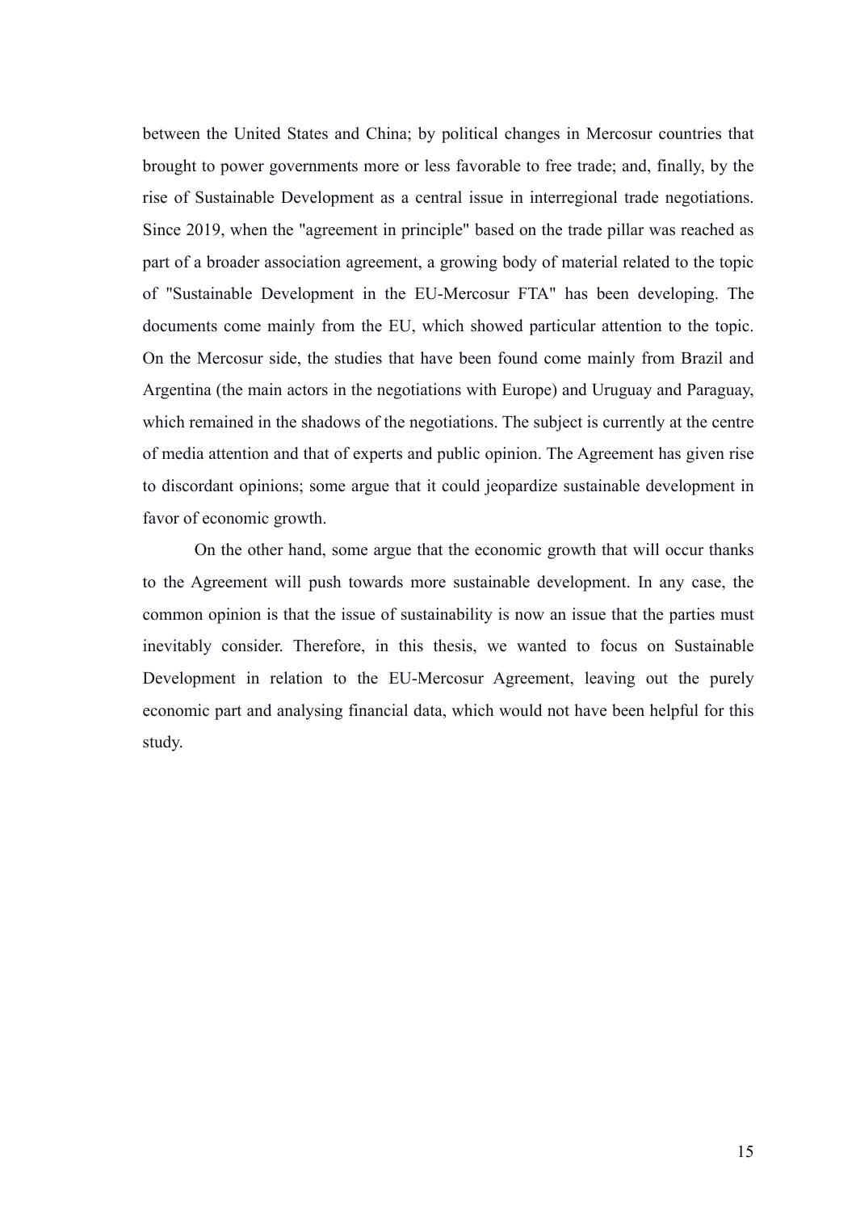between the United States and China; by political changes in Mercosur countries that brought to power governments more or less favorable to free trade; and, finally, by the rise of Sustainable Development as a central issue in interregional trade negotiations. Since 2019, when the "agreement in principle" based on the trade pillar was reached as part of a broader association agreement, a growing body of material related to the topic of "Sustainable Development in the EU-Mercosur FTA" has been developing. The documents come mainly from the EU, which showed particular attention to the topic. On the Mercosur side, the studies that have been found come mainly from Brazil and Argentina (the main actors in the negotiations with Europe) and Uruguay and Paraguay, which remained in the shadows of the negotiations. The subject is currently at the centre of media attention and that of experts and public opinion. The Agreement has given rise to discordant opinions; some argue that it could jeopardize sustainable development in favor of economic growth.

On the other hand, some argue that the economic growth that will occur thanks to the Agreement will push towards more sustainable development. In any case, the common opinion is that the issue of sustainability is now an issue that the parties must inevitably consider. Therefore, in this thesis, we wanted to focus on Sustainable Development in relation to the EU-Mercosur Agreement, leaving out the purely economic part and analysing financial data, which would not have been helpful for this study.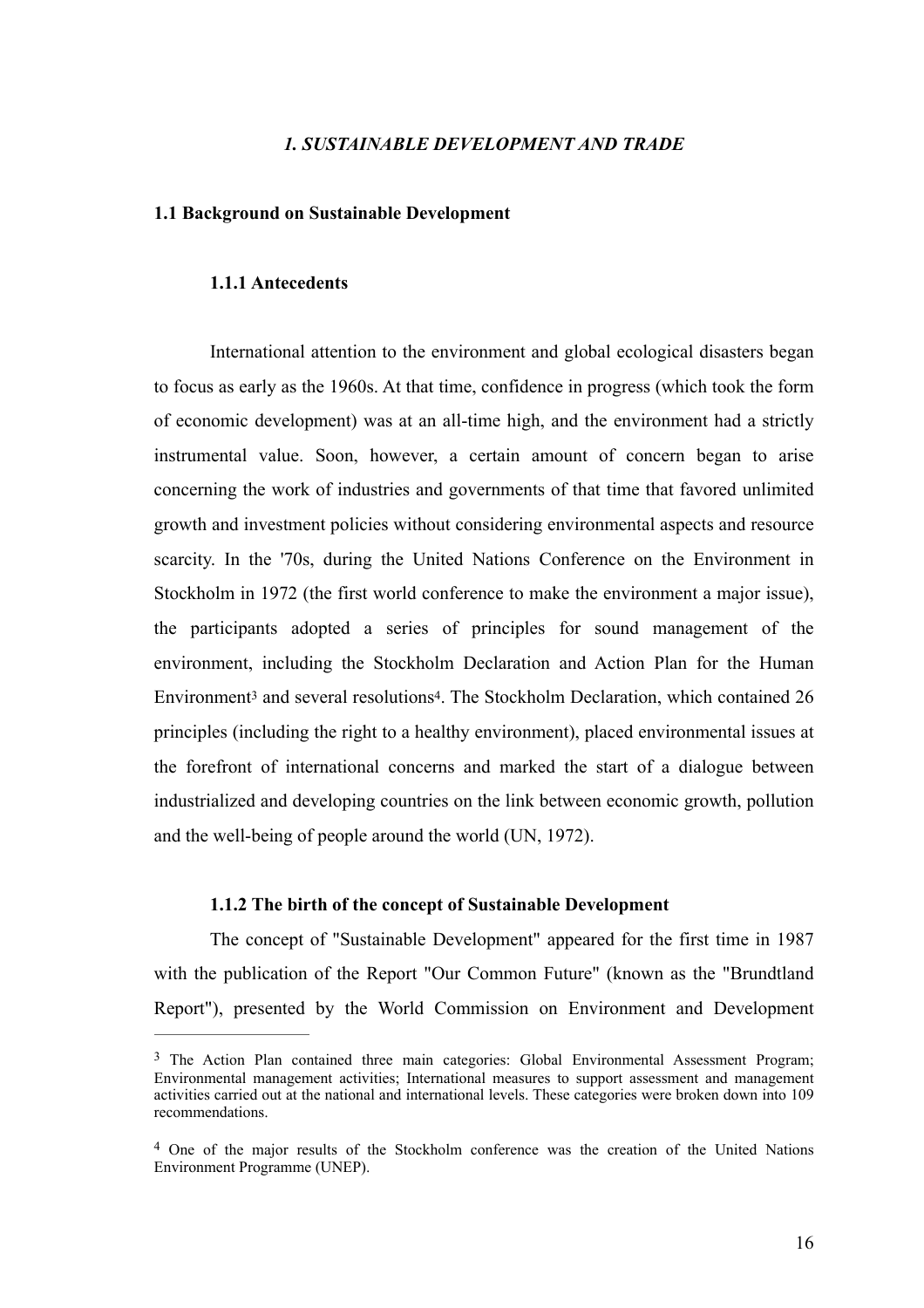# *1. SUSTAINABLE DEVELOPMENT AND TRADE*

## 1.1 Background on Sustainable Development

### 1.1.1 Antecedents

International attention to the environment and global ecological disasters began to focus as early as the 1960s. At that time, confidence in progress (which took the form of economic development) was at an all-time high, and the environment had a strictly instrumental value. Soon, however, a certain amount of concern began to arise concerning the work of industries and governments of that time that favored unlimited growth and investment policies without considering environmental aspects and resource scarcity. In the '70s, during the United Nations Conference on the Environment in Stockholm in 1972 (the first world conference to make the environment a major issue), the participants adopted a series of principles for sound management of the environment, including the Stockholm Declaration and Action Plan for the Human Environment[3] and several resolutions[4]. The Stockholm Declaration, which contained 26 principles (including the right to a healthy environment), placed environmental issues at the forefront of international concerns and marked the start of a dialogue between industrialized and developing countries on the link between economic growth, pollution and the well-being of people around the world (UN, 1972).

### 1.1.2 The birth of the concept of Sustainable Development

The concept of "Sustainable Development" appeared for the first time in 1987 with the publication of the Report "Our Common Future" (known as the "Brundtland Report"), presented by the World Commission on Environment and Development

---

[3] The Action Plan contained three main categories: Global Environmental Assessment Program; Environmental management activities; International measures to support assessment and management activities carried out at the national and international levels. These categories were broken down into 109 recommendations.

[4] One of the major results of the Stockholm conference was the creation of the United Nations Environment Programme (UNEP).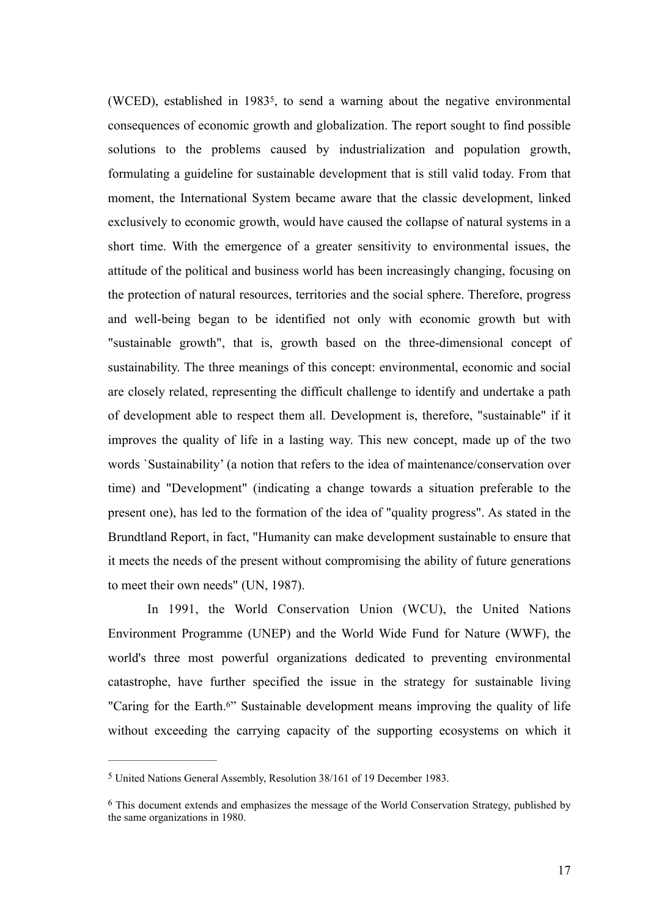(WCED), established in 1983[5], to send a warning about the negative environmental consequences of economic growth and globalization. The report sought to find possible solutions to the problems caused by industrialization and population growth, formulating a guideline for sustainable development that is still valid today. From that moment, the International System became aware that the classic development, linked exclusively to economic growth, would have caused the collapse of natural systems in a short time. With the emergence of a greater sensitivity to environmental issues, the attitude of the political and business world has been increasingly changing, focusing on the protection of natural resources, territories and the social sphere. Therefore, progress and well-being began to be identified not only with economic growth but with "sustainable growth", that is, growth based on the three-dimensional concept of sustainability. The three meanings of this concept: environmental, economic and social are closely related, representing the difficult challenge to identify and undertake a path of development able to respect them all. Development is, therefore, "sustainable" if it improves the quality of life in a lasting way. This new concept, made up of the two words `Sustainability' (a notion that refers to the idea of maintenance/conservation over time) and "Development" (indicating a change towards a situation preferable to the present one), has led to the formation of the idea of "quality progress". As stated in the Brundtland Report, in fact, "Humanity can make development sustainable to ensure that it meets the needs of the present without compromising the ability of future generations to meet their own needs" (UN, 1987).

In 1991, the World Conservation Union (WCU), the United Nations Environment Programme (UNEP) and the World Wide Fund for Nature (WWF), the world's three most powerful organizations dedicated to preventing environmental catastrophe, have further specified the issue in the strategy for sustainable living "Caring for the Earth.[6]" Sustainable development means improving the quality of life without exceeding the carrying capacity of the supporting ecosystems on which it

---

[5] United Nations General Assembly, Resolution 38/161 of 19 December 1983.

[6] This document extends and emphasizes the message of the World Conservation Strategy, published by the same organizations in 1980.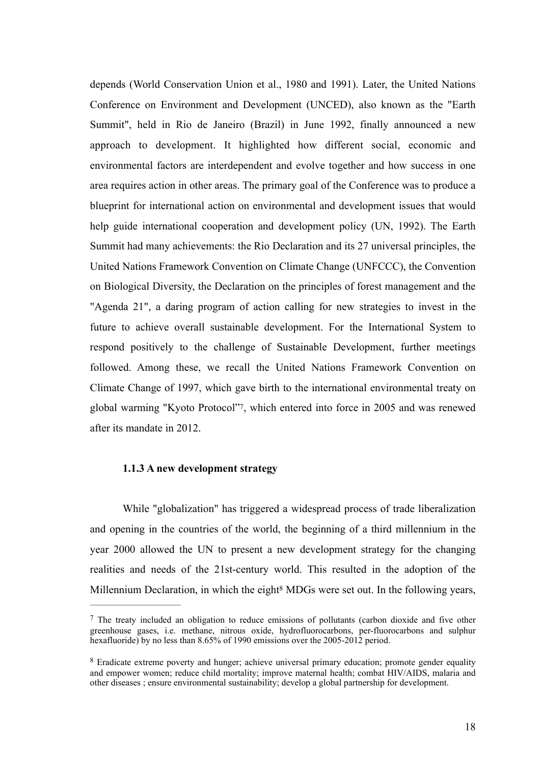depends (World Conservation Union et al., 1980 and 1991). Later, the United Nations Conference on Environment and Development (UNCED), also known as the "Earth Summit", held in Rio de Janeiro (Brazil) in June 1992, finally announced a new approach to development. It highlighted how different social, economic and environmental factors are interdependent and evolve together and how success in one area requires action in other areas. The primary goal of the Conference was to produce a blueprint for international action on environmental and development issues that would help guide international cooperation and development policy (UN, 1992). The Earth Summit had many achievements: the Rio Declaration and its 27 universal principles, the United Nations Framework Convention on Climate Change (UNFCCC), the Convention on Biological Diversity, the Declaration on the principles of forest management and the "Agenda 21", a daring program of action calling for new strategies to invest in the future to achieve overall sustainable development. For the International System to respond positively to the challenge of Sustainable Development, further meetings followed. Among these, we recall the United Nations Framework Convention on Climate Change of 1997, which gave birth to the international environmental treaty on global warming "Kyoto Protocol"[7], which entered into force in 2005 and was renewed after its mandate in 2012.

### 1.1.3 A new development strategy

While "globalization" has triggered a widespread process of trade liberalization and opening in the countries of the world, the beginning of a third millennium in the year 2000 allowed the UN to present a new development strategy for the changing realities and needs of the 21st-century world. This resulted in the adoption of the Millennium Declaration, in which the eight[8] MDGs were set out. In the following years,

---

[7] The treaty included an obligation to reduce emissions of pollutants (carbon dioxide and five other greenhouse gases, i.e. methane, nitrous oxide, hydrofluorocarbons, per-fluorocarbons and sulphur hexafluoride) by no less than 8.65% of 1990 emissions over the 2005-2012 period.

[8] Eradicate extreme poverty and hunger; achieve universal primary education; promote gender equality and empower women; reduce child mortality; improve maternal health; combat HIV/AIDS, malaria and other diseases ; ensure environmental sustainability; develop a global partnership for development.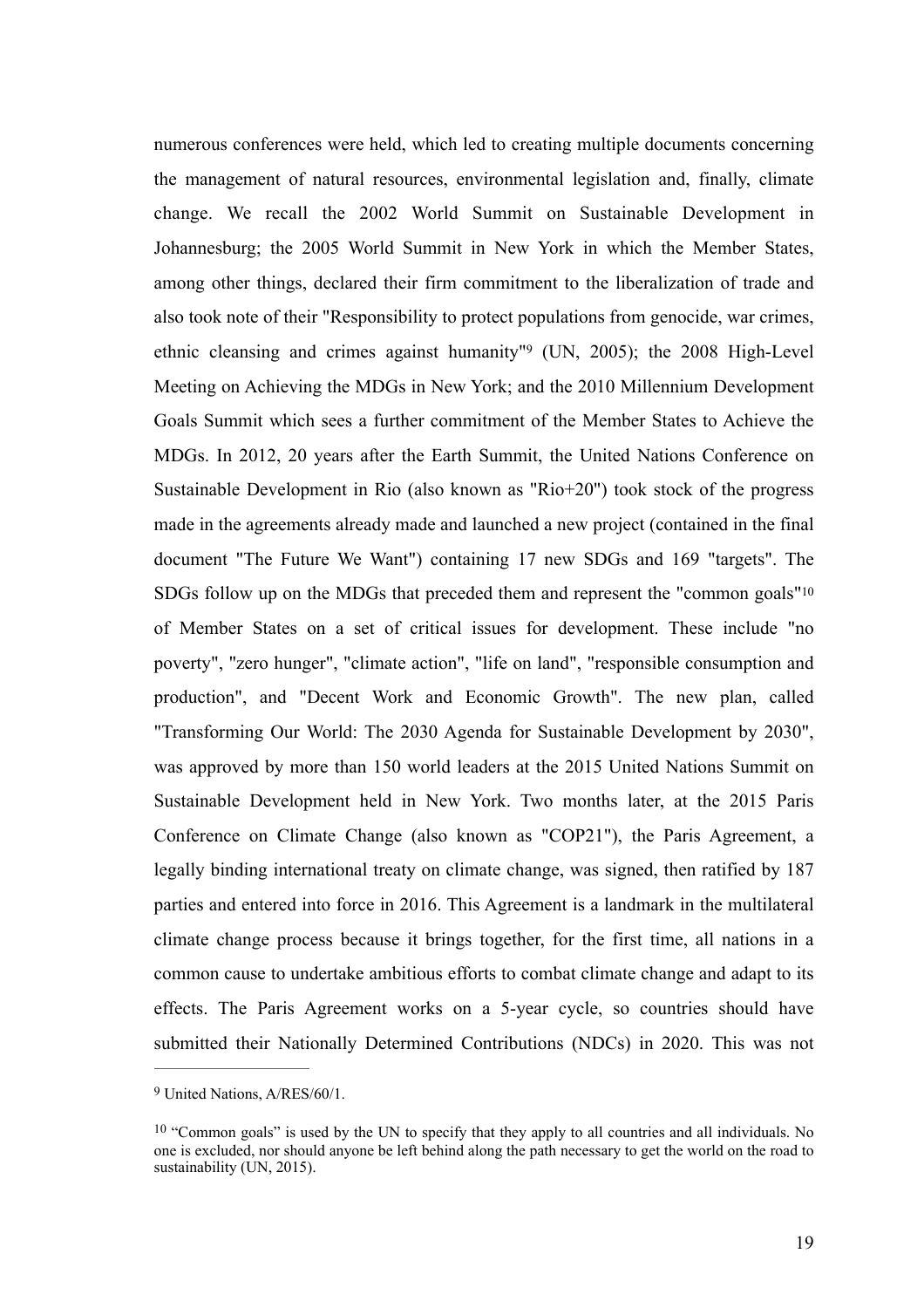numerous conferences were held, which led to creating multiple documents concerning the management of natural resources, environmental legislation and, finally, climate change. We recall the 2002 World Summit on Sustainable Development in Johannesburg; the 2005 World Summit in New York in which the Member States, among other things, declared their firm commitment to the liberalization of trade and also took note of their "Responsibility to protect populations from genocide, war crimes, ethnic cleansing and crimes against humanity"[9] (UN, 2005); the 2008 High-Level Meeting on Achieving the MDGs in New York; and the 2010 Millennium Development Goals Summit which sees a further commitment of the Member States to Achieve the MDGs. In 2012, 20 years after the Earth Summit, the United Nations Conference on Sustainable Development in Rio (also known as "Rio+20") took stock of the progress made in the agreements already made and launched a new project (contained in the final document "The Future We Want") containing 17 new SDGs and 169 "targets". The SDGs follow up on the MDGs that preceded them and represent the "common goals"[10] of Member States on a set of critical issues for development. These include "no poverty", "zero hunger", "climate action", "life on land", "responsible consumption and production", and "Decent Work and Economic Growth". The new plan, called "Transforming Our World: The 2030 Agenda for Sustainable Development by 2030", was approved by more than 150 world leaders at the 2015 United Nations Summit on Sustainable Development held in New York. Two months later, at the 2015 Paris Conference on Climate Change (also known as "COP21"), the Paris Agreement, a legally binding international treaty on climate change, was signed, then ratified by 187 parties and entered into force in 2016. This Agreement is a landmark in the multilateral climate change process because it brings together, for the first time, all nations in a common cause to undertake ambitious efforts to combat climate change and adapt to its effects. The Paris Agreement works on a 5-year cycle, so countries should have submitted their Nationally Determined Contributions (NDCs) in 2020. This was not

---

[9] United Nations, A/RES/60/1.

[10] "Common goals" is used by the UN to specify that they apply to all countries and all individuals. No one is excluded, nor should anyone be left behind along the path necessary to get the world on the road to sustainability (UN, 2015).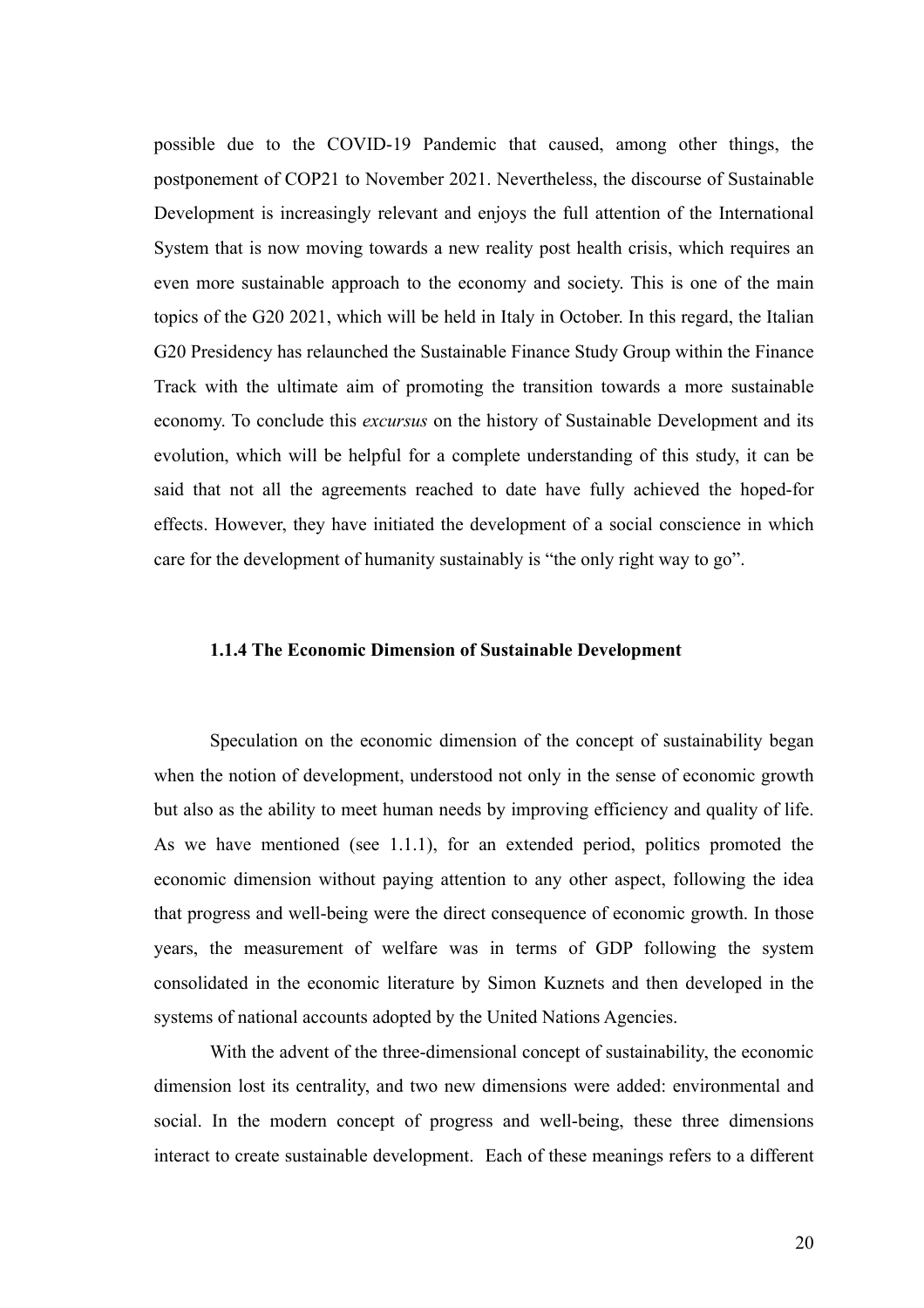possible due to the COVID-19 Pandemic that caused, among other things, the postponement of COP21 to November 2021. Nevertheless, the discourse of Sustainable Development is increasingly relevant and enjoys the full attention of the International System that is now moving towards a new reality post health crisis, which requires an even more sustainable approach to the economy and society. This is one of the main topics of the G20 2021, which will be held in Italy in October. In this regard, the Italian G20 Presidency has relaunched the Sustainable Finance Study Group within the Finance Track with the ultimate aim of promoting the transition towards a more sustainable economy. To conclude this *excursus* on the history of Sustainable Development and its evolution, which will be helpful for a complete understanding of this study, it can be said that not all the agreements reached to date have fully achieved the hoped-for effects. However, they have initiated the development of a social conscience in which care for the development of humanity sustainably is "the only right way to go".

### 1.1.4 The Economic Dimension of Sustainable Development

Speculation on the economic dimension of the concept of sustainability began when the notion of development, understood not only in the sense of economic growth but also as the ability to meet human needs by improving efficiency and quality of life. As we have mentioned (see 1.1.1), for an extended period, politics promoted the economic dimension without paying attention to any other aspect, following the idea that progress and well-being were the direct consequence of economic growth. In those years, the measurement of welfare was in terms of GDP following the system consolidated in the economic literature by Simon Kuznets and then developed in the systems of national accounts adopted by the United Nations Agencies.

With the advent of the three-dimensional concept of sustainability, the economic dimension lost its centrality, and two new dimensions were added: environmental and social. In the modern concept of progress and well-being, these three dimensions interact to create sustainable development. Each of these meanings refers to a different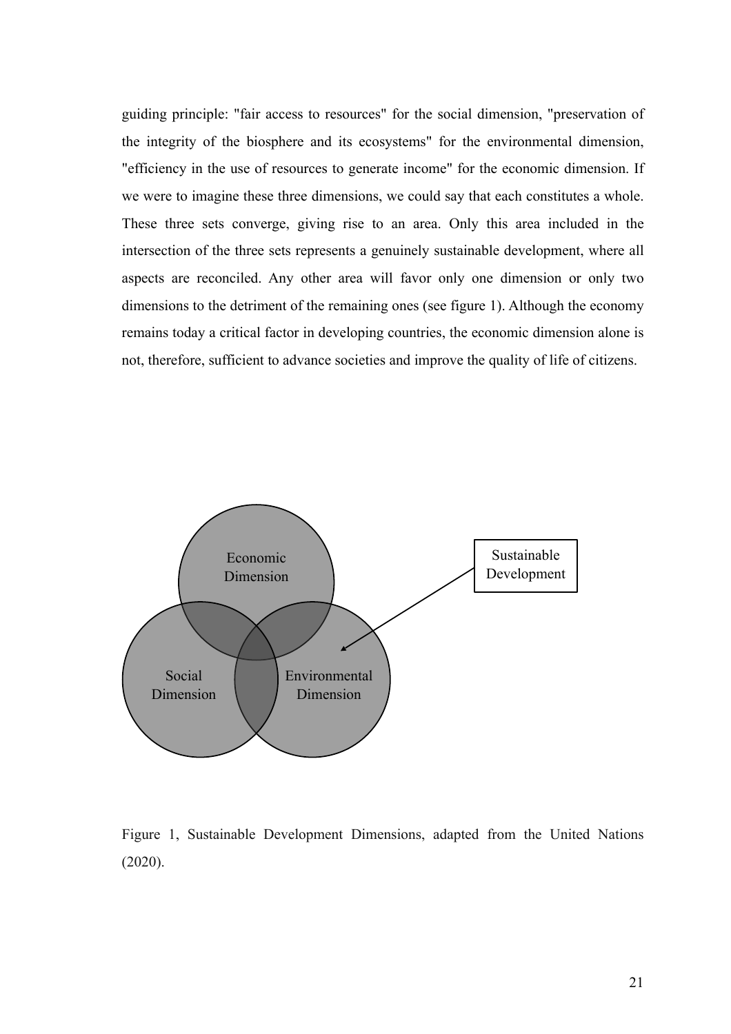guiding principle: "fair access to resources" for the social dimension, "preservation of the integrity of the biosphere and its ecosystems" for the environmental dimension, "efficiency in the use of resources to generate income" for the economic dimension. If we were to imagine these three dimensions, we could say that each constitutes a whole. These three sets converge, giving rise to an area. Only this area included in the intersection of the three sets represents a genuinely sustainable development, where all aspects are reconciled. Any other area will favor only one dimension or only two dimensions to the detriment of the remaining ones (see figure 1). Although the economy remains today a critical factor in developing countries, the economic dimension alone is not, therefore, sufficient to advance societies and improve the quality of life of citizens.

Economic Dimension

Social Dimension

Environmental Dimension

Sustainable Development

Figure 1, Sustainable Development Dimensions, adapted from the United Nations (2020).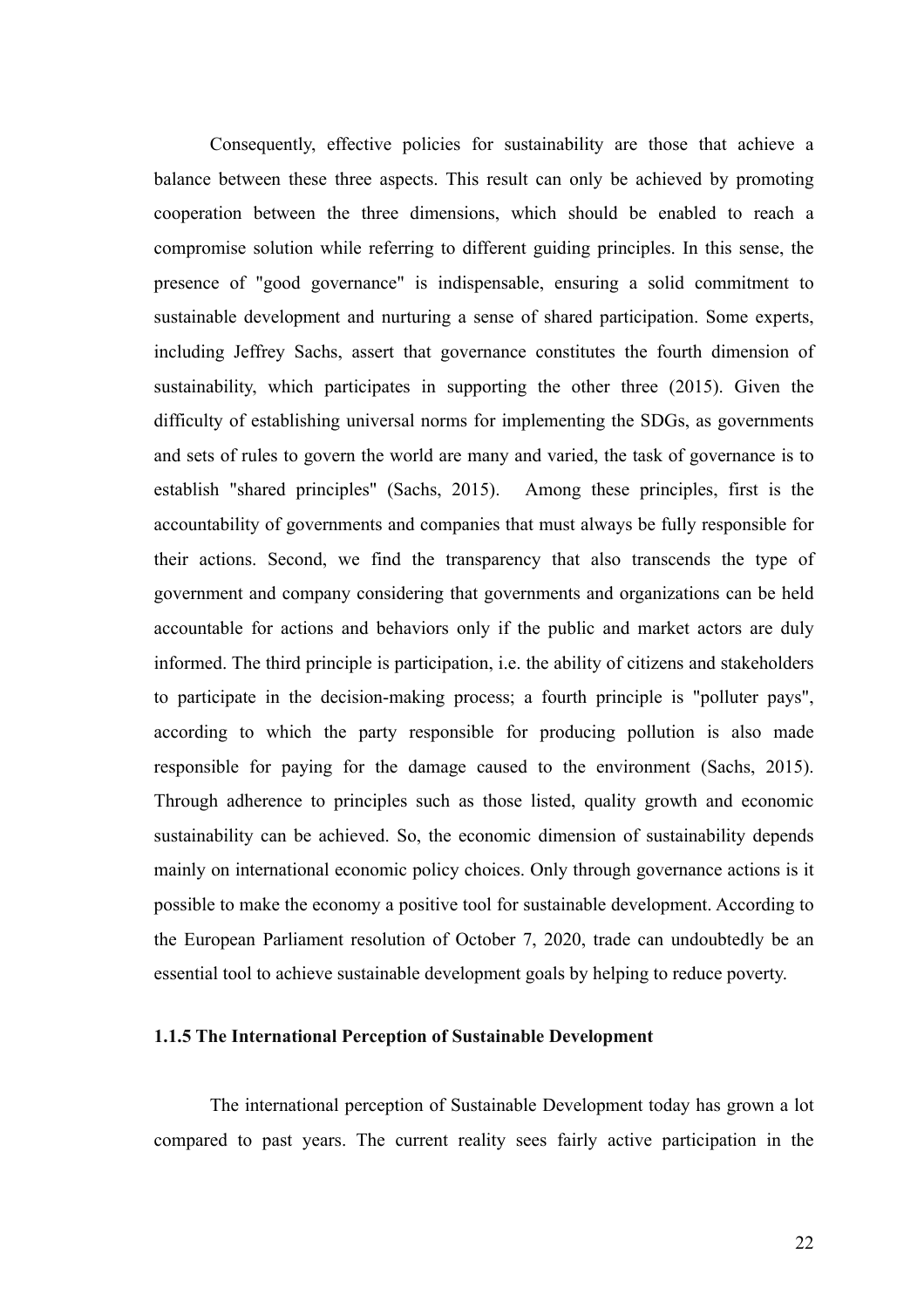Consequently, effective policies for sustainability are those that achieve a balance between these three aspects. This result can only be achieved by promoting cooperation between the three dimensions, which should be enabled to reach a compromise solution while referring to different guiding principles. In this sense, the presence of "good governance" is indispensable, ensuring a solid commitment to sustainable development and nurturing a sense of shared participation. Some experts, including Jeffrey Sachs, assert that governance constitutes the fourth dimension of sustainability, which participates in supporting the other three (2015). Given the difficulty of establishing universal norms for implementing the SDGs, as governments and sets of rules to govern the world are many and varied, the task of governance is to establish "shared principles" (Sachs, 2015). Among these principles, first is the accountability of governments and companies that must always be fully responsible for their actions. Second, we find the transparency that also transcends the type of government and company considering that governments and organizations can be held accountable for actions and behaviors only if the public and market actors are duly informed. The third principle is participation, i.e. the ability of citizens and stakeholders to participate in the decision-making process; a fourth principle is "polluter pays", according to which the party responsible for producing pollution is also made responsible for paying for the damage caused to the environment (Sachs, 2015). Through adherence to principles such as those listed, quality growth and economic sustainability can be achieved. So, the economic dimension of sustainability depends mainly on international economic policy choices. Only through governance actions is it possible to make the economy a positive tool for sustainable development. According to the European Parliament resolution of October 7, 2020, trade can undoubtedly be an essential tool to achieve sustainable development goals by helping to reduce poverty.

### 1.1.5 The International Perception of Sustainable Development

The international perception of Sustainable Development today has grown a lot compared to past years. The current reality sees fairly active participation in the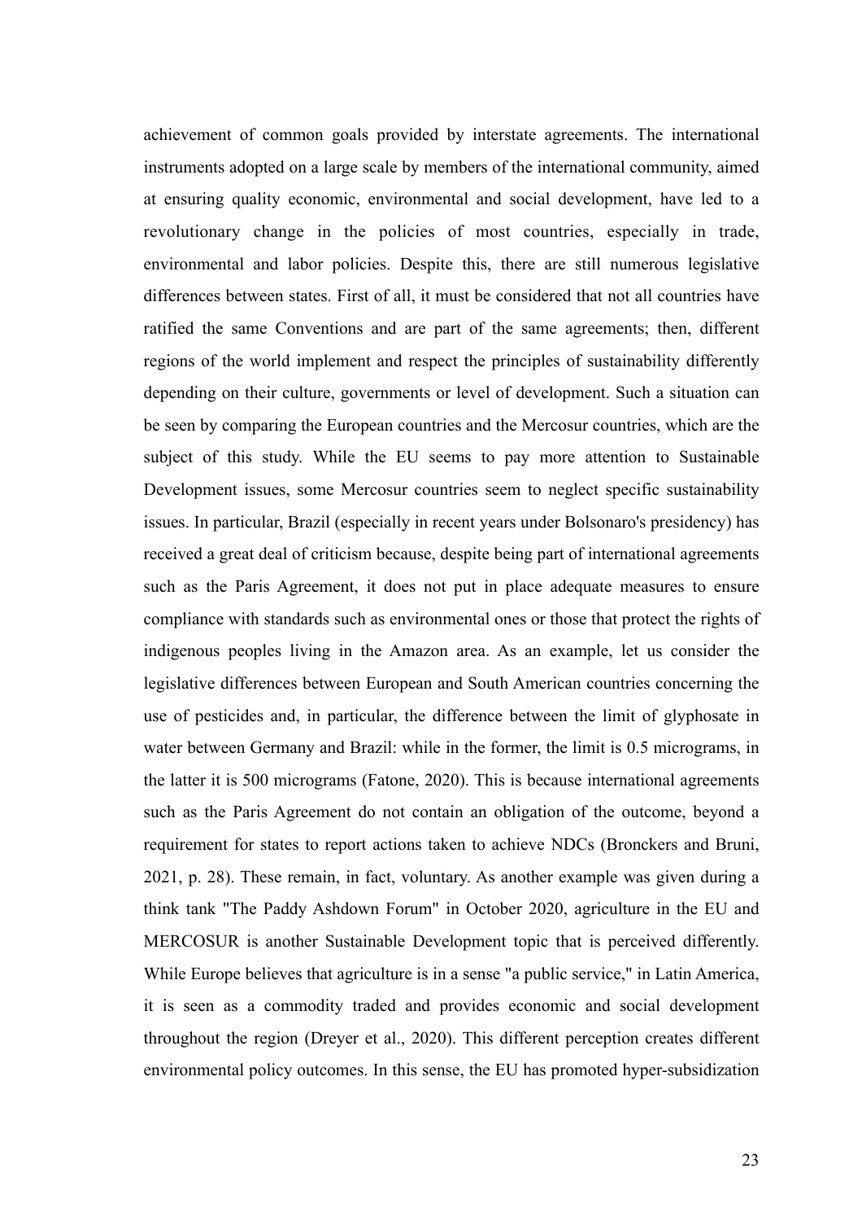achievement of common goals provided by interstate agreements. The international instruments adopted on a large scale by members of the international community, aimed at ensuring quality economic, environmental and social development, have led to a revolutionary change in the policies of most countries, especially in trade, environmental and labor policies. Despite this, there are still numerous legislative differences between states. First of all, it must be considered that not all countries have ratified the same Conventions and are part of the same agreements; then, different regions of the world implement and respect the principles of sustainability differently depending on their culture, governments or level of development. Such a situation can be seen by comparing the European countries and the Mercosur countries, which are the subject of this study. While the EU seems to pay more attention to Sustainable Development issues, some Mercosur countries seem to neglect specific sustainability issues. In particular, Brazil (especially in recent years under Bolsonaro's presidency) has received a great deal of criticism because, despite being part of international agreements such as the Paris Agreement, it does not put in place adequate measures to ensure compliance with standards such as environmental ones or those that protect the rights of indigenous peoples living in the Amazon area. As an example, let us consider the legislative differences between European and South American countries concerning the use of pesticides and, in particular, the difference between the limit of glyphosate in water between Germany and Brazil: while in the former, the limit is 0.5 micrograms, in the latter it is 500 micrograms (Fatone, 2020). This is because international agreements such as the Paris Agreement do not contain an obligation of the outcome, beyond a requirement for states to report actions taken to achieve NDCs (Bronckers and Bruni, 2021, p. 28). These remain, in fact, voluntary. As another example was given during a think tank "The Paddy Ashdown Forum" in October 2020, agriculture in the EU and MERCOSUR is another Sustainable Development topic that is perceived differently. While Europe believes that agriculture is in a sense "a public service," in Latin America, it is seen as a commodity traded and provides economic and social development throughout the region (Dreyer et al., 2020). This different perception creates different environmental policy outcomes. In this sense, the EU has promoted hyper-subsidization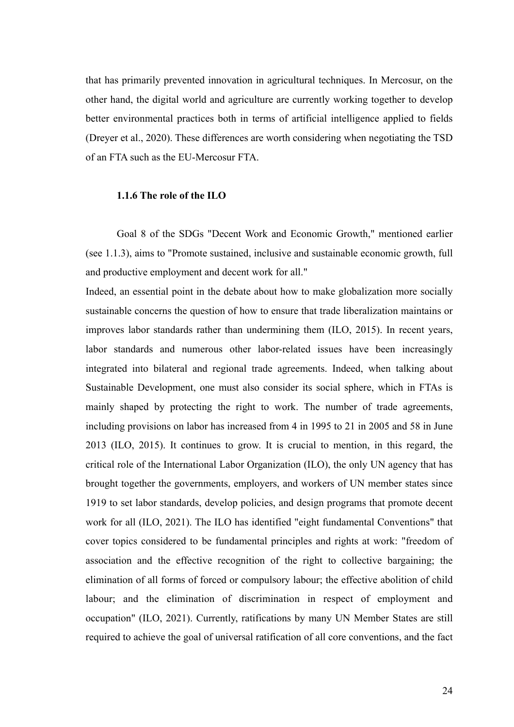that has primarily prevented innovation in agricultural techniques. In Mercosur, on the other hand, the digital world and agriculture are currently working together to develop better environmental practices both in terms of artificial intelligence applied to fields (Dreyer et al., 2020). These differences are worth considering when negotiating the TSD of an FTA such as the EU-Mercosur FTA.

### 1.1.6 The role of the ILO

Goal 8 of the SDGs "Decent Work and Economic Growth," mentioned earlier (see 1.1.3), aims to "Promote sustained, inclusive and sustainable economic growth, full and productive employment and decent work for all."

Indeed, an essential point in the debate about how to make globalization more socially sustainable concerns the question of how to ensure that trade liberalization maintains or improves labor standards rather than undermining them (ILO, 2015). In recent years, labor standards and numerous other labor-related issues have been increasingly integrated into bilateral and regional trade agreements. Indeed, when talking about Sustainable Development, one must also consider its social sphere, which in FTAs is mainly shaped by protecting the right to work. The number of trade agreements, including provisions on labor has increased from 4 in 1995 to 21 in 2005 and 58 in June 2013 (ILO, 2015). It continues to grow. It is crucial to mention, in this regard, the critical role of the International Labor Organization (ILO), the only UN agency that has brought together the governments, employers, and workers of UN member states since 1919 to set labor standards, develop policies, and design programs that promote decent work for all (ILO, 2021). The ILO has identified "eight fundamental Conventions" that cover topics considered to be fundamental principles and rights at work: "freedom of association and the effective recognition of the right to collective bargaining; the elimination of all forms of forced or compulsory labour; the effective abolition of child labour; and the elimination of discrimination in respect of employment and occupation" (ILO, 2021). Currently, ratifications by many UN Member States are still required to achieve the goal of universal ratification of all core conventions, and the fact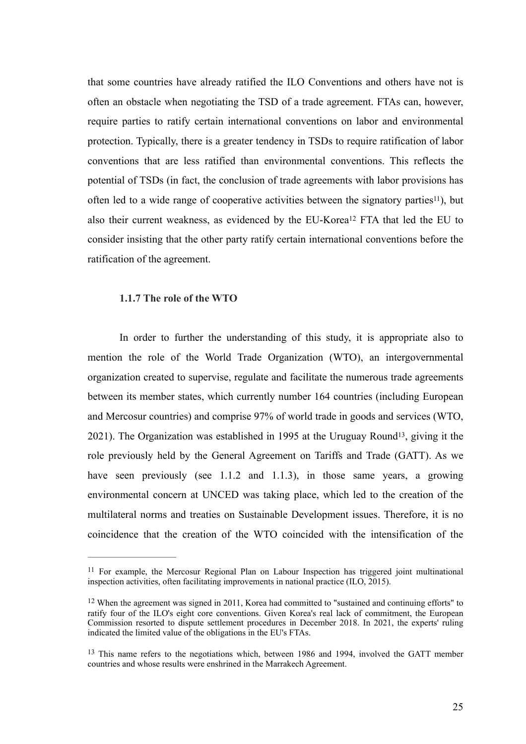that some countries have already ratified the ILO Conventions and others have not is often an obstacle when negotiating the TSD of a trade agreement. FTAs can, however, require parties to ratify certain international conventions on labor and environmental protection. Typically, there is a greater tendency in TSDs to require ratification of labor conventions that are less ratified than environmental conventions. This reflects the potential of TSDs (in fact, the conclusion of trade agreements with labor provisions has often led to a wide range of cooperative activities between the signatory parties[11]), but also their current weakness, as evidenced by the EU-Korea[12] FTA that led the EU to consider insisting that the other party ratify certain international conventions before the ratification of the agreement.

### 1.1.7 The role of the WTO

In order to further the understanding of this study, it is appropriate also to mention the role of the World Trade Organization (WTO), an intergovernmental organization created to supervise, regulate and facilitate the numerous trade agreements between its member states, which currently number 164 countries (including European and Mercosur countries) and comprise 97% of world trade in goods and services (WTO, 2021). The Organization was established in 1995 at the Uruguay Round[13], giving it the role previously held by the General Agreement on Tariffs and Trade (GATT). As we have seen previously (see 1.1.2 and 1.1.3), in those same years, a growing environmental concern at UNCED was taking place, which led to the creation of the multilateral norms and treaties on Sustainable Development issues. Therefore, it is no coincidence that the creation of the WTO coincided with the intensification of the

---

[11] For example, the Mercosur Regional Plan on Labour Inspection has triggered joint multinational inspection activities, often facilitating improvements in national practice (ILO, 2015).

[12] When the agreement was signed in 2011, Korea had committed to "sustained and continuing efforts" to ratify four of the ILO's eight core conventions. Given Korea's real lack of commitment, the European Commission resorted to dispute settlement procedures in December 2018. In 2021, the experts' ruling indicated the limited value of the obligations in the EU's FTAs.

[13] This name refers to the negotiations which, between 1986 and 1994, involved the GATT member countries and whose results were enshrined in the Marrakech Agreement.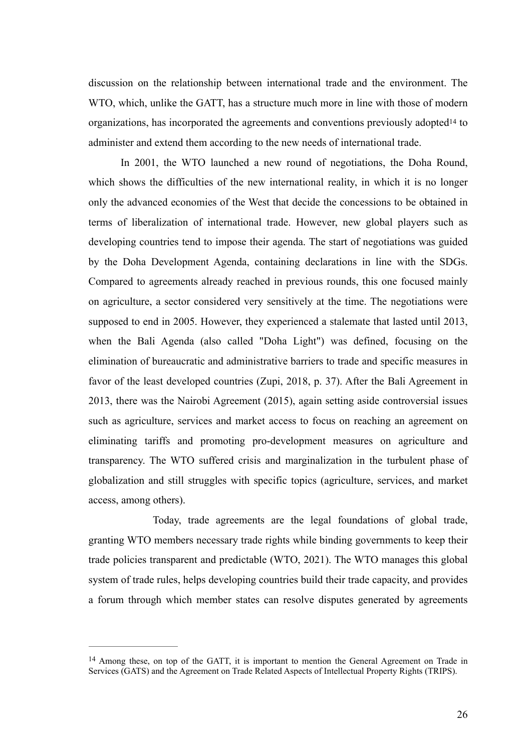discussion on the relationship between international trade and the environment. The WTO, which, unlike the GATT, has a structure much more in line with those of modern organizations, has incorporated the agreements and conventions previously adopted[14] to administer and extend them according to the new needs of international trade.

In 2001, the WTO launched a new round of negotiations, the Doha Round, which shows the difficulties of the new international reality, in which it is no longer only the advanced economies of the West that decide the concessions to be obtained in terms of liberalization of international trade. However, new global players such as developing countries tend to impose their agenda. The start of negotiations was guided by the Doha Development Agenda, containing declarations in line with the SDGs. Compared to agreements already reached in previous rounds, this one focused mainly on agriculture, a sector considered very sensitively at the time. The negotiations were supposed to end in 2005. However, they experienced a stalemate that lasted until 2013, when the Bali Agenda (also called "Doha Light") was defined, focusing on the elimination of bureaucratic and administrative barriers to trade and specific measures in favor of the least developed countries (Zupi, 2018, p. 37). After the Bali Agreement in 2013, there was the Nairobi Agreement (2015), again setting aside controversial issues such as agriculture, services and market access to focus on reaching an agreement on eliminating tariffs and promoting pro-development measures on agriculture and transparency. The WTO suffered crisis and marginalization in the turbulent phase of globalization and still struggles with specific topics (agriculture, services, and market access, among others).

Today, trade agreements are the legal foundations of global trade, granting WTO members necessary trade rights while binding governments to keep their trade policies transparent and predictable (WTO, 2021). The WTO manages this global system of trade rules, helps developing countries build their trade capacity, and provides a forum through which member states can resolve disputes generated by agreements

---

[14] Among these, on top of the GATT, it is important to mention the General Agreement on Trade in Services (GATS) and the Agreement on Trade Related Aspects of Intellectual Property Rights (TRIPS).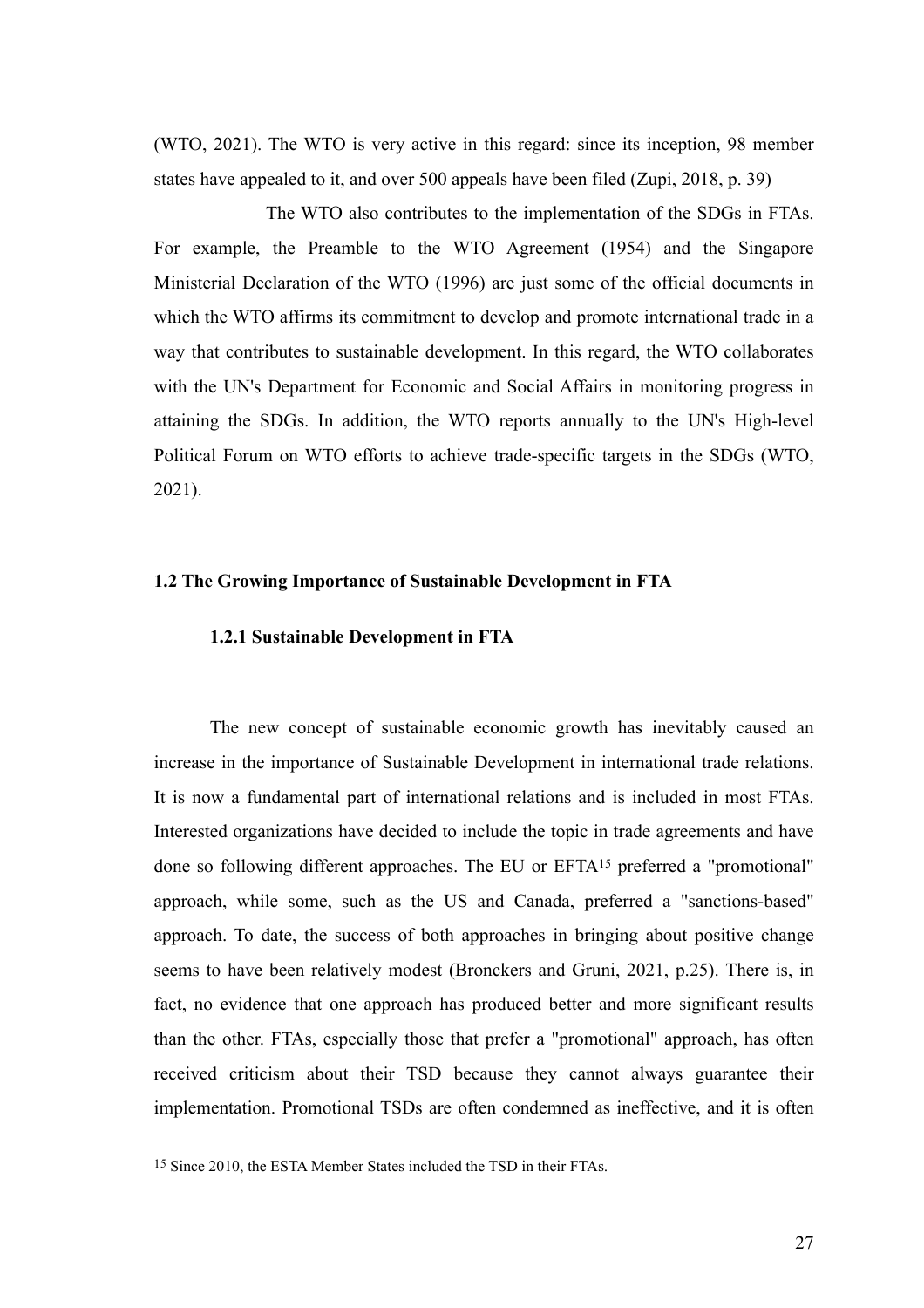(WTO, 2021). The WTO is very active in this regard: since its inception, 98 member states have appealed to it, and over 500 appeals have been filed (Zupi, 2018, p. 39)

The WTO also contributes to the implementation of the SDGs in FTAs. For example, the Preamble to the WTO Agreement (1954) and the Singapore Ministerial Declaration of the WTO (1996) are just some of the official documents in which the WTO affirms its commitment to develop and promote international trade in a way that contributes to sustainable development. In this regard, the WTO collaborates with the UN's Department for Economic and Social Affairs in monitoring progress in attaining the SDGs. In addition, the WTO reports annually to the UN's High-level Political Forum on WTO efforts to achieve trade-specific targets in the SDGs (WTO, 2021).

## 1.2 The Growing Importance of Sustainable Development in FTA

### 1.2.1 Sustainable Development in FTA

The new concept of sustainable economic growth has inevitably caused an increase in the importance of Sustainable Development in international trade relations. It is now a fundamental part of international relations and is included in most FTAs. Interested organizations have decided to include the topic in trade agreements and have done so following different approaches. The EU or EFTA[15] preferred a "promotional" approach, while some, such as the US and Canada, preferred a "sanctions-based" approach. To date, the success of both approaches in bringing about positive change seems to have been relatively modest (Bronckers and Gruni, 2021, p.25). There is, in fact, no evidence that one approach has produced better and more significant results than the other. FTAs, especially those that prefer a "promotional" approach, has often received criticism about their TSD because they cannot always guarantee their implementation. Promotional TSDs are often condemned as ineffective, and it is often

[15] Since 2010, the ESTA Member States included the TSD in their FTAs.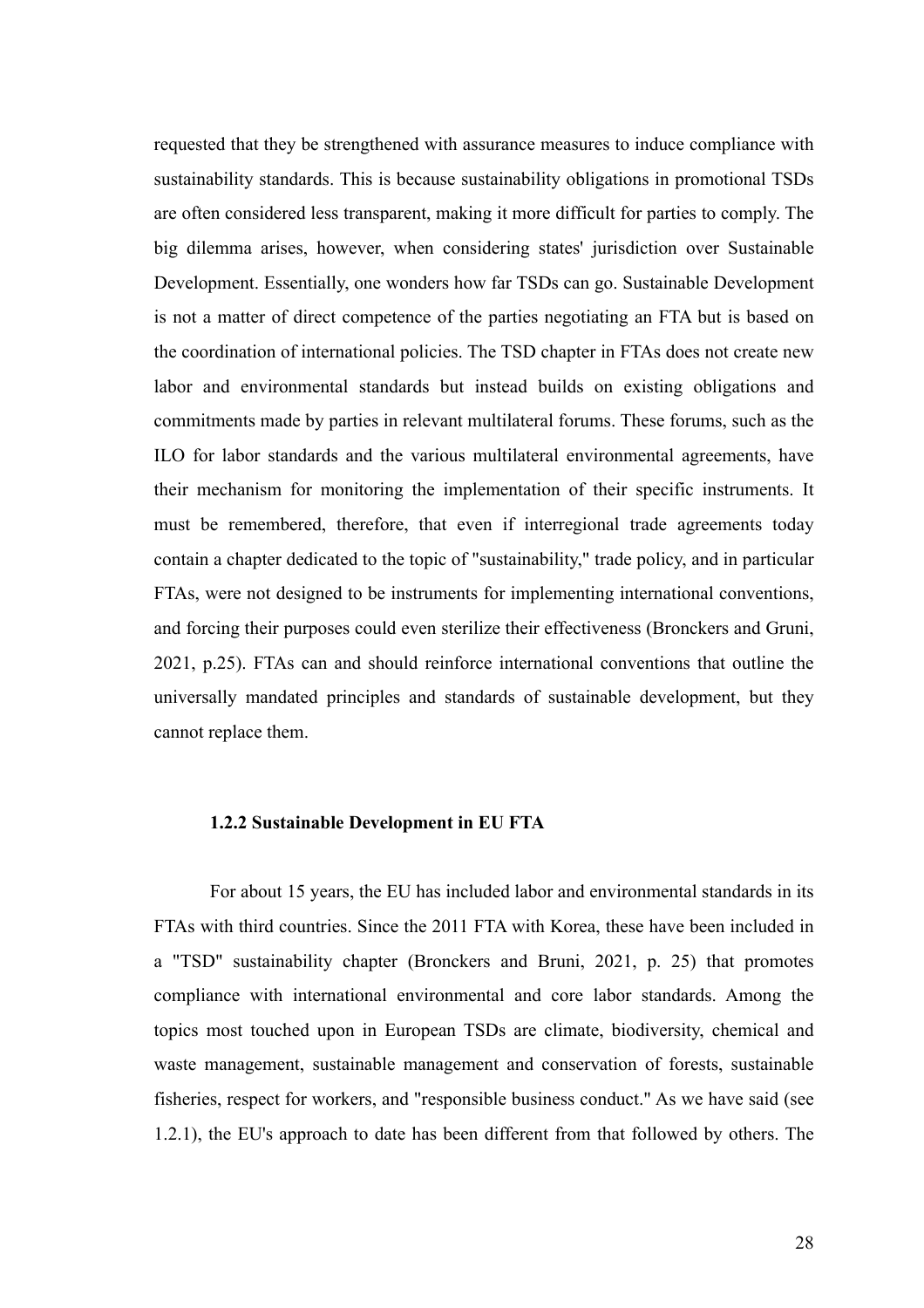requested that they be strengthened with assurance measures to induce compliance with sustainability standards. This is because sustainability obligations in promotional TSDs are often considered less transparent, making it more difficult for parties to comply. The big dilemma arises, however, when considering states' jurisdiction over Sustainable Development. Essentially, one wonders how far TSDs can go. Sustainable Development is not a matter of direct competence of the parties negotiating an FTA but is based on the coordination of international policies. The TSD chapter in FTAs does not create new labor and environmental standards but instead builds on existing obligations and commitments made by parties in relevant multilateral forums. These forums, such as the ILO for labor standards and the various multilateral environmental agreements, have their mechanism for monitoring the implementation of their specific instruments. It must be remembered, therefore, that even if interregional trade agreements today contain a chapter dedicated to the topic of "sustainability," trade policy, and in particular FTAs, were not designed to be instruments for implementing international conventions, and forcing their purposes could even sterilize their effectiveness (Bronckers and Gruni, 2021, p.25). FTAs can and should reinforce international conventions that outline the universally mandated principles and standards of sustainable development, but they cannot replace them.

### 1.2.2 Sustainable Development in EU FTA

For about 15 years, the EU has included labor and environmental standards in its FTAs with third countries. Since the 2011 FTA with Korea, these have been included in a "TSD" sustainability chapter (Bronckers and Bruni, 2021, p. 25) that promotes compliance with international environmental and core labor standards. Among the topics most touched upon in European TSDs are climate, biodiversity, chemical and waste management, sustainable management and conservation of forests, sustainable fisheries, respect for workers, and "responsible business conduct." As we have said (see 1.2.1), the EU's approach to date has been different from that followed by others. The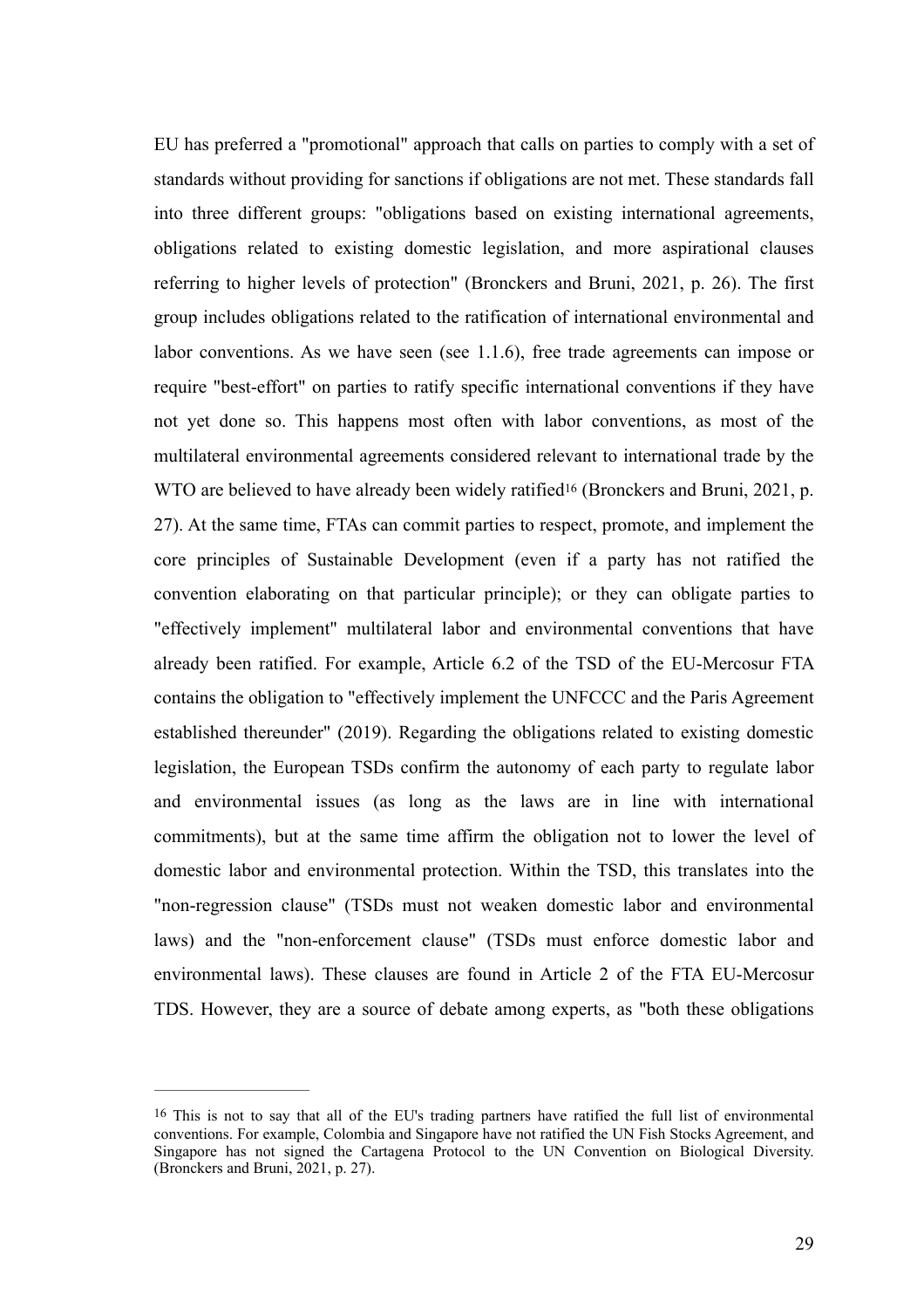EU has preferred a "promotional" approach that calls on parties to comply with a set of standards without providing for sanctions if obligations are not met. These standards fall into three different groups: "obligations based on existing international agreements, obligations related to existing domestic legislation, and more aspirational clauses referring to higher levels of protection" (Bronckers and Bruni, 2021, p. 26). The first group includes obligations related to the ratification of international environmental and labor conventions. As we have seen (see 1.1.6), free trade agreements can impose or require "best-effort" on parties to ratify specific international conventions if they have not yet done so. This happens most often with labor conventions, as most of the multilateral environmental agreements considered relevant to international trade by the WTO are believed to have already been widely ratified[16] (Bronckers and Bruni, 2021, p. 27). At the same time, FTAs can commit parties to respect, promote, and implement the core principles of Sustainable Development (even if a party has not ratified the convention elaborating on that particular principle); or they can obligate parties to "effectively implement" multilateral labor and environmental conventions that have already been ratified. For example, Article 6.2 of the TSD of the EU-Mercosur FTA contains the obligation to "effectively implement the UNFCCC and the Paris Agreement established thereunder" (2019). Regarding the obligations related to existing domestic legislation, the European TSDs confirm the autonomy of each party to regulate labor and environmental issues (as long as the laws are in line with international commitments), but at the same time affirm the obligation not to lower the level of domestic labor and environmental protection. Within the TSD, this translates into the "non-regression clause" (TSDs must not weaken domestic labor and environmental laws) and the "non-enforcement clause" (TSDs must enforce domestic labor and environmental laws). These clauses are found in Article 2 of the FTA EU-Mercosur TDS. However, they are a source of debate among experts, as "both these obligations

---

[16] This is not to say that all of the EU's trading partners have ratified the full list of environmental conventions. For example, Colombia and Singapore have not ratified the UN Fish Stocks Agreement, and Singapore has not signed the Cartagena Protocol to the UN Convention on Biological Diversity. (Bronckers and Bruni, 2021, p. 27).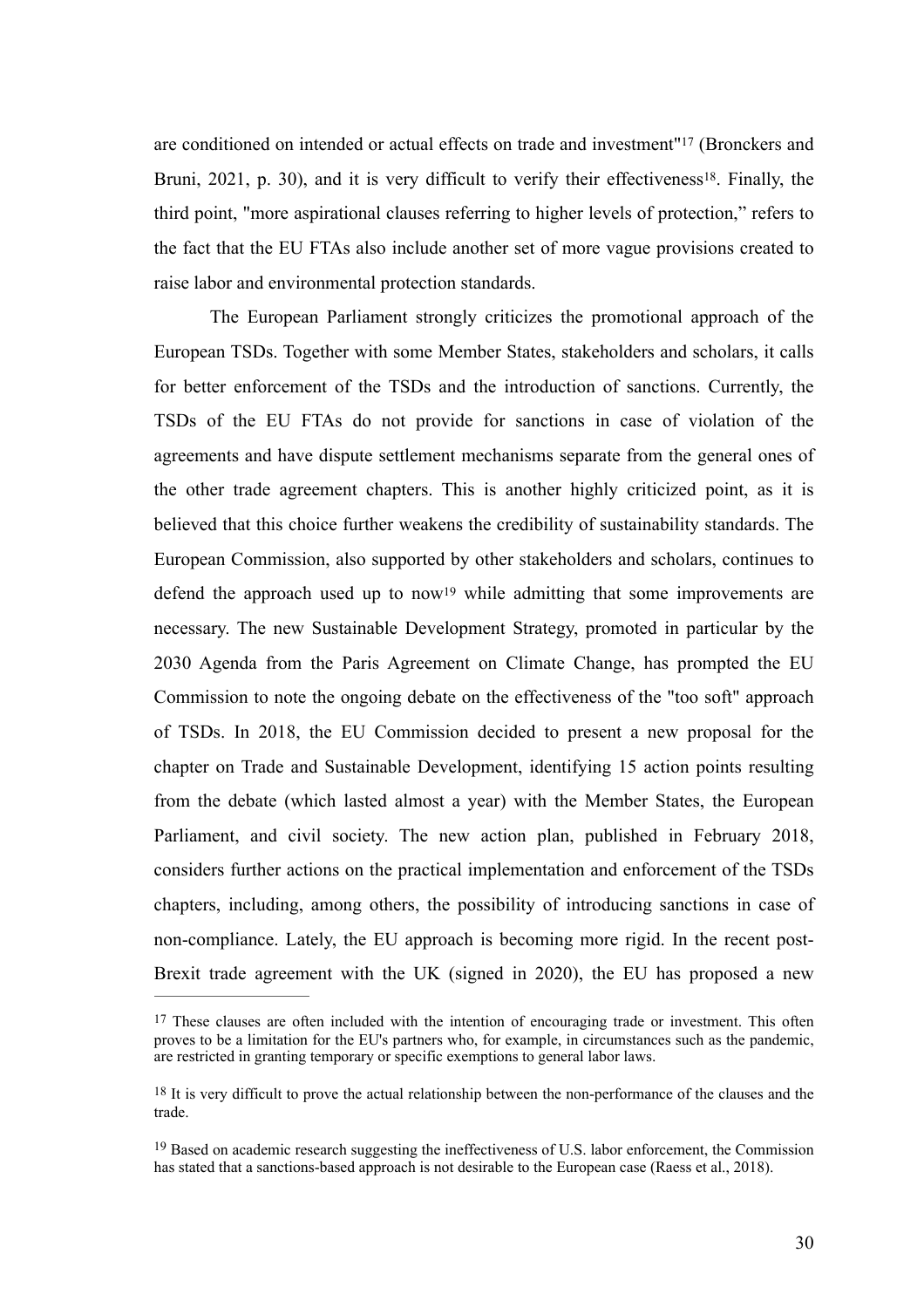are conditioned on intended or actual effects on trade and investment"[17] (Bronckers and Bruni, 2021, p. 30), and it is very difficult to verify their effectiveness[18]. Finally, the third point, "more aspirational clauses referring to higher levels of protection," refers to the fact that the EU FTAs also include another set of more vague provisions created to raise labor and environmental protection standards.

The European Parliament strongly criticizes the promotional approach of the European TSDs. Together with some Member States, stakeholders and scholars, it calls for better enforcement of the TSDs and the introduction of sanctions. Currently, the TSDs of the EU FTAs do not provide for sanctions in case of violation of the agreements and have dispute settlement mechanisms separate from the general ones of the other trade agreement chapters. This is another highly criticized point, as it is believed that this choice further weakens the credibility of sustainability standards. The European Commission, also supported by other stakeholders and scholars, continues to defend the approach used up to now[19] while admitting that some improvements are necessary. The new Sustainable Development Strategy, promoted in particular by the 2030 Agenda from the Paris Agreement on Climate Change, has prompted the EU Commission to note the ongoing debate on the effectiveness of the "too soft" approach of TSDs. In 2018, the EU Commission decided to present a new proposal for the chapter on Trade and Sustainable Development, identifying 15 action points resulting from the debate (which lasted almost a year) with the Member States, the European Parliament, and civil society. The new action plan, published in February 2018, considers further actions on the practical implementation and enforcement of the TSDs chapters, including, among others, the possibility of introducing sanctions in case of non-compliance. Lately, the EU approach is becoming more rigid. In the recent post-Brexit trade agreement with the UK (signed in 2020), the EU has proposed a new

[17] These clauses are often included with the intention of encouraging trade or investment. This often proves to be a limitation for the EU's partners who, for example, in circumstances such as the pandemic, are restricted in granting temporary or specific exemptions to general labor laws.

[18] It is very difficult to prove the actual relationship between the non-performance of the clauses and the trade.

[19] Based on academic research suggesting the ineffectiveness of U.S. labor enforcement, the Commission has stated that a sanctions-based approach is not desirable to the European case (Raess et al., 2018).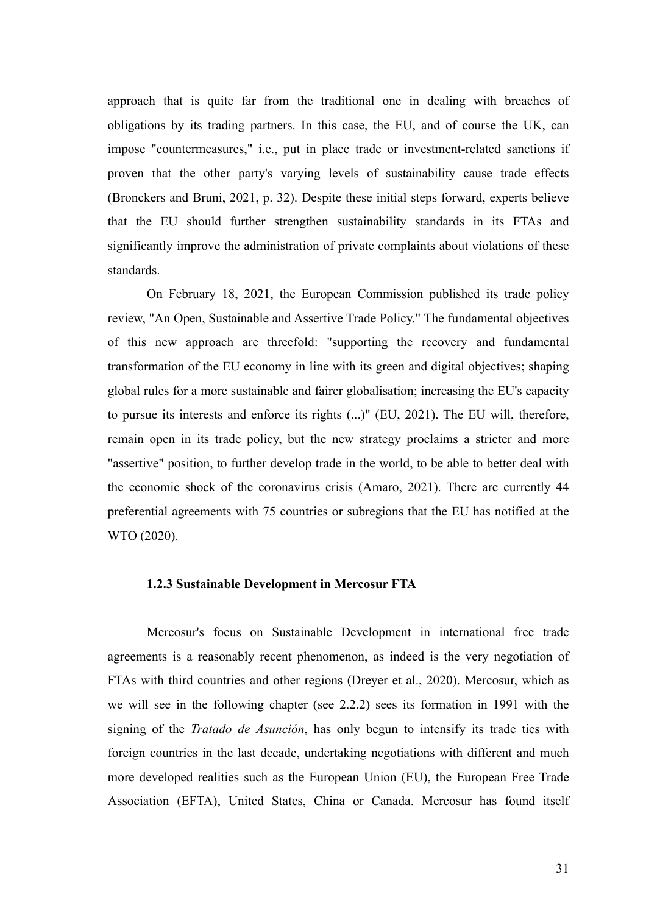approach that is quite far from the traditional one in dealing with breaches of obligations by its trading partners. In this case, the EU, and of course the UK, can impose "countermeasures," i.e., put in place trade or investment-related sanctions if proven that the other party's varying levels of sustainability cause trade effects (Bronckers and Bruni, 2021, p. 32). Despite these initial steps forward, experts believe that the EU should further strengthen sustainability standards in its FTAs and significantly improve the administration of private complaints about violations of these standards.

On February 18, 2021, the European Commission published its trade policy review, "An Open, Sustainable and Assertive Trade Policy." The fundamental objectives of this new approach are threefold: "supporting the recovery and fundamental transformation of the EU economy in line with its green and digital objectives; shaping global rules for a more sustainable and fairer globalisation; increasing the EU's capacity to pursue its interests and enforce its rights (...)" (EU, 2021). The EU will, therefore, remain open in its trade policy, but the new strategy proclaims a stricter and more "assertive" position, to further develop trade in the world, to be able to better deal with the economic shock of the coronavirus crisis (Amaro, 2021). There are currently 44 preferential agreements with 75 countries or subregions that the EU has notified at the WTO (2020).

### 1.2.3 Sustainable Development in Mercosur FTA

Mercosur's focus on Sustainable Development in international free trade agreements is a reasonably recent phenomenon, as indeed is the very negotiation of FTAs with third countries and other regions (Dreyer et al., 2020). Mercosur, which as we will see in the following chapter (see 2.2.2) sees its formation in 1991 with the signing of the *Tratado de Asunción*, has only begun to intensify its trade ties with foreign countries in the last decade, undertaking negotiations with different and much more developed realities such as the European Union (EU), the European Free Trade Association (EFTA), United States, China or Canada. Mercosur has found itself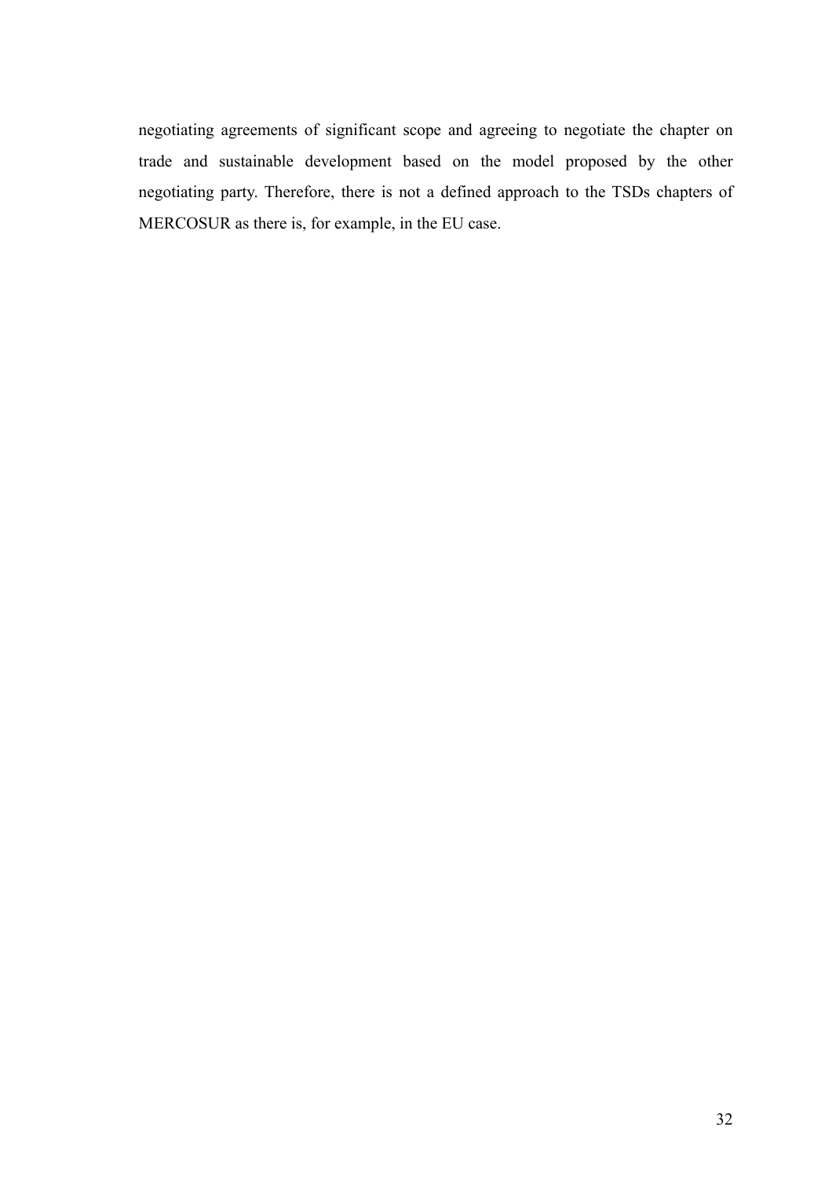negotiating agreements of significant scope and agreeing to negotiate the chapter on trade and sustainable development based on the model proposed by the other negotiating party. Therefore, there is not a defined approach to the TSDs chapters of MERCOSUR as there is, for example, in the EU case.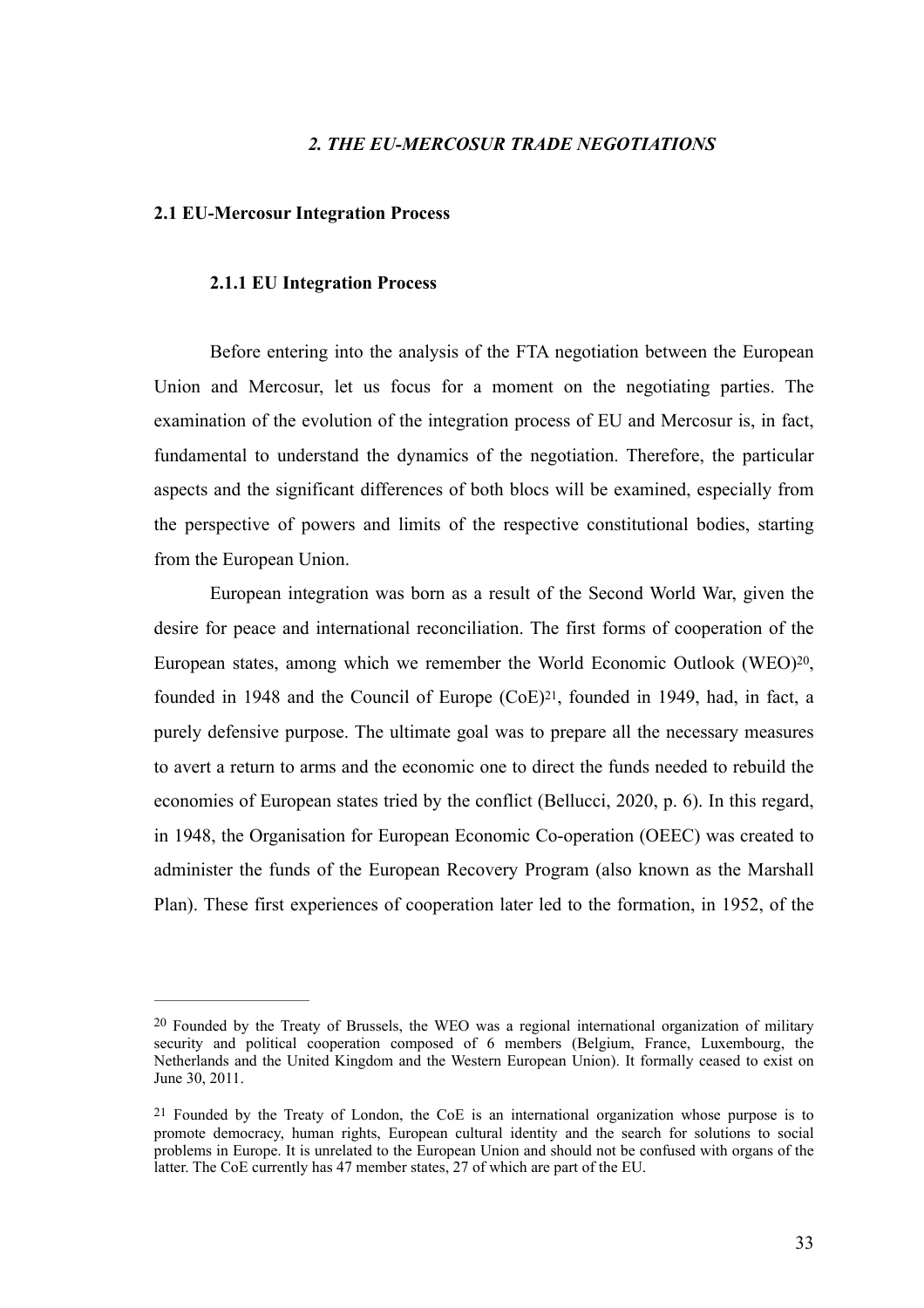## *2. THE EU-MERCOSUR TRADE NEGOTIATIONS*

### 2.1 EU-Mercosur Integration Process

#### 2.1.1 EU Integration Process

Before entering into the analysis of the FTA negotiation between the European Union and Mercosur, let us focus for a moment on the negotiating parties. The examination of the evolution of the integration process of EU and Mercosur is, in fact, fundamental to understand the dynamics of the negotiation. Therefore, the particular aspects and the significant differences of both blocs will be examined, especially from the perspective of powers and limits of the respective constitutional bodies, starting from the European Union.

European integration was born as a result of the Second World War, given the desire for peace and international reconciliation. The first forms of cooperation of the European states, among which we remember the World Economic Outlook (WEO)[20], founded in 1948 and the Council of Europe (CoE)[21], founded in 1949, had, in fact, a purely defensive purpose. The ultimate goal was to prepare all the necessary measures to avert a return to arms and the economic one to direct the funds needed to rebuild the economies of European states tried by the conflict (Bellucci, 2020, p. 6). In this regard, in 1948, the Organisation for European Economic Co-operation (OEEC) was created to administer the funds of the European Recovery Program (also known as the Marshall Plan). These first experiences of cooperation later led to the formation, in 1952, of the

---

[20] Founded by the Treaty of Brussels, the WEO was a regional international organization of military security and political cooperation composed of 6 members (Belgium, France, Luxembourg, the Netherlands and the United Kingdom and the Western European Union). It formally ceased to exist on June 30, 2011.

[21] Founded by the Treaty of London, the CoE is an international organization whose purpose is to promote democracy, human rights, European cultural identity and the search for solutions to social problems in Europe. It is unrelated to the European Union and should not be confused with organs of the latter. The CoE currently has 47 member states, 27 of which are part of the EU.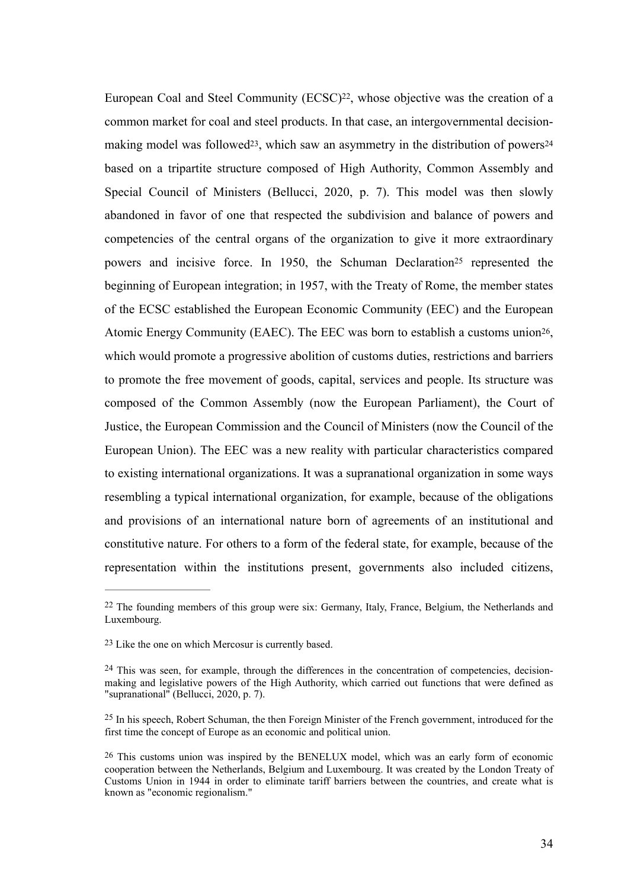European Coal and Steel Community (ECSC)[22], whose objective was the creation of a common market for coal and steel products. In that case, an intergovernmental decision-making model was followed[23], which saw an asymmetry in the distribution of powers[24] based on a tripartite structure composed of High Authority, Common Assembly and Special Council of Ministers (Bellucci, 2020, p. 7). This model was then slowly abandoned in favor of one that respected the subdivision and balance of powers and competencies of the central organs of the organization to give it more extraordinary powers and incisive force. In 1950, the Schuman Declaration[25] represented the beginning of European integration; in 1957, with the Treaty of Rome, the member states of the ECSC established the European Economic Community (EEC) and the European Atomic Energy Community (EAEC). The EEC was born to establish a customs union[26], which would promote a progressive abolition of customs duties, restrictions and barriers to promote the free movement of goods, capital, services and people. Its structure was composed of the Common Assembly (now the European Parliament), the Court of Justice, the European Commission and the Council of Ministers (now the Council of the European Union). The EEC was a new reality with particular characteristics compared to existing international organizations. It was a supranational organization in some ways resembling a typical international organization, for example, because of the obligations and provisions of an international nature born of agreements of an institutional and constitutive nature. For others to a form of the federal state, for example, because of the representation within the institutions present, governments also included citizens,

---

[22] The founding members of this group were six: Germany, Italy, France, Belgium, the Netherlands and Luxembourg.

[23] Like the one on which Mercosur is currently based.

[24] This was seen, for example, through the differences in the concentration of competencies, decision-making and legislative powers of the High Authority, which carried out functions that were defined as "supranational" (Bellucci, 2020, p. 7).

[25] In his speech, Robert Schuman, the then Foreign Minister of the French government, introduced for the first time the concept of Europe as an economic and political union.

[26] This customs union was inspired by the BENELUX model, which was an early form of economic cooperation between the Netherlands, Belgium and Luxembourg. It was created by the London Treaty of Customs Union in 1944 in order to eliminate tariff barriers between the countries, and create what is known as "economic regionalism."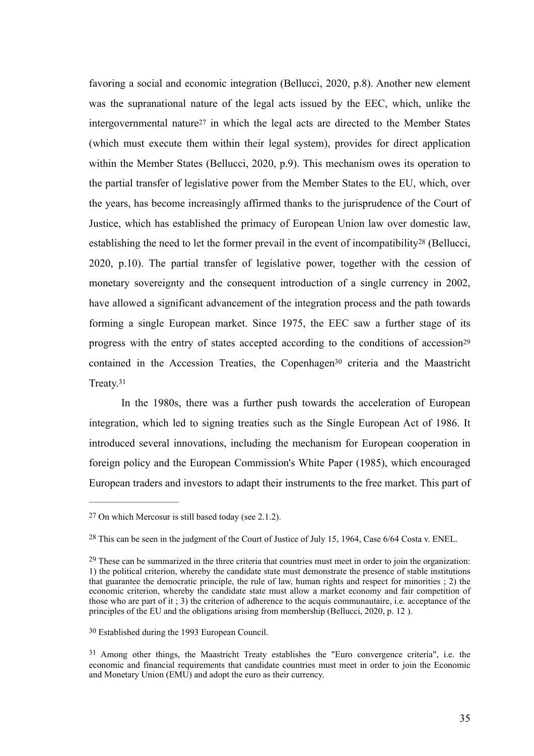favoring a social and economic integration (Bellucci, 2020, p.8). Another new element was the supranational nature of the legal acts issued by the EEC, which, unlike the intergovernmental nature[27] in which the legal acts are directed to the Member States (which must execute them within their legal system), provides for direct application within the Member States (Bellucci, 2020, p.9). This mechanism owes its operation to the partial transfer of legislative power from the Member States to the EU, which, over the years, has become increasingly affirmed thanks to the jurisprudence of the Court of Justice, which has established the primacy of European Union law over domestic law, establishing the need to let the former prevail in the event of incompatibility[28] (Bellucci, 2020, p.10). The partial transfer of legislative power, together with the cession of monetary sovereignty and the consequent introduction of a single currency in 2002, have allowed a significant advancement of the integration process and the path towards forming a single European market. Since 1975, the EEC saw a further stage of its progress with the entry of states accepted according to the conditions of accession[29] contained in the Accession Treaties, the Copenhagen[30] criteria and the Maastricht Treaty.[31]

In the 1980s, there was a further push towards the acceleration of European integration, which led to signing treaties such as the Single European Act of 1986. It introduced several innovations, including the mechanism for European cooperation in foreign policy and the European Commission's White Paper (1985), which encouraged European traders and investors to adapt their instruments to the free market. This part of

---

[27] On which Mercosur is still based today (see 2.1.2).

[28] This can be seen in the judgment of the Court of Justice of July 15, 1964, Case 6/64 Costa v. ENEL.

[29] These can be summarized in the three criteria that countries must meet in order to join the organization: 1) the political criterion, whereby the candidate state must demonstrate the presence of stable institutions that guarantee the democratic principle, the rule of law, human rights and respect for minorities ; 2) the economic criterion, whereby the candidate state must allow a market economy and fair competition of those who are part of it ; 3) the criterion of adherence to the acquis communautaire, i.e. acceptance of the principles of the EU and the obligations arising from membership (Bellucci, 2020, p. 12 ).

[30] Established during the 1993 European Council.

[31] Among other things, the Maastricht Treaty establishes the "Euro convergence criteria", i.e. the economic and financial requirements that candidate countries must meet in order to join the Economic and Monetary Union (EMU) and adopt the euro as their currency.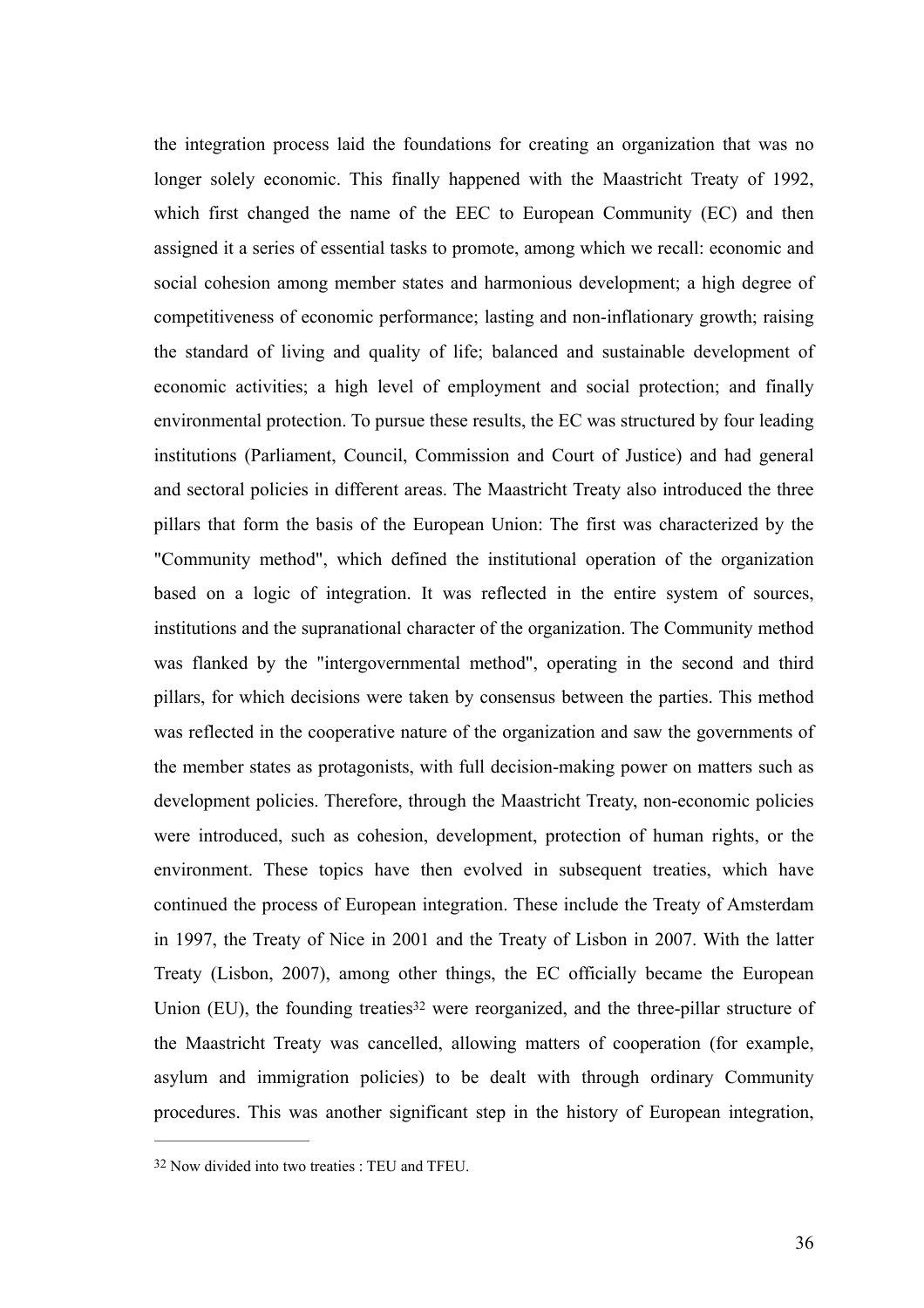the integration process laid the foundations for creating an organization that was no longer solely economic. This finally happened with the Maastricht Treaty of 1992, which first changed the name of the EEC to European Community (EC) and then assigned it a series of essential tasks to promote, among which we recall: economic and social cohesion among member states and harmonious development; a high degree of competitiveness of economic performance; lasting and non-inflationary growth; raising the standard of living and quality of life; balanced and sustainable development of economic activities; a high level of employment and social protection; and finally environmental protection. To pursue these results, the EC was structured by four leading institutions (Parliament, Council, Commission and Court of Justice) and had general and sectoral policies in different areas. The Maastricht Treaty also introduced the three pillars that form the basis of the European Union: The first was characterized by the "Community method", which defined the institutional operation of the organization based on a logic of integration. It was reflected in the entire system of sources, institutions and the supranational character of the organization. The Community method was flanked by the "intergovernmental method", operating in the second and third pillars, for which decisions were taken by consensus between the parties. This method was reflected in the cooperative nature of the organization and saw the governments of the member states as protagonists, with full decision-making power on matters such as development policies. Therefore, through the Maastricht Treaty, non-economic policies were introduced, such as cohesion, development, protection of human rights, or the environment. These topics have then evolved in subsequent treaties, which have continued the process of European integration. These include the Treaty of Amsterdam in 1997, the Treaty of Nice in 2001 and the Treaty of Lisbon in 2007. With the latter Treaty (Lisbon, 2007), among other things, the EC officially became the European Union (EU), the founding treaties[32] were reorganized, and the three-pillar structure of the Maastricht Treaty was cancelled, allowing matters of cooperation (for example, asylum and immigration policies) to be dealt with through ordinary Community procedures. This was another significant step in the history of European integration,

---

[32] Now divided into two treaties : TEU and TFEU.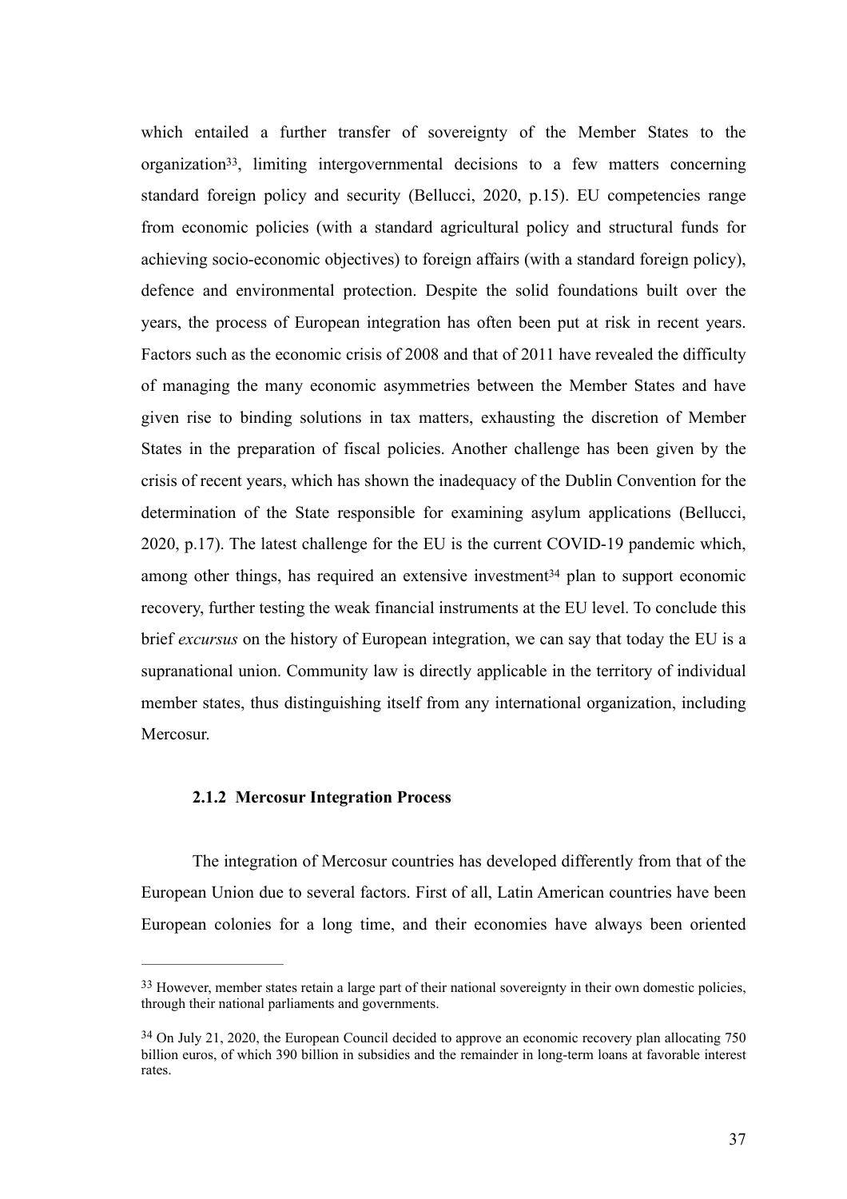which entailed a further transfer of sovereignty of the Member States to the organization[33], limiting intergovernmental decisions to a few matters concerning standard foreign policy and security (Bellucci, 2020, p.15). EU competencies range from economic policies (with a standard agricultural policy and structural funds for achieving socio-economic objectives) to foreign affairs (with a standard foreign policy), defence and environmental protection. Despite the solid foundations built over the years, the process of European integration has often been put at risk in recent years. Factors such as the economic crisis of 2008 and that of 2011 have revealed the difficulty of managing the many economic asymmetries between the Member States and have given rise to binding solutions in tax matters, exhausting the discretion of Member States in the preparation of fiscal policies. Another challenge has been given by the crisis of recent years, which has shown the inadequacy of the Dublin Convention for the determination of the State responsible for examining asylum applications (Bellucci, 2020, p.17). The latest challenge for the EU is the current COVID-19 pandemic which, among other things, has required an extensive investment[34] plan to support economic recovery, further testing the weak financial instruments at the EU level. To conclude this brief *excursus* on the history of European integration, we can say that today the EU is a supranational union. Community law is directly applicable in the territory of individual member states, thus distinguishing itself from any international organization, including Mercosur.

### 2.1.2 Mercosur Integration Process

The integration of Mercosur countries has developed differently from that of the European Union due to several factors. First of all, Latin American countries have been European colonies for a long time, and their economies have always been oriented

---

[33] However, member states retain a large part of their national sovereignty in their own domestic policies, through their national parliaments and governments.

[34] On July 21, 2020, the European Council decided to approve an economic recovery plan allocating 750 billion euros, of which 390 billion in subsidies and the remainder in long-term loans at favorable interest rates.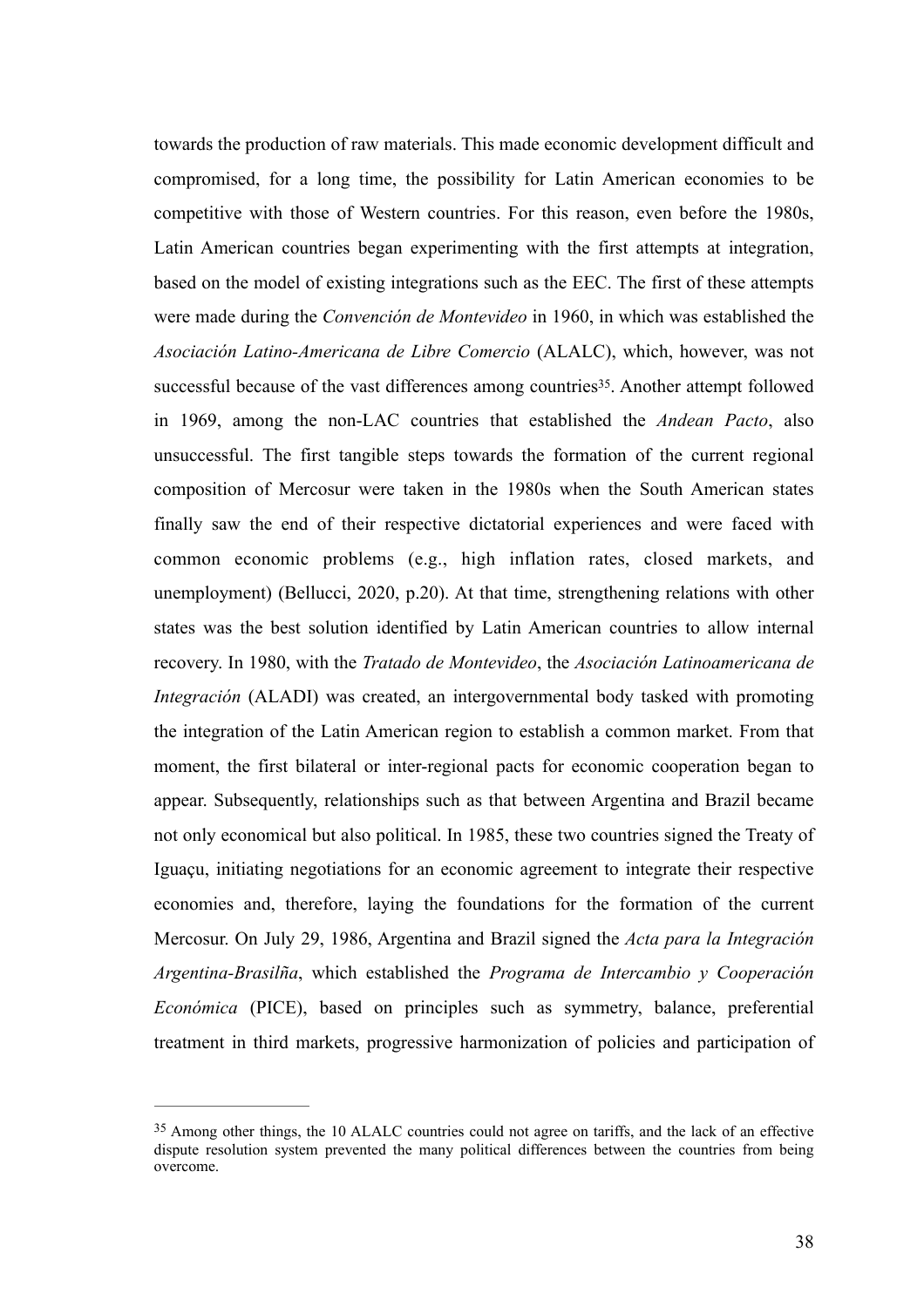towards the production of raw materials. This made economic development difficult and compromised, for a long time, the possibility for Latin American economies to be competitive with those of Western countries. For this reason, even before the 1980s, Latin American countries began experimenting with the first attempts at integration, based on the model of existing integrations such as the EEC. The first of these attempts were made during the *Convención de Montevideo* in 1960, in which was established the *Asociación Latino-Americana de Libre Comercio* (ALALC), which, however, was not successful because of the vast differences among countries[35]. Another attempt followed in 1969, among the non-LAC countries that established the *Andean Pacto*, also unsuccessful. The first tangible steps towards the formation of the current regional composition of Mercosur were taken in the 1980s when the South American states finally saw the end of their respective dictatorial experiences and were faced with common economic problems (e.g., high inflation rates, closed markets, and unemployment) (Bellucci, 2020, p.20). At that time, strengthening relations with other states was the best solution identified by Latin American countries to allow internal recovery. In 1980, with the *Tratado de Montevideo*, the *Asociación Latinoamericana de Integración* (ALADI) was created, an intergovernmental body tasked with promoting the integration of the Latin American region to establish a common market. From that moment, the first bilateral or inter-regional pacts for economic cooperation began to appear. Subsequently, relationships such as that between Argentina and Brazil became not only economical but also political. In 1985, these two countries signed the Treaty of Iguaçu, initiating negotiations for an economic agreement to integrate their respective economies and, therefore, laying the foundations for the formation of the current Mercosur. On July 29, 1986, Argentina and Brazil signed the *Acta para la Integración Argentina-Brasilña*, which established the *Programa de Intercambio y Cooperación Económica* (PICE), based on principles such as symmetry, balance, preferential treatment in third markets, progressive harmonization of policies and participation of

---

[35] Among other things, the 10 ALALC countries could not agree on tariffs, and the lack of an effective dispute resolution system prevented the many political differences between the countries from being overcome.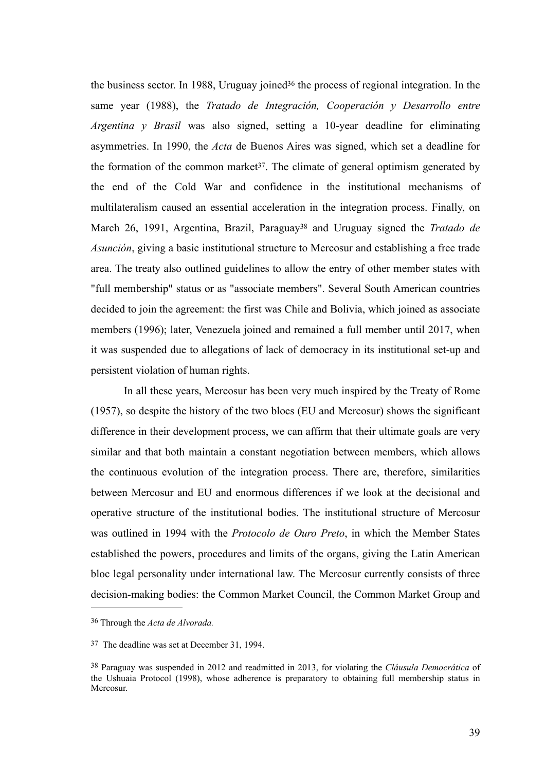the business sector. In 1988, Uruguay joined[36] the process of regional integration. In the same year (1988), the *Tratado de Integración, Cooperación y Desarrollo entre Argentina y Brasil* was also signed, setting a 10-year deadline for eliminating asymmetries. In 1990, the *Acta* de Buenos Aires was signed, which set a deadline for the formation of the common market[37]. The climate of general optimism generated by the end of the Cold War and confidence in the institutional mechanisms of multilateralism caused an essential acceleration in the integration process. Finally, on March 26, 1991, Argentina, Brazil, Paraguay[38] and Uruguay signed the *Tratado de Asunción*, giving a basic institutional structure to Mercosur and establishing a free trade area. The treaty also outlined guidelines to allow the entry of other member states with "full membership" status or as "associate members". Several South American countries decided to join the agreement: the first was Chile and Bolivia, which joined as associate members (1996); later, Venezuela joined and remained a full member until 2017, when it was suspended due to allegations of lack of democracy in its institutional set-up and persistent violation of human rights.

In all these years, Mercosur has been very much inspired by the Treaty of Rome (1957), so despite the history of the two blocs (EU and Mercosur) shows the significant difference in their development process, we can affirm that their ultimate goals are very similar and that both maintain a constant negotiation between members, which allows the continuous evolution of the integration process. There are, therefore, similarities between Mercosur and EU and enormous differences if we look at the decisional and operative structure of the institutional bodies. The institutional structure of Mercosur was outlined in 1994 with the *Protocolo de Ouro Preto*, in which the Member States established the powers, procedures and limits of the organs, giving the Latin American bloc legal personality under international law. The Mercosur currently consists of three decision-making bodies: the Common Market Council, the Common Market Group and

---

[36] Through the *Acta de Alvorada.*

[37] The deadline was set at December 31, 1994.

[38] Paraguay was suspended in 2012 and readmitted in 2013, for violating the *Cláusula Democrática* of the Ushuaia Protocol (1998), whose adherence is preparatory to obtaining full membership status in Mercosur.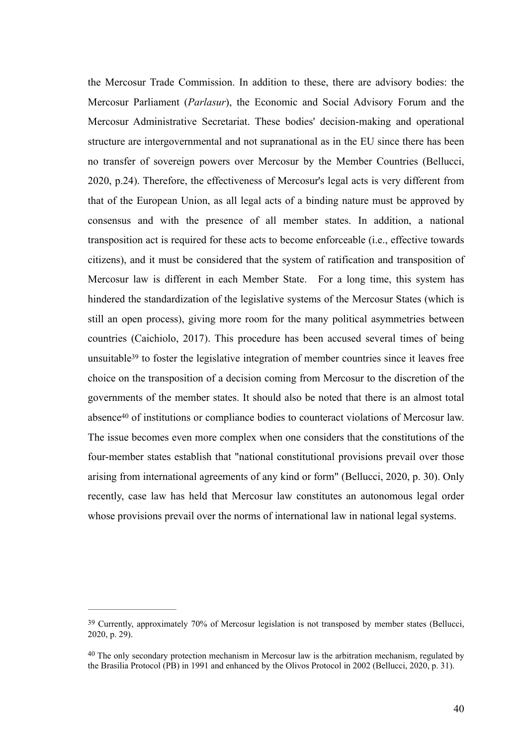the Mercosur Trade Commission. In addition to these, there are advisory bodies: the Mercosur Parliament (*Parlasur*), the Economic and Social Advisory Forum and the Mercosur Administrative Secretariat. These bodies' decision-making and operational structure are intergovernmental and not supranational as in the EU since there has been no transfer of sovereign powers over Mercosur by the Member Countries (Bellucci, 2020, p.24). Therefore, the effectiveness of Mercosur's legal acts is very different from that of the European Union, as all legal acts of a binding nature must be approved by consensus and with the presence of all member states. In addition, a national transposition act is required for these acts to become enforceable (i.e., effective towards citizens), and it must be considered that the system of ratification and transposition of Mercosur law is different in each Member State. For a long time, this system has hindered the standardization of the legislative systems of the Mercosur States (which is still an open process), giving more room for the many political asymmetries between countries (Caichiolo, 2017). This procedure has been accused several times of being unsuitable[39] to foster the legislative integration of member countries since it leaves free choice on the transposition of a decision coming from Mercosur to the discretion of the governments of the member states. It should also be noted that there is an almost total absence[40] of institutions or compliance bodies to counteract violations of Mercosur law. The issue becomes even more complex when one considers that the constitutions of the four-member states establish that "national constitutional provisions prevail over those arising from international agreements of any kind or form" (Bellucci, 2020, p. 30). Only recently, case law has held that Mercosur law constitutes an autonomous legal order whose provisions prevail over the norms of international law in national legal systems.

---

[39] Currently, approximately 70% of Mercosur legislation is not transposed by member states (Bellucci, 2020, p. 29).

[40] The only secondary protection mechanism in Mercosur law is the arbitration mechanism, regulated by the Brasilia Protocol (PB) in 1991 and enhanced by the Olivos Protocol in 2002 (Bellucci, 2020, p. 31).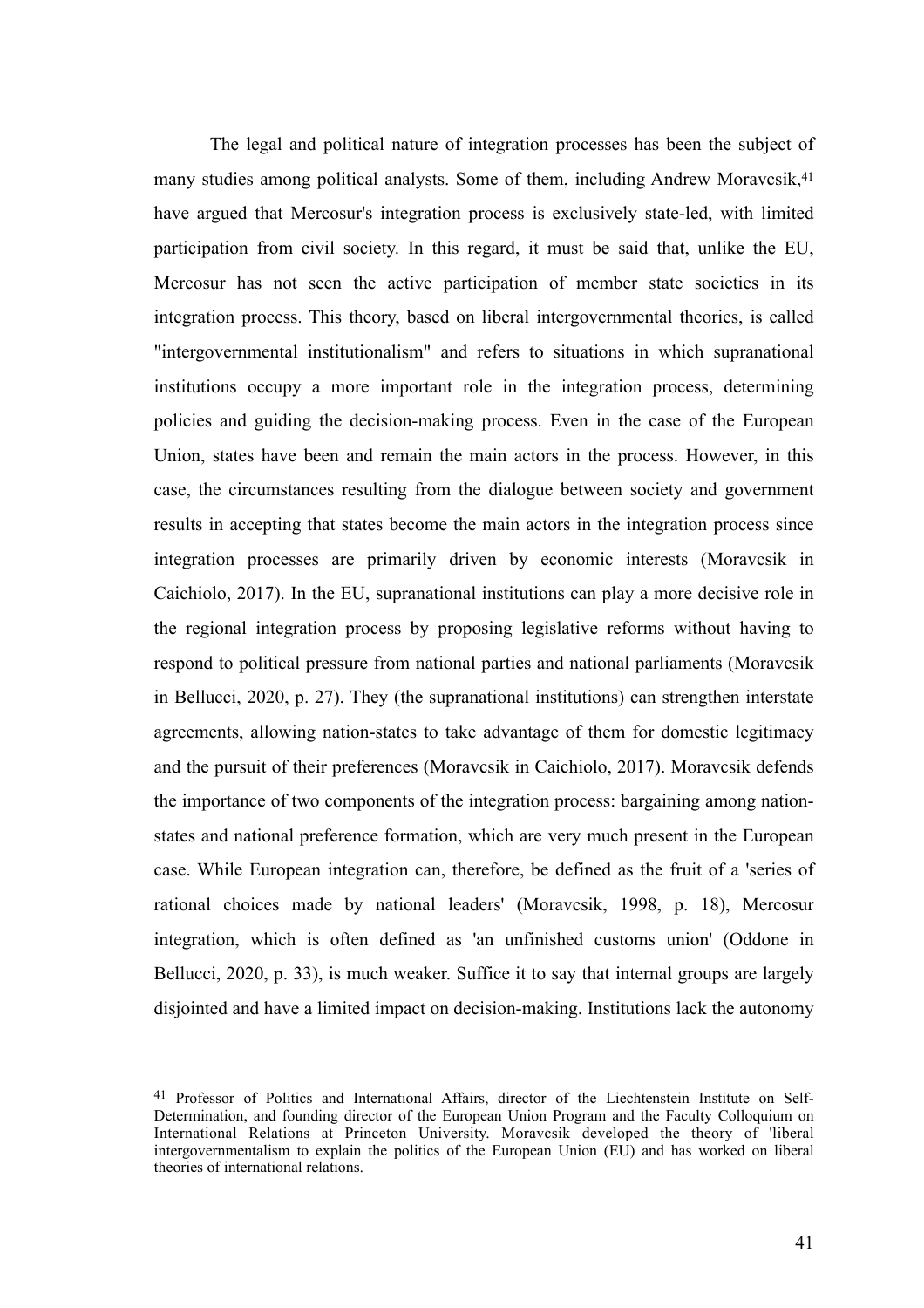The legal and political nature of integration processes has been the subject of many studies among political analysts. Some of them, including Andrew Moravcsik,[41] have argued that Mercosur's integration process is exclusively state-led, with limited participation from civil society. In this regard, it must be said that, unlike the EU, Mercosur has not seen the active participation of member state societies in its integration process. This theory, based on liberal intergovernmental theories, is called "intergovernmental institutionalism" and refers to situations in which supranational institutions occupy a more important role in the integration process, determining policies and guiding the decision-making process. Even in the case of the European Union, states have been and remain the main actors in the process. However, in this case, the circumstances resulting from the dialogue between society and government results in accepting that states become the main actors in the integration process since integration processes are primarily driven by economic interests (Moravcsik in Caichiolo, 2017). In the EU, supranational institutions can play a more decisive role in the regional integration process by proposing legislative reforms without having to respond to political pressure from national parties and national parliaments (Moravcsik in Bellucci, 2020, p. 27). They (the supranational institutions) can strengthen interstate agreements, allowing nation-states to take advantage of them for domestic legitimacy and the pursuit of their preferences (Moravcsik in Caichiolo, 2017). Moravcsik defends the importance of two components of the integration process: bargaining among nation-states and national preference formation, which are very much present in the European case. While European integration can, therefore, be defined as the fruit of a 'series of rational choices made by national leaders' (Moravcsik, 1998, p. 18), Mercosur integration, which is often defined as 'an unfinished customs union' (Oddone in Bellucci, 2020, p. 33), is much weaker. Suffice it to say that internal groups are largely disjointed and have a limited impact on decision-making. Institutions lack the autonomy

---

[41] Professor of Politics and International Affairs, director of the Liechtenstein Institute on Self-Determination, and founding director of the European Union Program and the Faculty Colloquium on International Relations at Princeton University. Moravcsik developed the theory of 'liberal intergovernmentalism to explain the politics of the European Union (EU) and has worked on liberal theories of international relations.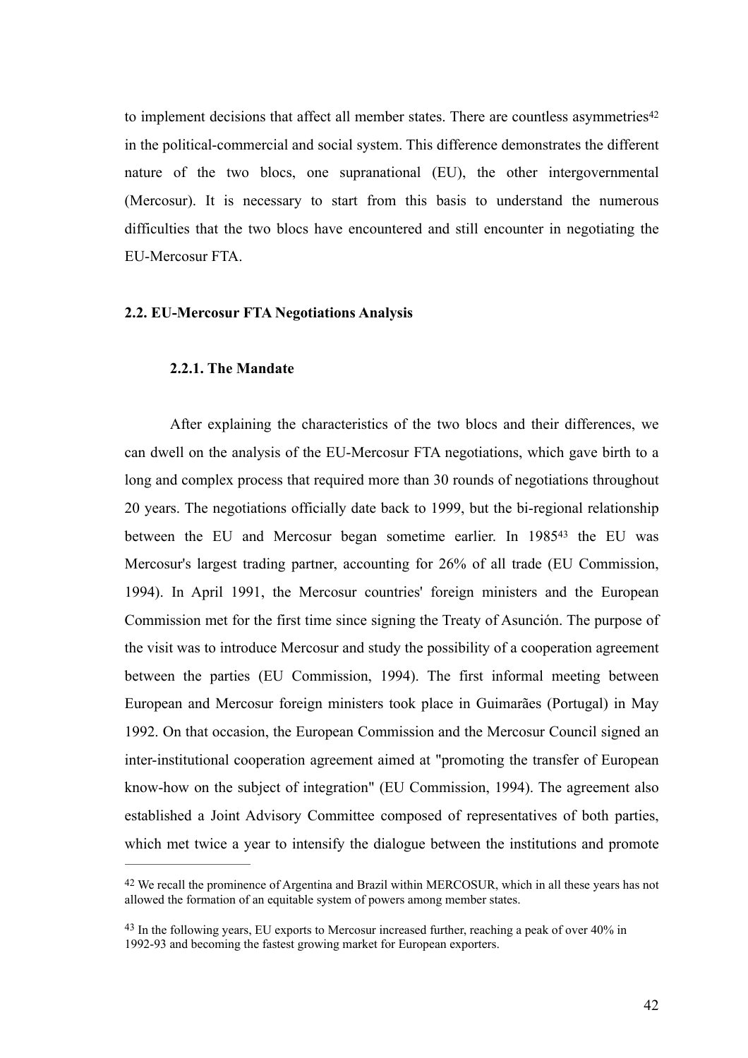to implement decisions that affect all member states. There are countless asymmetries[42] in the political-commercial and social system. This difference demonstrates the different nature of the two blocs, one supranational (EU), the other intergovernmental (Mercosur). It is necessary to start from this basis to understand the numerous difficulties that the two blocs have encountered and still encounter in negotiating the EU-Mercosur FTA.

## 2.2. EU-Mercosur FTA Negotiations Analysis

### 2.2.1. The Mandate

After explaining the characteristics of the two blocs and their differences, we can dwell on the analysis of the EU-Mercosur FTA negotiations, which gave birth to a long and complex process that required more than 30 rounds of negotiations throughout 20 years. The negotiations officially date back to 1999, but the bi-regional relationship between the EU and Mercosur began sometime earlier. In 1985[43] the EU was Mercosur's largest trading partner, accounting for 26% of all trade (EU Commission, 1994). In April 1991, the Mercosur countries' foreign ministers and the European Commission met for the first time since signing the Treaty of Asunción. The purpose of the visit was to introduce Mercosur and study the possibility of a cooperation agreement between the parties (EU Commission, 1994). The first informal meeting between European and Mercosur foreign ministers took place in Guimarães (Portugal) in May 1992. On that occasion, the European Commission and the Mercosur Council signed an inter-institutional cooperation agreement aimed at "promoting the transfer of European know-how on the subject of integration" (EU Commission, 1994). The agreement also established a Joint Advisory Committee composed of representatives of both parties, which met twice a year to intensify the dialogue between the institutions and promote

---

[42] We recall the prominence of Argentina and Brazil within MERCOSUR, which in all these years has not allowed the formation of an equitable system of powers among member states.

[43] In the following years, EU exports to Mercosur increased further, reaching a peak of over 40% in 1992-93 and becoming the fastest growing market for European exporters.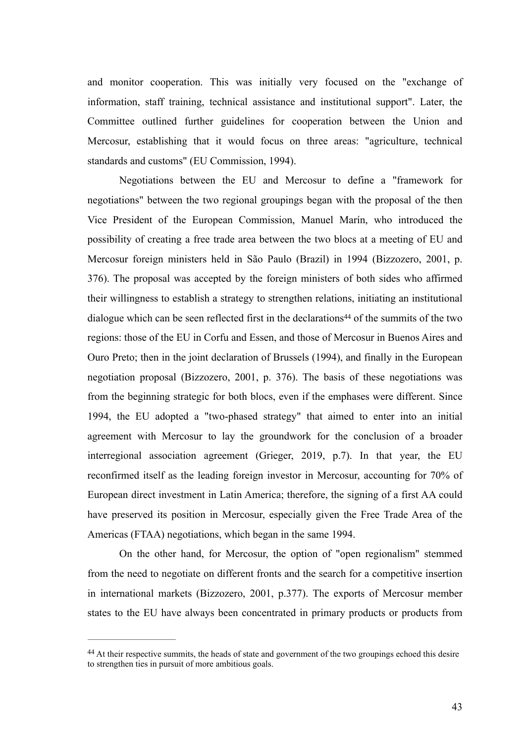and monitor cooperation. This was initially very focused on the "exchange of information, staff training, technical assistance and institutional support". Later, the Committee outlined further guidelines for cooperation between the Union and Mercosur, establishing that it would focus on three areas: "agriculture, technical standards and customs" (EU Commission, 1994).

Negotiations between the EU and Mercosur to define a "framework for negotiations" between the two regional groupings began with the proposal of the then Vice President of the European Commission, Manuel Marín, who introduced the possibility of creating a free trade area between the two blocs at a meeting of EU and Mercosur foreign ministers held in São Paulo (Brazil) in 1994 (Bizzozero, 2001, p. 376). The proposal was accepted by the foreign ministers of both sides who affirmed their willingness to establish a strategy to strengthen relations, initiating an institutional dialogue which can be seen reflected first in the declarations[44] of the summits of the two regions: those of the EU in Corfu and Essen, and those of Mercosur in Buenos Aires and Ouro Preto; then in the joint declaration of Brussels (1994), and finally in the European negotiation proposal (Bizzozero, 2001, p. 376). The basis of these negotiations was from the beginning strategic for both blocs, even if the emphases were different. Since 1994, the EU adopted a "two-phased strategy" that aimed to enter into an initial agreement with Mercosur to lay the groundwork for the conclusion of a broader interregional association agreement (Grieger, 2019, p.7). In that year, the EU reconfirmed itself as the leading foreign investor in Mercosur, accounting for 70% of European direct investment in Latin America; therefore, the signing of a first AA could have preserved its position in Mercosur, especially given the Free Trade Area of the Americas (FTAA) negotiations, which began in the same 1994.

On the other hand, for Mercosur, the option of "open regionalism" stemmed from the need to negotiate on different fronts and the search for a competitive insertion in international markets (Bizzozero, 2001, p.377). The exports of Mercosur member states to the EU have always been concentrated in primary products or products from

---

[44] At their respective summits, the heads of state and government of the two groupings echoed this desire to strengthen ties in pursuit of more ambitious goals.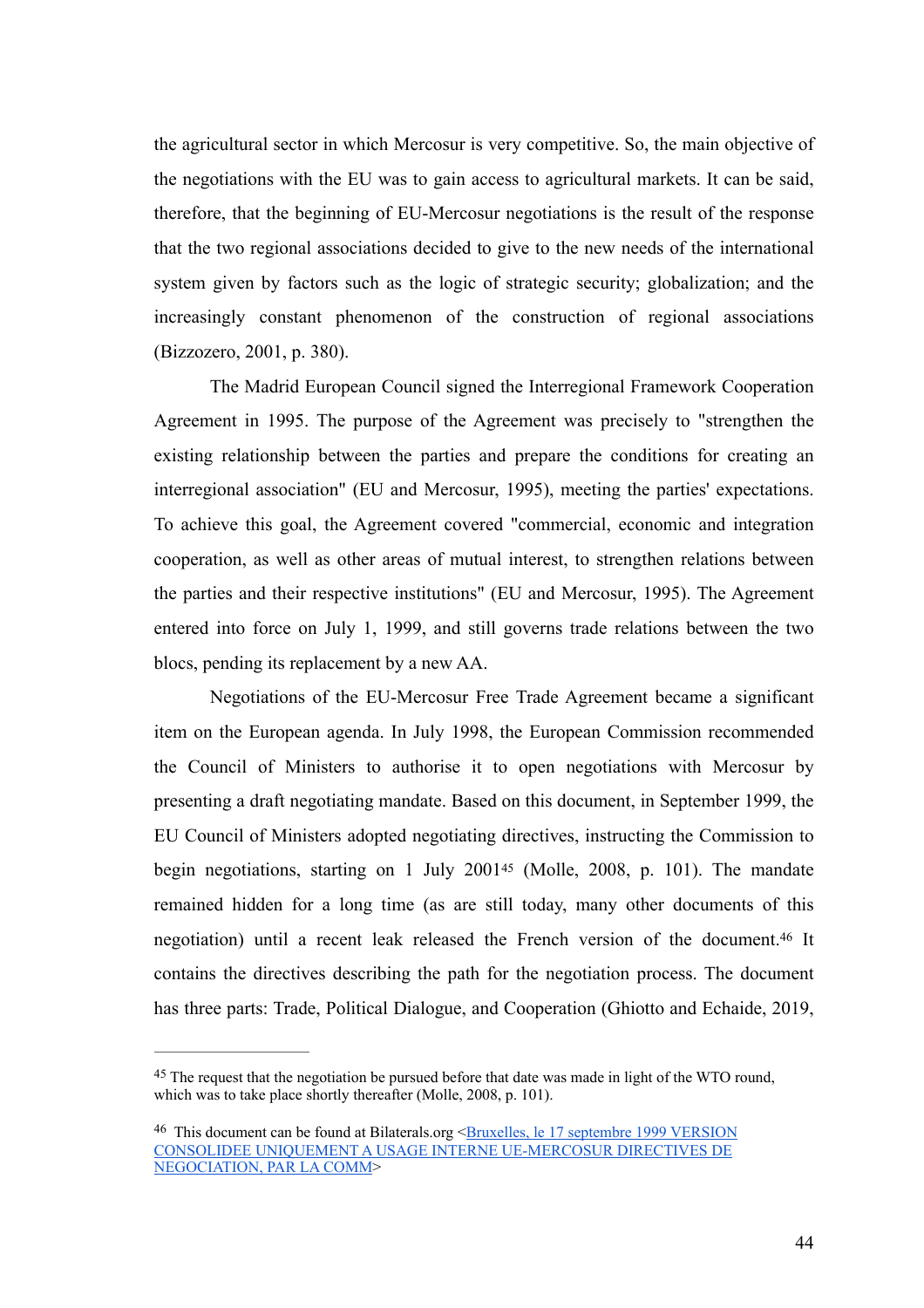the agricultural sector in which Mercosur is very competitive. So, the main objective of the negotiations with the EU was to gain access to agricultural markets. It can be said, therefore, that the beginning of EU-Mercosur negotiations is the result of the response that the two regional associations decided to give to the new needs of the international system given by factors such as the logic of strategic security; globalization; and the increasingly constant phenomenon of the construction of regional associations (Bizzozero, 2001, p. 380).

The Madrid European Council signed the Interregional Framework Cooperation Agreement in 1995. The purpose of the Agreement was precisely to "strengthen the existing relationship between the parties and prepare the conditions for creating an interregional association" (EU and Mercosur, 1995), meeting the parties' expectations. To achieve this goal, the Agreement covered "commercial, economic and integration cooperation, as well as other areas of mutual interest, to strengthen relations between the parties and their respective institutions" (EU and Mercosur, 1995). The Agreement entered into force on July 1, 1999, and still governs trade relations between the two blocs, pending its replacement by a new AA.

Negotiations of the EU-Mercosur Free Trade Agreement became a significant item on the European agenda. In July 1998, the European Commission recommended the Council of Ministers to authorise it to open negotiations with Mercosur by presenting a draft negotiating mandate. Based on this document, in September 1999, the EU Council of Ministers adopted negotiating directives, instructing the Commission to begin negotiations, starting on 1 July 2001[45] (Molle, 2008, p. 101). The mandate remained hidden for a long time (as are still today, many other documents of this negotiation) until a recent leak released the French version of the document.[46] It contains the directives describing the path for the negotiation process. The document has three parts: Trade, Political Dialogue, and Cooperation (Ghiotto and Echaide, 2019,

---

[45] The request that the negotiation be pursued before that date was made in light of the WTO round, which was to take place shortly thereafter (Molle, 2008, p. 101).

[46] This document can be found at Bilaterals.org <Bruxelles, le 17 septembre 1999 VERSION CONSOLIDEE UNIQUEMENT A USAGE INTERNE UE-MERCOSUR DIRECTIVES DE NEGOCIATION, PAR LA COMM>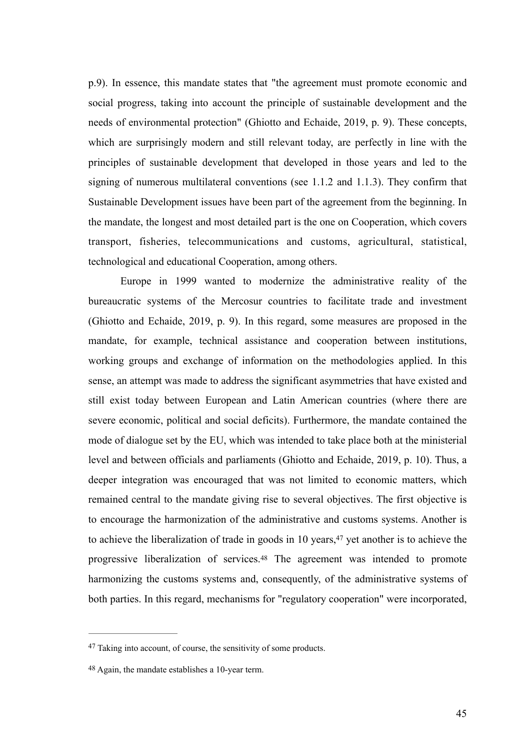p.9). In essence, this mandate states that "the agreement must promote economic and social progress, taking into account the principle of sustainable development and the needs of environmental protection" (Ghiotto and Echaide, 2019, p. 9). These concepts, which are surprisingly modern and still relevant today, are perfectly in line with the principles of sustainable development that developed in those years and led to the signing of numerous multilateral conventions (see 1.1.2 and 1.1.3). They confirm that Sustainable Development issues have been part of the agreement from the beginning. In the mandate, the longest and most detailed part is the one on Cooperation, which covers transport, fisheries, telecommunications and customs, agricultural, statistical, technological and educational Cooperation, among others.

Europe in 1999 wanted to modernize the administrative reality of the bureaucratic systems of the Mercosur countries to facilitate trade and investment (Ghiotto and Echaide, 2019, p. 9). In this regard, some measures are proposed in the mandate, for example, technical assistance and cooperation between institutions, working groups and exchange of information on the methodologies applied. In this sense, an attempt was made to address the significant asymmetries that have existed and still exist today between European and Latin American countries (where there are severe economic, political and social deficits). Furthermore, the mandate contained the mode of dialogue set by the EU, which was intended to take place both at the ministerial level and between officials and parliaments (Ghiotto and Echaide, 2019, p. 10). Thus, a deeper integration was encouraged that was not limited to economic matters, which remained central to the mandate giving rise to several objectives. The first objective is to encourage the harmonization of the administrative and customs systems. Another is to achieve the liberalization of trade in goods in 10 years,[47] yet another is to achieve the progressive liberalization of services.[48] The agreement was intended to promote harmonizing the customs systems and, consequently, of the administrative systems of both parties. In this regard, mechanisms for "regulatory cooperation" were incorporated,

---

[47] Taking into account, of course, the sensitivity of some products.

[48] Again, the mandate establishes a 10-year term.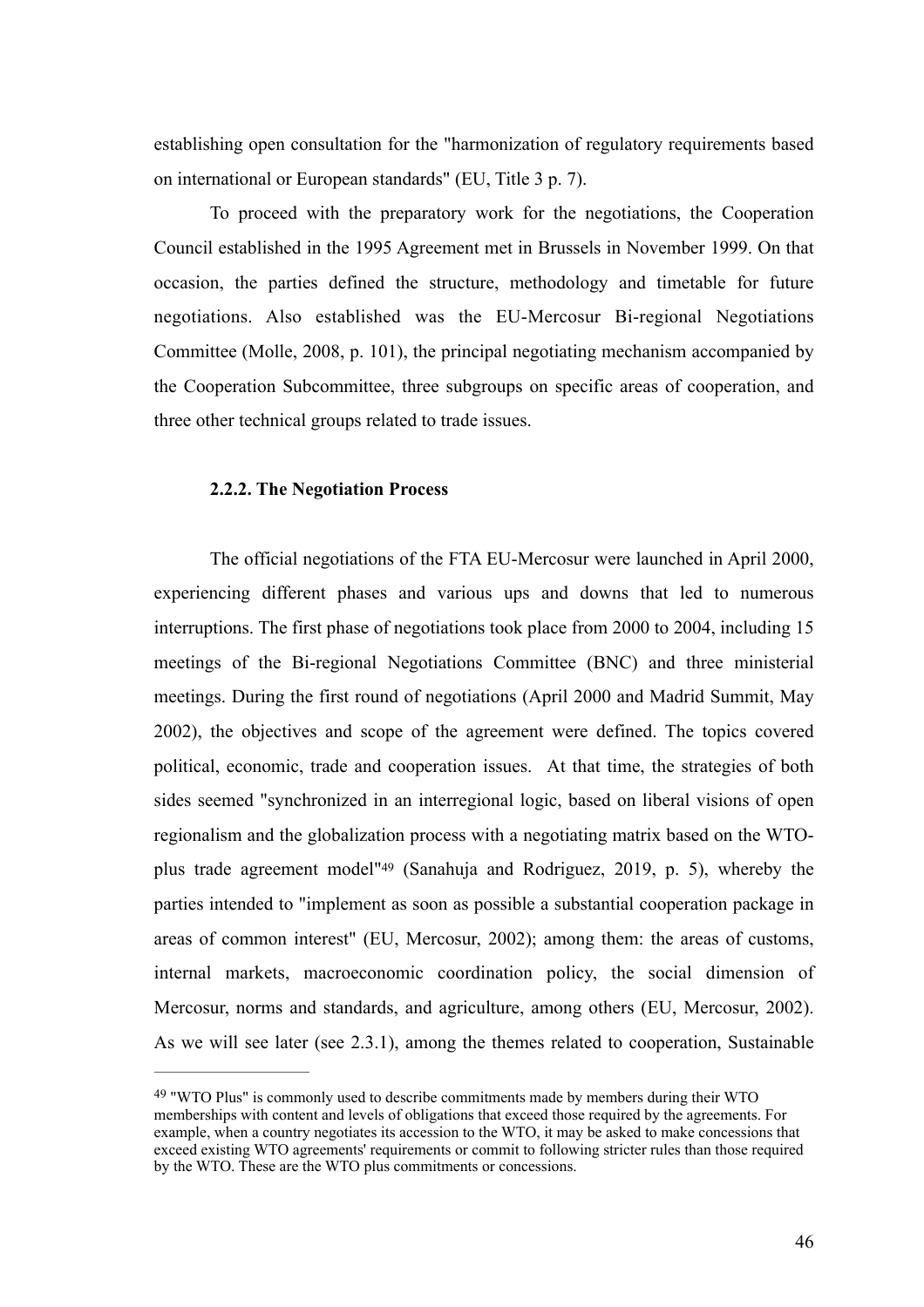establishing open consultation for the "harmonization of regulatory requirements based on international or European standards" (EU, Title 3 p. 7).

To proceed with the preparatory work for the negotiations, the Cooperation Council established in the 1995 Agreement met in Brussels in November 1999. On that occasion, the parties defined the structure, methodology and timetable for future negotiations. Also established was the EU-Mercosur Bi-regional Negotiations Committee (Molle, 2008, p. 101), the principal negotiating mechanism accompanied by the Cooperation Subcommittee, three subgroups on specific areas of cooperation, and three other technical groups related to trade issues.

### 2.2.2. The Negotiation Process

The official negotiations of the FTA EU-Mercosur were launched in April 2000, experiencing different phases and various ups and downs that led to numerous interruptions. The first phase of negotiations took place from 2000 to 2004, including 15 meetings of the Bi-regional Negotiations Committee (BNC) and three ministerial meetings. During the first round of negotiations (April 2000 and Madrid Summit, May 2002), the objectives and scope of the agreement were defined. The topics covered political, economic, trade and cooperation issues. At that time, the strategies of both sides seemed "synchronized in an interregional logic, based on liberal visions of open regionalism and the globalization process with a negotiating matrix based on the WTO-plus trade agreement model"[49] (Sanahuja and Rodriguez, 2019, p. 5), whereby the parties intended to "implement as soon as possible a substantial cooperation package in areas of common interest" (EU, Mercosur, 2002); among them: the areas of customs, internal markets, macroeconomic coordination policy, the social dimension of Mercosur, norms and standards, and agriculture, among others (EU, Mercosur, 2002). As we will see later (see 2.3.1), among the themes related to cooperation, Sustainable

---

[49] "WTO Plus" is commonly used to describe commitments made by members during their WTO memberships with content and levels of obligations that exceed those required by the agreements. For example, when a country negotiates its accession to the WTO, it may be asked to make concessions that exceed existing WTO agreements' requirements or commit to following stricter rules than those required by the WTO. These are the WTO plus commitments or concessions.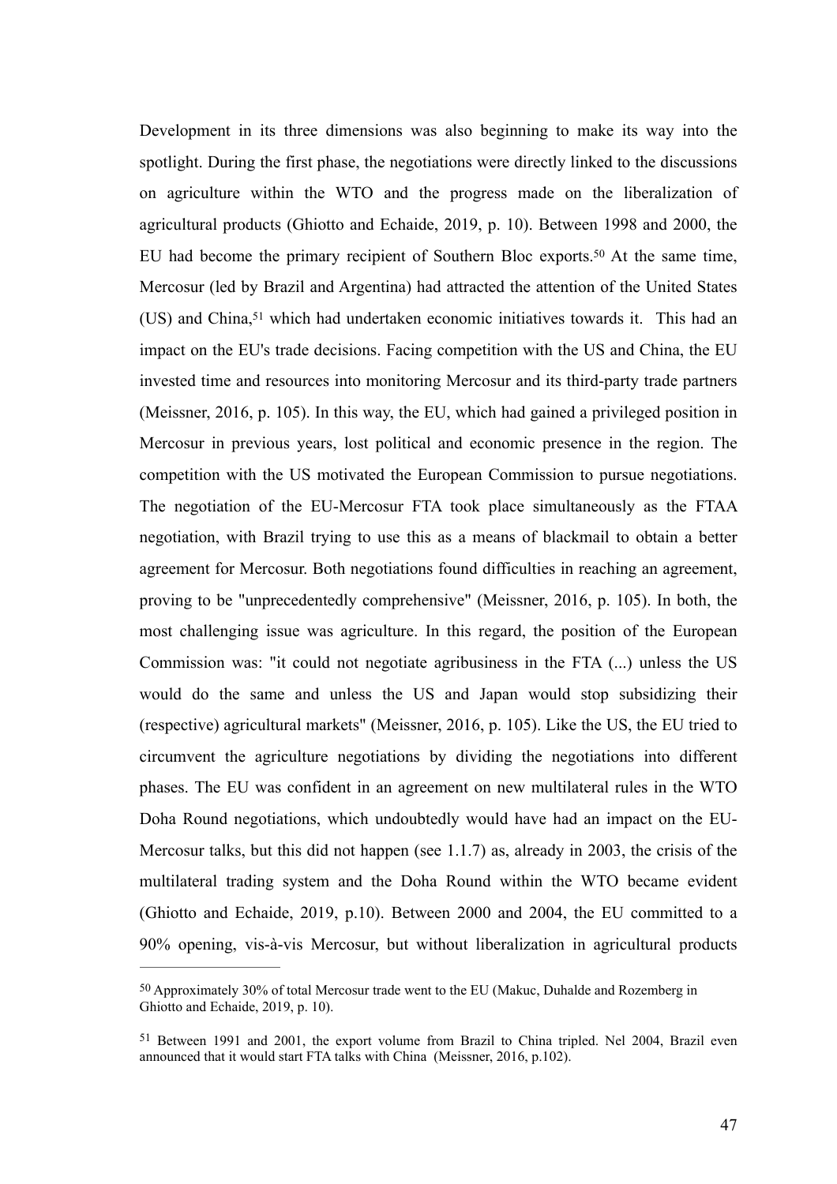Development in its three dimensions was also beginning to make its way into the spotlight. During the first phase, the negotiations were directly linked to the discussions on agriculture within the WTO and the progress made on the liberalization of agricultural products (Ghiotto and Echaide, 2019, p. 10). Between 1998 and 2000, the EU had become the primary recipient of Southern Bloc exports.[50] At the same time, Mercosur (led by Brazil and Argentina) had attracted the attention of the United States (US) and China,[51] which had undertaken economic initiatives towards it. This had an impact on the EU's trade decisions. Facing competition with the US and China, the EU invested time and resources into monitoring Mercosur and its third-party trade partners (Meissner, 2016, p. 105). In this way, the EU, which had gained a privileged position in Mercosur in previous years, lost political and economic presence in the region. The competition with the US motivated the European Commission to pursue negotiations. The negotiation of the EU-Mercosur FTA took place simultaneously as the FTAA negotiation, with Brazil trying to use this as a means of blackmail to obtain a better agreement for Mercosur. Both negotiations found difficulties in reaching an agreement, proving to be "unprecedentedly comprehensive" (Meissner, 2016, p. 105). In both, the most challenging issue was agriculture. In this regard, the position of the European Commission was: "it could not negotiate agribusiness in the FTA (...) unless the US would do the same and unless the US and Japan would stop subsidizing their (respective) agricultural markets" (Meissner, 2016, p. 105). Like the US, the EU tried to circumvent the agriculture negotiations by dividing the negotiations into different phases. The EU was confident in an agreement on new multilateral rules in the WTO Doha Round negotiations, which undoubtedly would have had an impact on the EU-Mercosur talks, but this did not happen (see 1.1.7) as, already in 2003, the crisis of the multilateral trading system and the Doha Round within the WTO became evident (Ghiotto and Echaide, 2019, p.10). Between 2000 and 2004, the EU committed to a 90% opening, vis-à-vis Mercosur, but without liberalization in agricultural products

---

[50] Approximately 30% of total Mercosur trade went to the EU (Makuc, Duhalde and Rozemberg in Ghiotto and Echaide, 2019, p. 10).

[51] Between 1991 and 2001, the export volume from Brazil to China tripled. Nel 2004, Brazil even announced that it would start FTA talks with China (Meissner, 2016, p.102).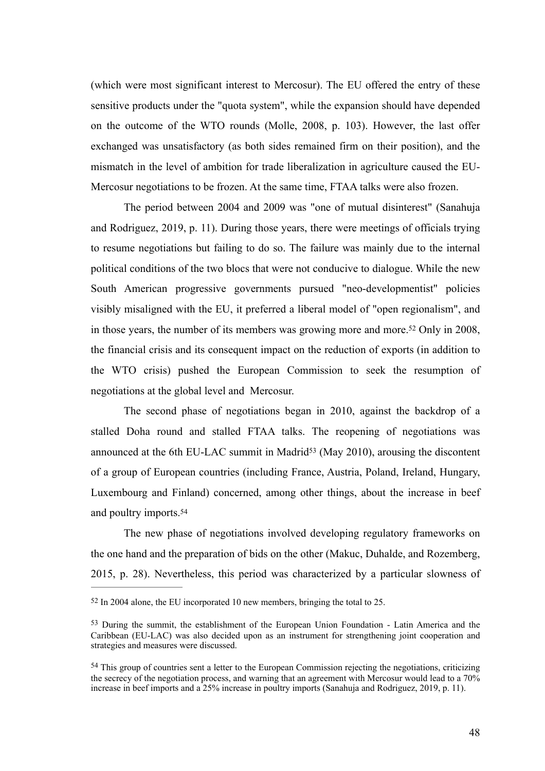(which were most significant interest to Mercosur). The EU offered the entry of these sensitive products under the "quota system", while the expansion should have depended on the outcome of the WTO rounds (Molle, 2008, p. 103). However, the last offer exchanged was unsatisfactory (as both sides remained firm on their position), and the mismatch in the level of ambition for trade liberalization in agriculture caused the EU-Mercosur negotiations to be frozen. At the same time, FTAA talks were also frozen.

The period between 2004 and 2009 was "one of mutual disinterest" (Sanahuja and Rodriguez, 2019, p. 11). During those years, there were meetings of officials trying to resume negotiations but failing to do so. The failure was mainly due to the internal political conditions of the two blocs that were not conducive to dialogue. While the new South American progressive governments pursued "neo-developmentist" policies visibly misaligned with the EU, it preferred a liberal model of "open regionalism", and in those years, the number of its members was growing more and more.[52] Only in 2008, the financial crisis and its consequent impact on the reduction of exports (in addition to the WTO crisis) pushed the European Commission to seek the resumption of negotiations at the global level and Mercosur.

The second phase of negotiations began in 2010, against the backdrop of a stalled Doha round and stalled FTAA talks. The reopening of negotiations was announced at the 6th EU-LAC summit in Madrid[53] (May 2010), arousing the discontent of a group of European countries (including France, Austria, Poland, Ireland, Hungary, Luxembourg and Finland) concerned, among other things, about the increase in beef and poultry imports.[54]

The new phase of negotiations involved developing regulatory frameworks on the one hand and the preparation of bids on the other (Makuc, Duhalde, and Rozemberg, 2015, p. 28). Nevertheless, this period was characterized by a particular slowness of

---

[52] In 2004 alone, the EU incorporated 10 new members, bringing the total to 25.

[53] During the summit, the establishment of the European Union Foundation - Latin America and the Caribbean (EU-LAC) was also decided upon as an instrument for strengthening joint cooperation and strategies and measures were discussed.

[54] This group of countries sent a letter to the European Commission rejecting the negotiations, criticizing the secrecy of the negotiation process, and warning that an agreement with Mercosur would lead to a 70% increase in beef imports and a 25% increase in poultry imports (Sanahuja and Rodriguez, 2019, p. 11).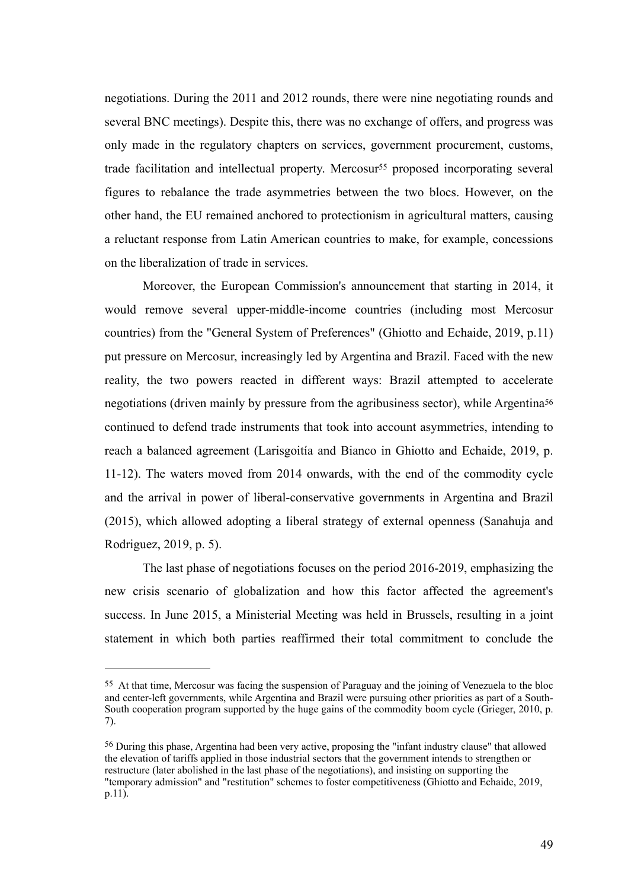negotiations. During the 2011 and 2012 rounds, there were nine negotiating rounds and several BNC meetings). Despite this, there was no exchange of offers, and progress was only made in the regulatory chapters on services, government procurement, customs, trade facilitation and intellectual property. Mercosur[55] proposed incorporating several figures to rebalance the trade asymmetries between the two blocs. However, on the other hand, the EU remained anchored to protectionism in agricultural matters, causing a reluctant response from Latin American countries to make, for example, concessions on the liberalization of trade in services.

Moreover, the European Commission's announcement that starting in 2014, it would remove several upper-middle-income countries (including most Mercosur countries) from the "General System of Preferences" (Ghiotto and Echaide, 2019, p.11) put pressure on Mercosur, increasingly led by Argentina and Brazil. Faced with the new reality, the two powers reacted in different ways: Brazil attempted to accelerate negotiations (driven mainly by pressure from the agribusiness sector), while Argentina[56] continued to defend trade instruments that took into account asymmetries, intending to reach a balanced agreement (Larisgoitía and Bianco in Ghiotto and Echaide, 2019, p. 11-12). The waters moved from 2014 onwards, with the end of the commodity cycle and the arrival in power of liberal-conservative governments in Argentina and Brazil (2015), which allowed adopting a liberal strategy of external openness (Sanahuja and Rodriguez, 2019, p. 5).

The last phase of negotiations focuses on the period 2016-2019, emphasizing the new crisis scenario of globalization and how this factor affected the agreement's success. In June 2015, a Ministerial Meeting was held in Brussels, resulting in a joint statement in which both parties reaffirmed their total commitment to conclude the

---

[55] At that time, Mercosur was facing the suspension of Paraguay and the joining of Venezuela to the bloc and center-left governments, while Argentina and Brazil were pursuing other priorities as part of a South-South cooperation program supported by the huge gains of the commodity boom cycle (Grieger, 2010, p. 7).

[56] During this phase, Argentina had been very active, proposing the "infant industry clause" that allowed the elevation of tariffs applied in those industrial sectors that the government intends to strengthen or restructure (later abolished in the last phase of the negotiations), and insisting on supporting the "temporary admission" and "restitution" schemes to foster competitiveness (Ghiotto and Echaide, 2019, p.11).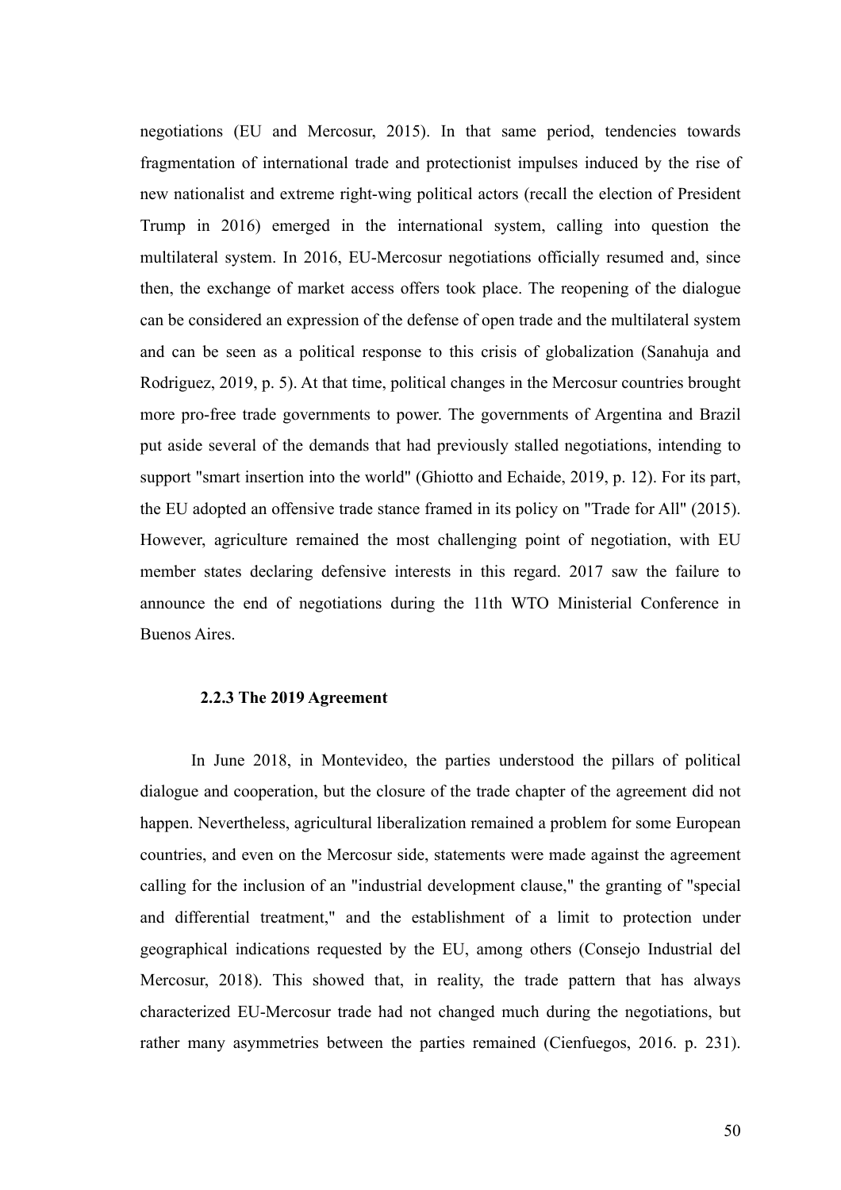negotiations (EU and Mercosur, 2015). In that same period, tendencies towards fragmentation of international trade and protectionist impulses induced by the rise of new nationalist and extreme right-wing political actors (recall the election of President Trump in 2016) emerged in the international system, calling into question the multilateral system. In 2016, EU-Mercosur negotiations officially resumed and, since then, the exchange of market access offers took place. The reopening of the dialogue can be considered an expression of the defense of open trade and the multilateral system and can be seen as a political response to this crisis of globalization (Sanahuja and Rodriguez, 2019, p. 5). At that time, political changes in the Mercosur countries brought more pro-free trade governments to power. The governments of Argentina and Brazil put aside several of the demands that had previously stalled negotiations, intending to support "smart insertion into the world" (Ghiotto and Echaide, 2019, p. 12). For its part, the EU adopted an offensive trade stance framed in its policy on "Trade for All" (2015). However, agriculture remained the most challenging point of negotiation, with EU member states declaring defensive interests in this regard. 2017 saw the failure to announce the end of negotiations during the 11th WTO Ministerial Conference in Buenos Aires.

### 2.2.3 The 2019 Agreement

In June 2018, in Montevideo, the parties understood the pillars of political dialogue and cooperation, but the closure of the trade chapter of the agreement did not happen. Nevertheless, agricultural liberalization remained a problem for some European countries, and even on the Mercosur side, statements were made against the agreement calling for the inclusion of an "industrial development clause," the granting of "special and differential treatment," and the establishment of a limit to protection under geographical indications requested by the EU, among others (Consejo Industrial del Mercosur, 2018). This showed that, in reality, the trade pattern that has always characterized EU-Mercosur trade had not changed much during the negotiations, but rather many asymmetries between the parties remained (Cienfuegos, 2016. p. 231).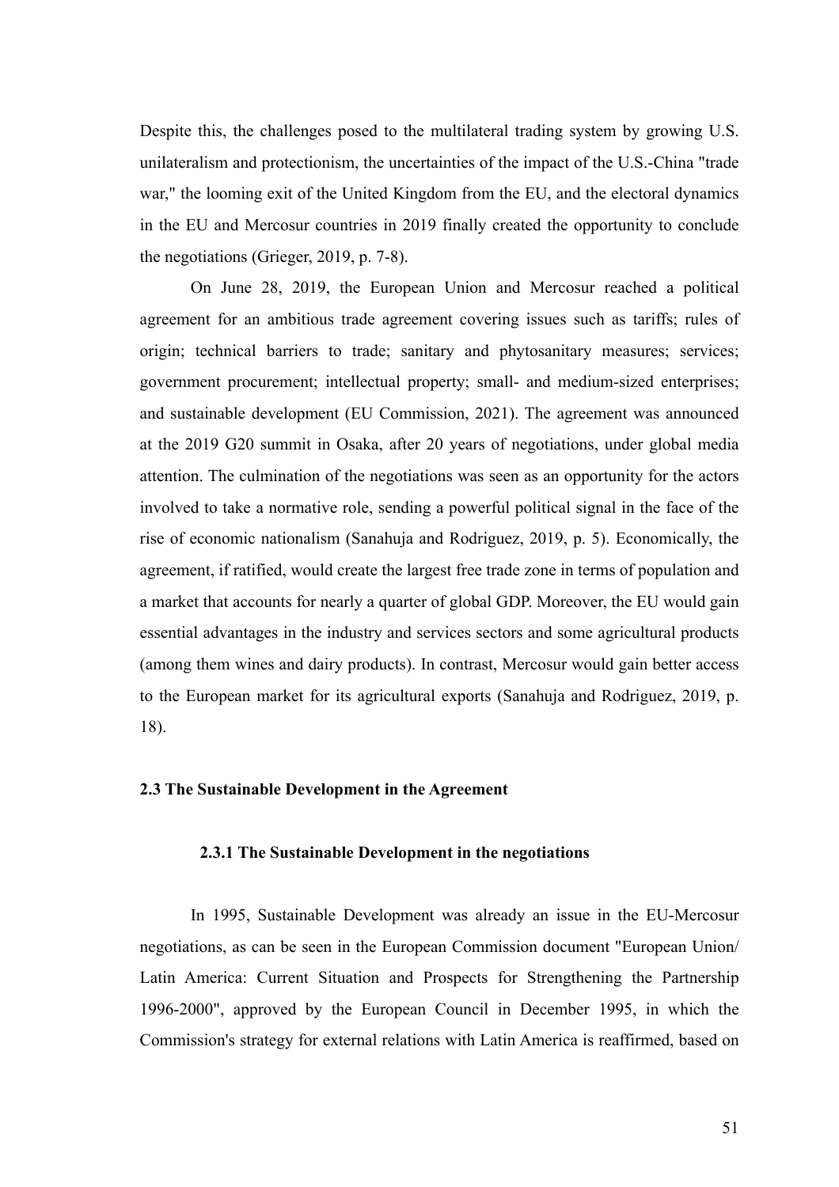Despite this, the challenges posed to the multilateral trading system by growing U.S. unilateralism and protectionism, the uncertainties of the impact of the U.S.-China "trade war," the looming exit of the United Kingdom from the EU, and the electoral dynamics in the EU and Mercosur countries in 2019 finally created the opportunity to conclude the negotiations (Grieger, 2019, p. 7-8).

On June 28, 2019, the European Union and Mercosur reached a political agreement for an ambitious trade agreement covering issues such as tariffs; rules of origin; technical barriers to trade; sanitary and phytosanitary measures; services; government procurement; intellectual property; small- and medium-sized enterprises; and sustainable development (EU Commission, 2021). The agreement was announced at the 2019 G20 summit in Osaka, after 20 years of negotiations, under global media attention. The culmination of the negotiations was seen as an opportunity for the actors involved to take a normative role, sending a powerful political signal in the face of the rise of economic nationalism (Sanahuja and Rodriguez, 2019, p. 5). Economically, the agreement, if ratified, would create the largest free trade zone in terms of population and a market that accounts for nearly a quarter of global GDP. Moreover, the EU would gain essential advantages in the industry and services sectors and some agricultural products (among them wines and dairy products). In contrast, Mercosur would gain better access to the European market for its agricultural exports (Sanahuja and Rodriguez, 2019, p. 18).

## 2.3 The Sustainable Development in the Agreement

### 2.3.1 The Sustainable Development in the negotiations

In 1995, Sustainable Development was already an issue in the EU-Mercosur negotiations, as can be seen in the European Commission document "European Union/ Latin America: Current Situation and Prospects for Strengthening the Partnership 1996-2000", approved by the European Council in December 1995, in which the Commission's strategy for external relations with Latin America is reaffirmed, based on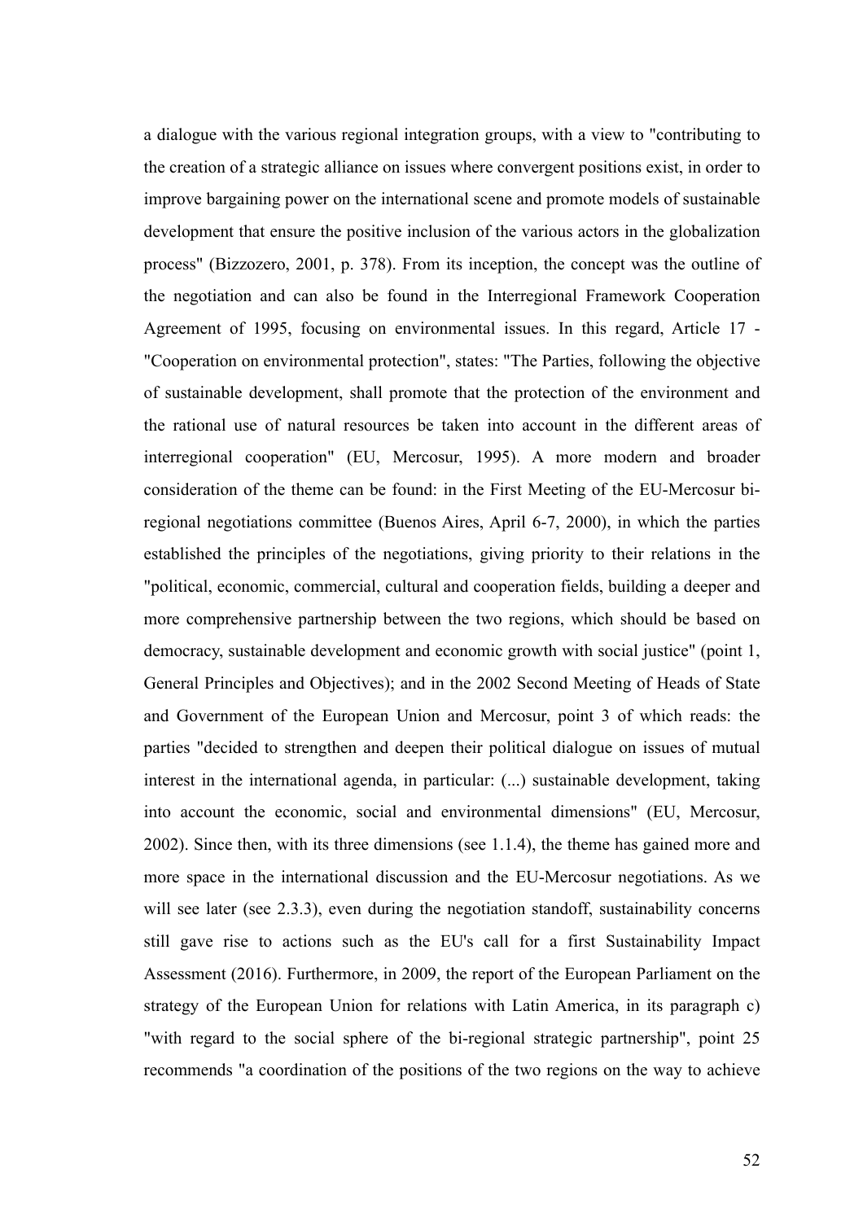a dialogue with the various regional integration groups, with a view to "contributing to the creation of a strategic alliance on issues where convergent positions exist, in order to improve bargaining power on the international scene and promote models of sustainable development that ensure the positive inclusion of the various actors in the globalization process" (Bizzozero, 2001, p. 378). From its inception, the concept was the outline of the negotiation and can also be found in the Interregional Framework Cooperation Agreement of 1995, focusing on environmental issues. In this regard, Article 17 - "Cooperation on environmental protection", states: "The Parties, following the objective of sustainable development, shall promote that the protection of the environment and the rational use of natural resources be taken into account in the different areas of interregional cooperation" (EU, Mercosur, 1995). A more modern and broader consideration of the theme can be found: in the First Meeting of the EU-Mercosur bi-regional negotiations committee (Buenos Aires, April 6-7, 2000), in which the parties established the principles of the negotiations, giving priority to their relations in the "political, economic, commercial, cultural and cooperation fields, building a deeper and more comprehensive partnership between the two regions, which should be based on democracy, sustainable development and economic growth with social justice" (point 1, General Principles and Objectives); and in the 2002 Second Meeting of Heads of State and Government of the European Union and Mercosur, point 3 of which reads: the parties "decided to strengthen and deepen their political dialogue on issues of mutual interest in the international agenda, in particular: (...) sustainable development, taking into account the economic, social and environmental dimensions" (EU, Mercosur, 2002). Since then, with its three dimensions (see 1.1.4), the theme has gained more and more space in the international discussion and the EU-Mercosur negotiations. As we will see later (see 2.3.3), even during the negotiation standoff, sustainability concerns still gave rise to actions such as the EU's call for a first Sustainability Impact Assessment (2016). Furthermore, in 2009, the report of the European Parliament on the strategy of the European Union for relations with Latin America, in its paragraph c) "with regard to the social sphere of the bi-regional strategic partnership", point 25 recommends "a coordination of the positions of the two regions on the way to achieve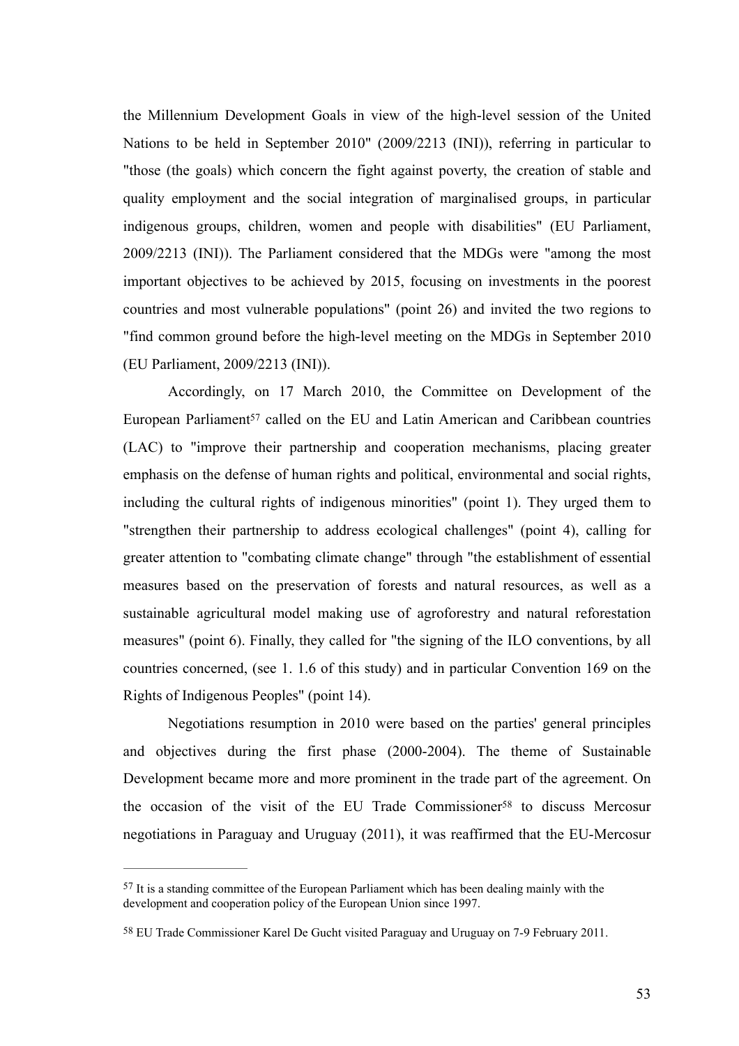the Millennium Development Goals in view of the high-level session of the United Nations to be held in September 2010" (2009/2213 (INI)), referring in particular to "those (the goals) which concern the fight against poverty, the creation of stable and quality employment and the social integration of marginalised groups, in particular indigenous groups, children, women and people with disabilities" (EU Parliament, 2009/2213 (INI)). The Parliament considered that the MDGs were "among the most important objectives to be achieved by 2015, focusing on investments in the poorest countries and most vulnerable populations" (point 26) and invited the two regions to "find common ground before the high-level meeting on the MDGs in September 2010 (EU Parliament, 2009/2213 (INI)).

Accordingly, on 17 March 2010, the Committee on Development of the European Parliament[57] called on the EU and Latin American and Caribbean countries (LAC) to "improve their partnership and cooperation mechanisms, placing greater emphasis on the defense of human rights and political, environmental and social rights, including the cultural rights of indigenous minorities" (point 1). They urged them to "strengthen their partnership to address ecological challenges" (point 4), calling for greater attention to "combating climate change" through "the establishment of essential measures based on the preservation of forests and natural resources, as well as a sustainable agricultural model making use of agroforestry and natural reforestation measures" (point 6). Finally, they called for "the signing of the ILO conventions, by all countries concerned, (see 1. 1.6 of this study) and in particular Convention 169 on the Rights of Indigenous Peoples" (point 14).

Negotiations resumption in 2010 were based on the parties' general principles and objectives during the first phase (2000-2004). The theme of Sustainable Development became more and more prominent in the trade part of the agreement. On the occasion of the visit of the EU Trade Commissioner[58] to discuss Mercosur negotiations in Paraguay and Uruguay (2011), it was reaffirmed that the EU-Mercosur

---

[57] It is a standing committee of the European Parliament which has been dealing mainly with the development and cooperation policy of the European Union since 1997.

[58] EU Trade Commissioner Karel De Gucht visited Paraguay and Uruguay on 7-9 February 2011.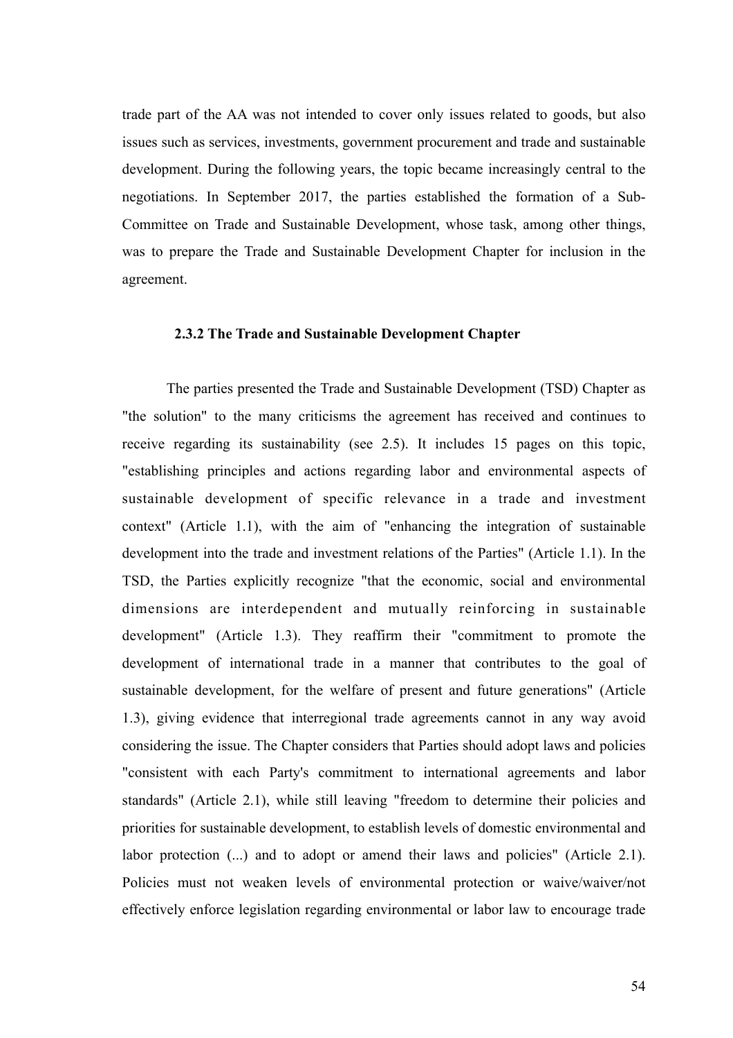trade part of the AA was not intended to cover only issues related to goods, but also issues such as services, investments, government procurement and trade and sustainable development. During the following years, the topic became increasingly central to the negotiations. In September 2017, the parties established the formation of a Sub-Committee on Trade and Sustainable Development, whose task, among other things, was to prepare the Trade and Sustainable Development Chapter for inclusion in the agreement.

### 2.3.2 The Trade and Sustainable Development Chapter

The parties presented the Trade and Sustainable Development (TSD) Chapter as "the solution" to the many criticisms the agreement has received and continues to receive regarding its sustainability (see 2.5). It includes 15 pages on this topic, "establishing principles and actions regarding labor and environmental aspects of sustainable development of specific relevance in a trade and investment context" (Article 1.1), with the aim of "enhancing the integration of sustainable development into the trade and investment relations of the Parties" (Article 1.1). In the TSD, the Parties explicitly recognize "that the economic, social and environmental dimensions are interdependent and mutually reinforcing in sustainable development" (Article 1.3). They reaffirm their "commitment to promote the development of international trade in a manner that contributes to the goal of sustainable development, for the welfare of present and future generations" (Article 1.3), giving evidence that interregional trade agreements cannot in any way avoid considering the issue. The Chapter considers that Parties should adopt laws and policies "consistent with each Party's commitment to international agreements and labor standards" (Article 2.1), while still leaving "freedom to determine their policies and priorities for sustainable development, to establish levels of domestic environmental and labor protection (...) and to adopt or amend their laws and policies" (Article 2.1). Policies must not weaken levels of environmental protection or waive/waiver/not effectively enforce legislation regarding environmental or labor law to encourage trade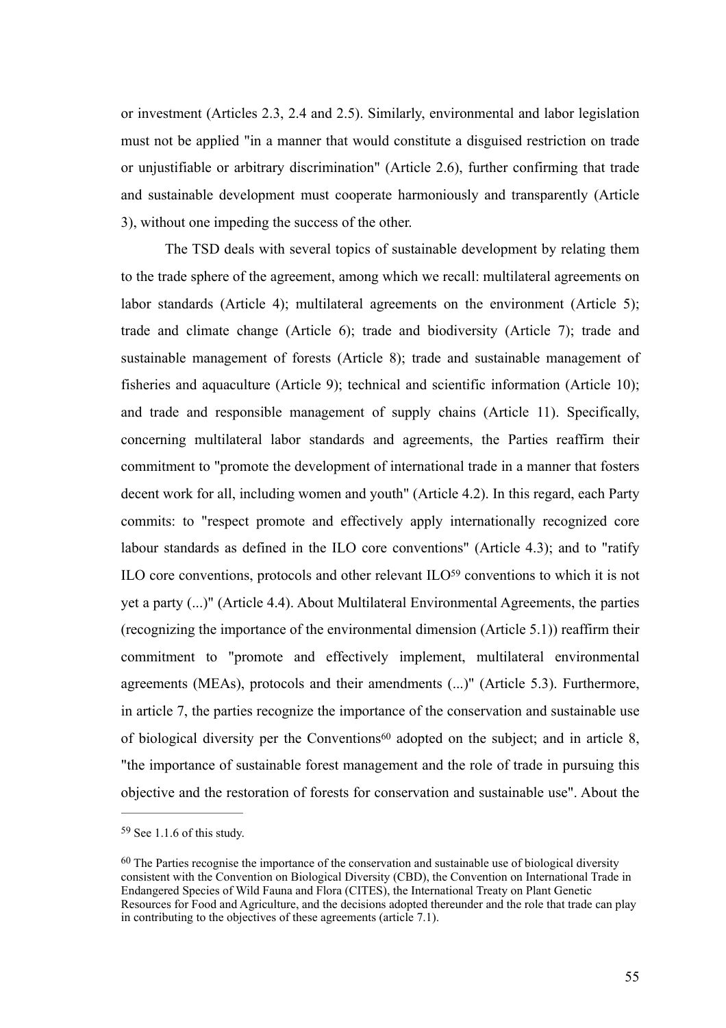or investment (Articles 2.3, 2.4 and 2.5). Similarly, environmental and labor legislation must not be applied "in a manner that would constitute a disguised restriction on trade or unjustifiable or arbitrary discrimination" (Article 2.6), further confirming that trade and sustainable development must cooperate harmoniously and transparently (Article 3), without one impeding the success of the other.

The TSD deals with several topics of sustainable development by relating them to the trade sphere of the agreement, among which we recall: multilateral agreements on labor standards (Article 4); multilateral agreements on the environment (Article 5); trade and climate change (Article 6); trade and biodiversity (Article 7); trade and sustainable management of forests (Article 8); trade and sustainable management of fisheries and aquaculture (Article 9); technical and scientific information (Article 10); and trade and responsible management of supply chains (Article 11). Specifically, concerning multilateral labor standards and agreements, the Parties reaffirm their commitment to "promote the development of international trade in a manner that fosters decent work for all, including women and youth" (Article 4.2). In this regard, each Party commits: to "respect promote and effectively apply internationally recognized core labour standards as defined in the ILO core conventions" (Article 4.3); and to "ratify ILO core conventions, protocols and other relevant ILO[59] conventions to which it is not yet a party (...)" (Article 4.4). About Multilateral Environmental Agreements, the parties (recognizing the importance of the environmental dimension (Article 5.1)) reaffirm their commitment to "promote and effectively implement, multilateral environmental agreements (MEAs), protocols and their amendments (...)" (Article 5.3). Furthermore, in article 7, the parties recognize the importance of the conservation and sustainable use of biological diversity per the Conventions[60] adopted on the subject; and in article 8, "the importance of sustainable forest management and the role of trade in pursuing this objective and the restoration of forests for conservation and sustainable use". About the

---

[59] See 1.1.6 of this study.

[60] The Parties recognise the importance of the conservation and sustainable use of biological diversity consistent with the Convention on Biological Diversity (CBD), the Convention on International Trade in Endangered Species of Wild Fauna and Flora (CITES), the International Treaty on Plant Genetic Resources for Food and Agriculture, and the decisions adopted thereunder and the role that trade can play in contributing to the objectives of these agreements (article 7.1).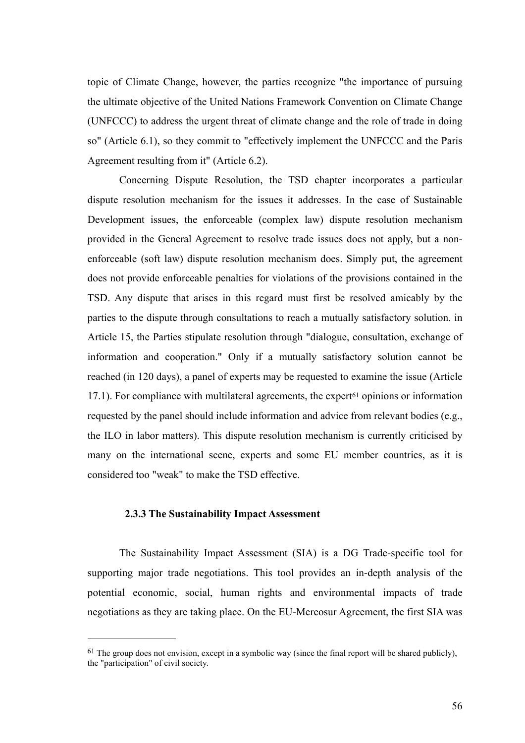topic of Climate Change, however, the parties recognize "the importance of pursuing the ultimate objective of the United Nations Framework Convention on Climate Change (UNFCCC) to address the urgent threat of climate change and the role of trade in doing so" (Article 6.1), so they commit to "effectively implement the UNFCCC and the Paris Agreement resulting from it" (Article 6.2).

Concerning Dispute Resolution, the TSD chapter incorporates a particular dispute resolution mechanism for the issues it addresses. In the case of Sustainable Development issues, the enforceable (complex law) dispute resolution mechanism provided in the General Agreement to resolve trade issues does not apply, but a non-enforceable (soft law) dispute resolution mechanism does. Simply put, the agreement does not provide enforceable penalties for violations of the provisions contained in the TSD. Any dispute that arises in this regard must first be resolved amicably by the parties to the dispute through consultations to reach a mutually satisfactory solution. in Article 15, the Parties stipulate resolution through "dialogue, consultation, exchange of information and cooperation." Only if a mutually satisfactory solution cannot be reached (in 120 days), a panel of experts may be requested to examine the issue (Article 17.1). For compliance with multilateral agreements, the expert[61] opinions or information requested by the panel should include information and advice from relevant bodies (e.g., the ILO in labor matters). This dispute resolution mechanism is currently criticised by many on the international scene, experts and some EU member countries, as it is considered too "weak" to make the TSD effective.

### 2.3.3 The Sustainability Impact Assessment

The Sustainability Impact Assessment (SIA) is a DG Trade-specific tool for supporting major trade negotiations. This tool provides an in-depth analysis of the potential economic, social, human rights and environmental impacts of trade negotiations as they are taking place. On the EU-Mercosur Agreement, the first SIA was

---

[61] The group does not envision, except in a symbolic way (since the final report will be shared publicly), the "participation" of civil society.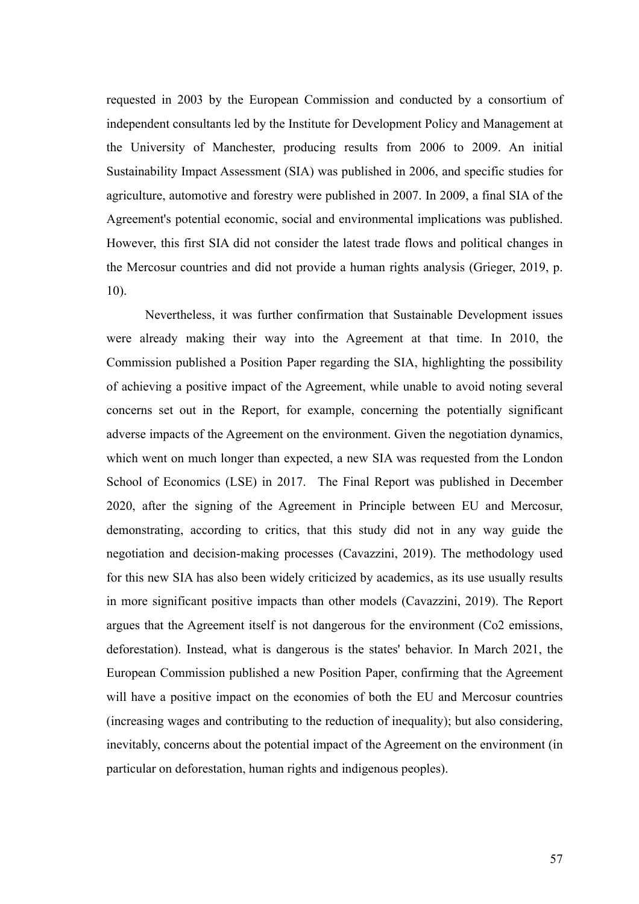requested in 2003 by the European Commission and conducted by a consortium of independent consultants led by the Institute for Development Policy and Management at the University of Manchester, producing results from 2006 to 2009. An initial Sustainability Impact Assessment (SIA) was published in 2006, and specific studies for agriculture, automotive and forestry were published in 2007. In 2009, a final SIA of the Agreement's potential economic, social and environmental implications was published. However, this first SIA did not consider the latest trade flows and political changes in the Mercosur countries and did not provide a human rights analysis (Grieger, 2019, p. 10).

Nevertheless, it was further confirmation that Sustainable Development issues were already making their way into the Agreement at that time. In 2010, the Commission published a Position Paper regarding the SIA, highlighting the possibility of achieving a positive impact of the Agreement, while unable to avoid noting several concerns set out in the Report, for example, concerning the potentially significant adverse impacts of the Agreement on the environment. Given the negotiation dynamics, which went on much longer than expected, a new SIA was requested from the London School of Economics (LSE) in 2017. The Final Report was published in December 2020, after the signing of the Agreement in Principle between EU and Mercosur, demonstrating, according to critics, that this study did not in any way guide the negotiation and decision-making processes (Cavazzini, 2019). The methodology used for this new SIA has also been widely criticized by academics, as its use usually results in more significant positive impacts than other models (Cavazzini, 2019). The Report argues that the Agreement itself is not dangerous for the environment (Co2 emissions, deforestation). Instead, what is dangerous is the states' behavior. In March 2021, the European Commission published a new Position Paper, confirming that the Agreement will have a positive impact on the economies of both the EU and Mercosur countries (increasing wages and contributing to the reduction of inequality); but also considering, inevitably, concerns about the potential impact of the Agreement on the environment (in particular on deforestation, human rights and indigenous peoples).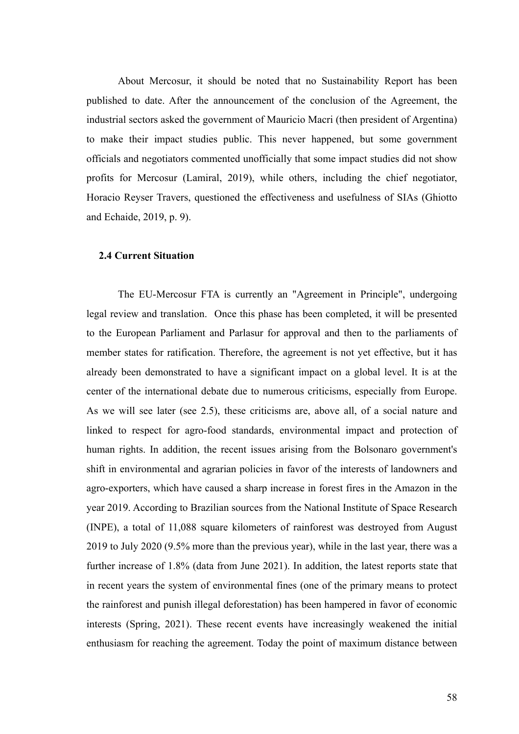About Mercosur, it should be noted that no Sustainability Report has been published to date. After the announcement of the conclusion of the Agreement, the industrial sectors asked the government of Mauricio Macri (then president of Argentina) to make their impact studies public. This never happened, but some government officials and negotiators commented unofficially that some impact studies did not show profits for Mercosur (Lamiral, 2019), while others, including the chief negotiator, Horacio Reyser Travers, questioned the effectiveness and usefulness of SIAs (Ghiotto and Echaide, 2019, p. 9).

### 2.4 Current Situation

The EU-Mercosur FTA is currently an "Agreement in Principle", undergoing legal review and translation. Once this phase has been completed, it will be presented to the European Parliament and Parlasur for approval and then to the parliaments of member states for ratification. Therefore, the agreement is not yet effective, but it has already been demonstrated to have a significant impact on a global level. It is at the center of the international debate due to numerous criticisms, especially from Europe. As we will see later (see 2.5), these criticisms are, above all, of a social nature and linked to respect for agro-food standards, environmental impact and protection of human rights. In addition, the recent issues arising from the Bolsonaro government's shift in environmental and agrarian policies in favor of the interests of landowners and agro-exporters, which have caused a sharp increase in forest fires in the Amazon in the year 2019. According to Brazilian sources from the National Institute of Space Research (INPE), a total of 11,088 square kilometers of rainforest was destroyed from August 2019 to July 2020 (9.5% more than the previous year), while in the last year, there was a further increase of 1.8% (data from June 2021). In addition, the latest reports state that in recent years the system of environmental fines (one of the primary means to protect the rainforest and punish illegal deforestation) has been hampered in favor of economic interests (Spring, 2021). These recent events have increasingly weakened the initial enthusiasm for reaching the agreement. Today the point of maximum distance between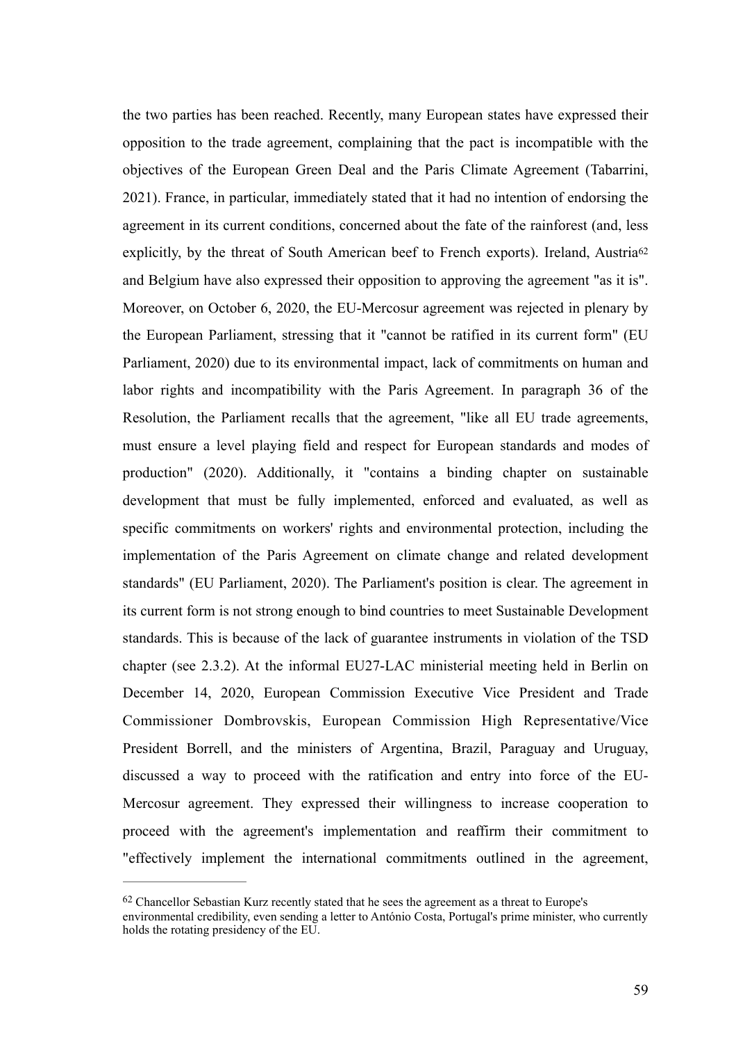the two parties has been reached. Recently, many European states have expressed their opposition to the trade agreement, complaining that the pact is incompatible with the objectives of the European Green Deal and the Paris Climate Agreement (Tabarrini, 2021). France, in particular, immediately stated that it had no intention of endorsing the agreement in its current conditions, concerned about the fate of the rainforest (and, less explicitly, by the threat of South American beef to French exports). Ireland, Austria[62] and Belgium have also expressed their opposition to approving the agreement "as it is". Moreover, on October 6, 2020, the EU-Mercosur agreement was rejected in plenary by the European Parliament, stressing that it "cannot be ratified in its current form" (EU Parliament, 2020) due to its environmental impact, lack of commitments on human and labor rights and incompatibility with the Paris Agreement. In paragraph 36 of the Resolution, the Parliament recalls that the agreement, "like all EU trade agreements, must ensure a level playing field and respect for European standards and modes of production" (2020). Additionally, it "contains a binding chapter on sustainable development that must be fully implemented, enforced and evaluated, as well as specific commitments on workers' rights and environmental protection, including the implementation of the Paris Agreement on climate change and related development standards" (EU Parliament, 2020). The Parliament's position is clear. The agreement in its current form is not strong enough to bind countries to meet Sustainable Development standards. This is because of the lack of guarantee instruments in violation of the TSD chapter (see 2.3.2). At the informal EU27-LAC ministerial meeting held in Berlin on December 14, 2020, European Commission Executive Vice President and Trade Commissioner Dombrovskis, European Commission High Representative/Vice President Borrell, and the ministers of Argentina, Brazil, Paraguay and Uruguay, discussed a way to proceed with the ratification and entry into force of the EU-Mercosur agreement. They expressed their willingness to increase cooperation to proceed with the agreement's implementation and reaffirm their commitment to "effectively implement the international commitments outlined in the agreement,

---

[62] Chancellor Sebastian Kurz recently stated that he sees the agreement as a threat to Europe's environmental credibility, even sending a letter to António Costa, Portugal's prime minister, who currently holds the rotating presidency of the EU.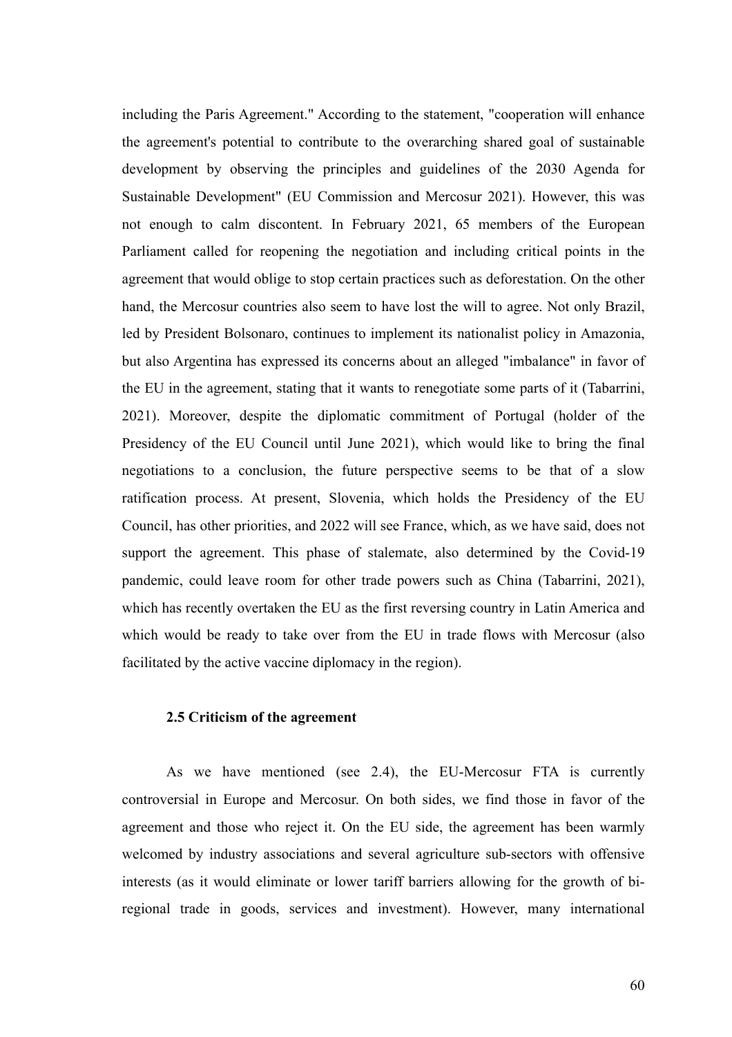including the Paris Agreement." According to the statement, "cooperation will enhance the agreement's potential to contribute to the overarching shared goal of sustainable development by observing the principles and guidelines of the 2030 Agenda for Sustainable Development" (EU Commission and Mercosur 2021). However, this was not enough to calm discontent. In February 2021, 65 members of the European Parliament called for reopening the negotiation and including critical points in the agreement that would oblige to stop certain practices such as deforestation. On the other hand, the Mercosur countries also seem to have lost the will to agree. Not only Brazil, led by President Bolsonaro, continues to implement its nationalist policy in Amazonia, but also Argentina has expressed its concerns about an alleged "imbalance" in favor of the EU in the agreement, stating that it wants to renegotiate some parts of it (Tabarrini, 2021). Moreover, despite the diplomatic commitment of Portugal (holder of the Presidency of the EU Council until June 2021), which would like to bring the final negotiations to a conclusion, the future perspective seems to be that of a slow ratification process. At present, Slovenia, which holds the Presidency of the EU Council, has other priorities, and 2022 will see France, which, as we have said, does not support the agreement. This phase of stalemate, also determined by the Covid-19 pandemic, could leave room for other trade powers such as China (Tabarrini, 2021), which has recently overtaken the EU as the first reversing country in Latin America and which would be ready to take over from the EU in trade flows with Mercosur (also facilitated by the active vaccine diplomacy in the region).

### 2.5 Criticism of the agreement

As we have mentioned (see 2.4), the EU-Mercosur FTA is currently controversial in Europe and Mercosur. On both sides, we find those in favor of the agreement and those who reject it. On the EU side, the agreement has been warmly welcomed by industry associations and several agriculture sub-sectors with offensive interests (as it would eliminate or lower tariff barriers allowing for the growth of bi-regional trade in goods, services and investment). However, many international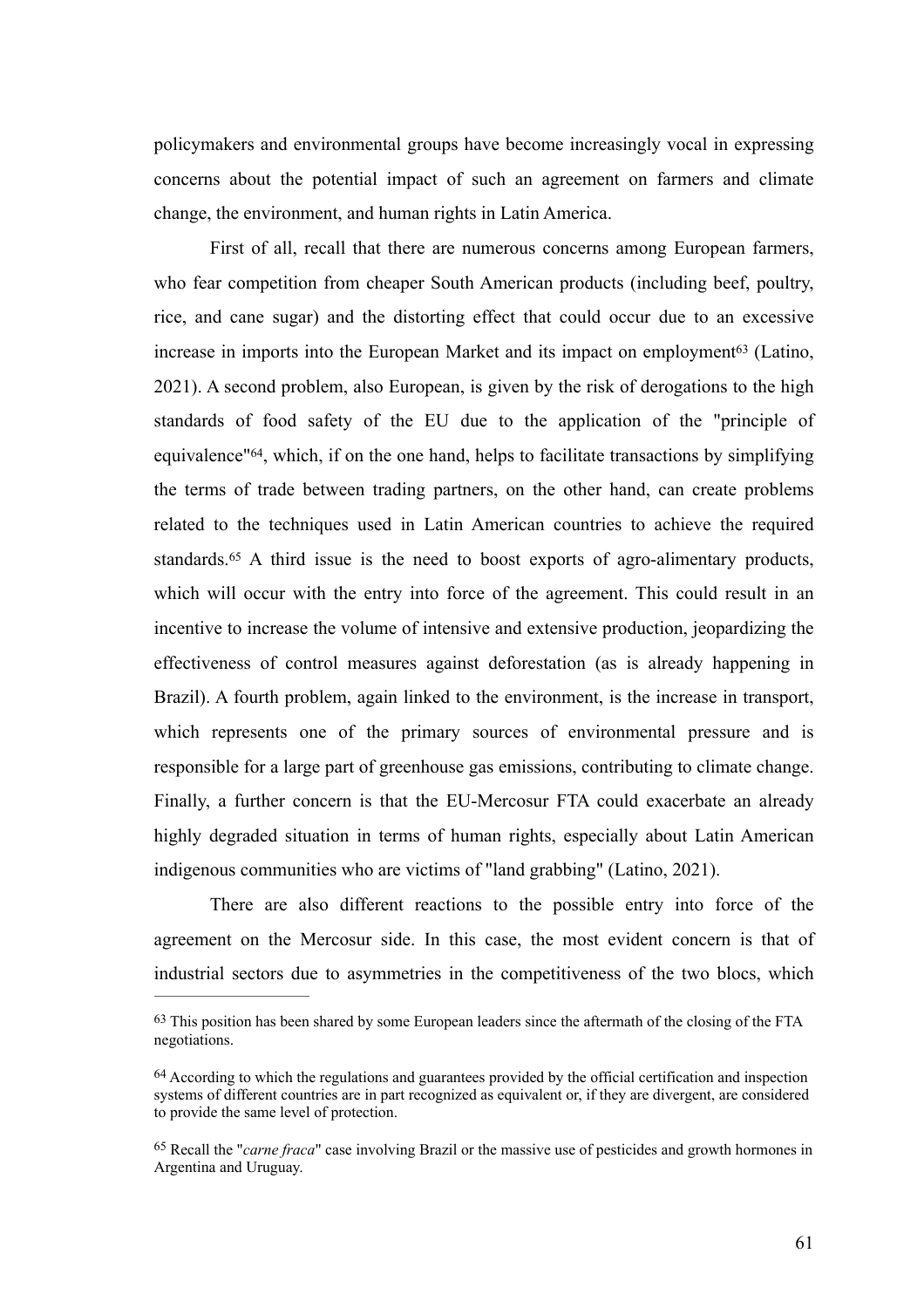policymakers and environmental groups have become increasingly vocal in expressing concerns about the potential impact of such an agreement on farmers and climate change, the environment, and human rights in Latin America.

First of all, recall that there are numerous concerns among European farmers, who fear competition from cheaper South American products (including beef, poultry, rice, and cane sugar) and the distorting effect that could occur due to an excessive increase in imports into the European Market and its impact on employment[63] (Latino, 2021). A second problem, also European, is given by the risk of derogations to the high standards of food safety of the EU due to the application of the "principle of equivalence"[64], which, if on the one hand, helps to facilitate transactions by simplifying the terms of trade between trading partners, on the other hand, can create problems related to the techniques used in Latin American countries to achieve the required standards.[65] A third issue is the need to boost exports of agro-alimentary products, which will occur with the entry into force of the agreement. This could result in an incentive to increase the volume of intensive and extensive production, jeopardizing the effectiveness of control measures against deforestation (as is already happening in Brazil). A fourth problem, again linked to the environment, is the increase in transport, which represents one of the primary sources of environmental pressure and is responsible for a large part of greenhouse gas emissions, contributing to climate change. Finally, a further concern is that the EU-Mercosur FTA could exacerbate an already highly degraded situation in terms of human rights, especially about Latin American indigenous communities who are victims of "land grabbing" (Latino, 2021).

There are also different reactions to the possible entry into force of the agreement on the Mercosur side. In this case, the most evident concern is that of industrial sectors due to asymmetries in the competitiveness of the two blocs, which

---

[63] This position has been shared by some European leaders since the aftermath of the closing of the FTA negotiations.

[64] According to which the regulations and guarantees provided by the official certification and inspection systems of different countries are in part recognized as equivalent or, if they are divergent, are considered to provide the same level of protection.

[65] Recall the "*carne fraca*" case involving Brazil or the massive use of pesticides and growth hormones in Argentina and Uruguay.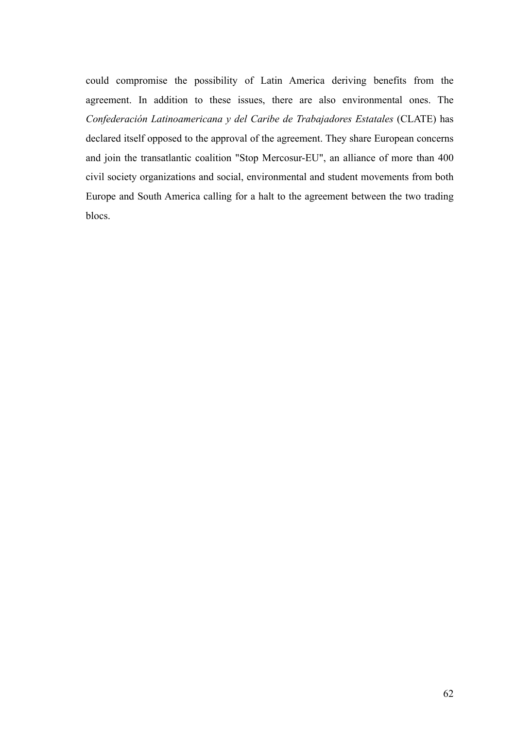could compromise the possibility of Latin America deriving benefits from the agreement. In addition to these issues, there are also environmental ones. The *Confederación Latinoamericana y del Caribe de Trabajadores Estatales* (CLATE) has declared itself opposed to the approval of the agreement. They share European concerns and join the transatlantic coalition "Stop Mercosur-EU", an alliance of more than 400 civil society organizations and social, environmental and student movements from both Europe and South America calling for a halt to the agreement between the two trading blocs.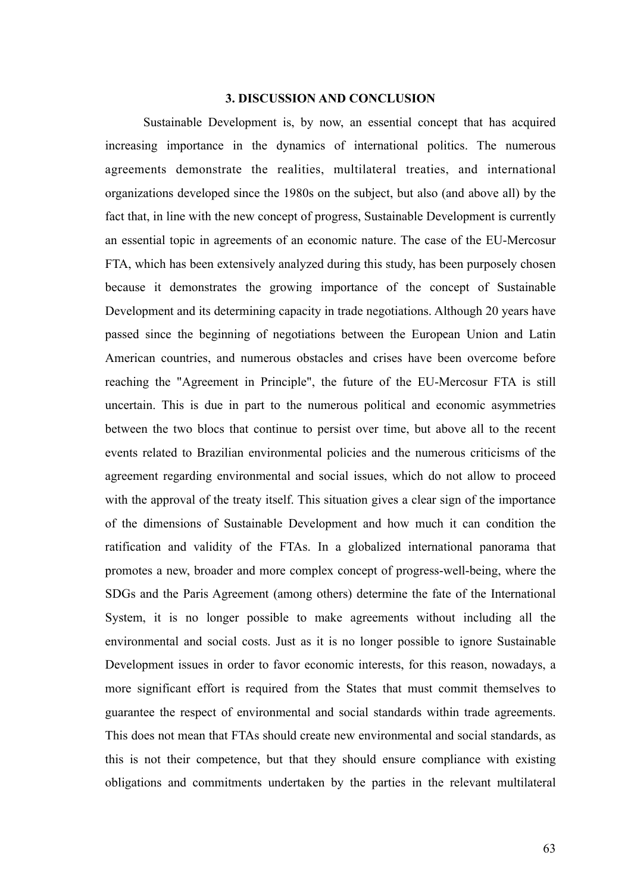## 3. DISCUSSION AND CONCLUSION

Sustainable Development is, by now, an essential concept that has acquired increasing importance in the dynamics of international politics. The numerous agreements demonstrate the realities, multilateral treaties, and international organizations developed since the 1980s on the subject, but also (and above all) by the fact that, in line with the new concept of progress, Sustainable Development is currently an essential topic in agreements of an economic nature. The case of the EU-Mercosur FTA, which has been extensively analyzed during this study, has been purposely chosen because it demonstrates the growing importance of the concept of Sustainable Development and its determining capacity in trade negotiations. Although 20 years have passed since the beginning of negotiations between the European Union and Latin American countries, and numerous obstacles and crises have been overcome before reaching the "Agreement in Principle", the future of the EU-Mercosur FTA is still uncertain. This is due in part to the numerous political and economic asymmetries between the two blocs that continue to persist over time, but above all to the recent events related to Brazilian environmental policies and the numerous criticisms of the agreement regarding environmental and social issues, which do not allow to proceed with the approval of the treaty itself. This situation gives a clear sign of the importance of the dimensions of Sustainable Development and how much it can condition the ratification and validity of the FTAs. In a globalized international panorama that promotes a new, broader and more complex concept of progress-well-being, where the SDGs and the Paris Agreement (among others) determine the fate of the International System, it is no longer possible to make agreements without including all the environmental and social costs. Just as it is no longer possible to ignore Sustainable Development issues in order to favor economic interests, for this reason, nowadays, a more significant effort is required from the States that must commit themselves to guarantee the respect of environmental and social standards within trade agreements. This does not mean that FTAs should create new environmental and social standards, as this is not their competence, but that they should ensure compliance with existing obligations and commitments undertaken by the parties in the relevant multilateral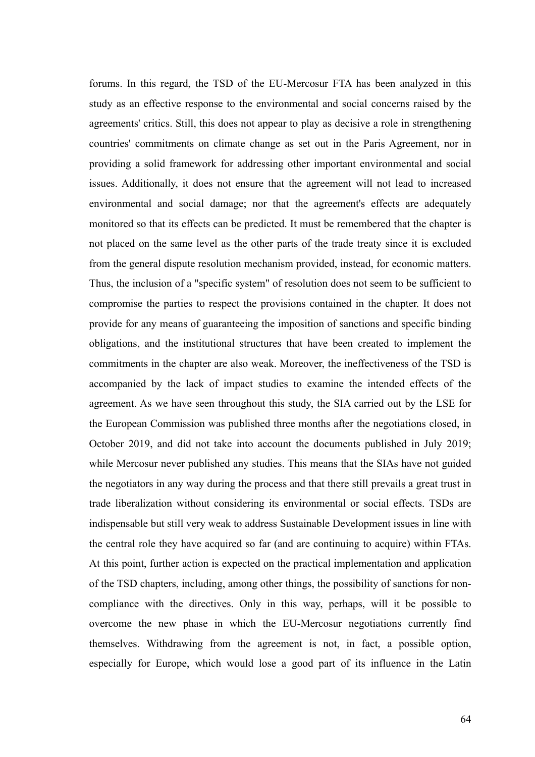forums. In this regard, the TSD of the EU-Mercosur FTA has been analyzed in this study as an effective response to the environmental and social concerns raised by the agreements' critics. Still, this does not appear to play as decisive a role in strengthening countries' commitments on climate change as set out in the Paris Agreement, nor in providing a solid framework for addressing other important environmental and social issues. Additionally, it does not ensure that the agreement will not lead to increased environmental and social damage; nor that the agreement's effects are adequately monitored so that its effects can be predicted. It must be remembered that the chapter is not placed on the same level as the other parts of the trade treaty since it is excluded from the general dispute resolution mechanism provided, instead, for economic matters. Thus, the inclusion of a "specific system" of resolution does not seem to be sufficient to compromise the parties to respect the provisions contained in the chapter. It does not provide for any means of guaranteeing the imposition of sanctions and specific binding obligations, and the institutional structures that have been created to implement the commitments in the chapter are also weak. Moreover, the ineffectiveness of the TSD is accompanied by the lack of impact studies to examine the intended effects of the agreement. As we have seen throughout this study, the SIA carried out by the LSE for the European Commission was published three months after the negotiations closed, in October 2019, and did not take into account the documents published in July 2019; while Mercosur never published any studies. This means that the SIAs have not guided the negotiators in any way during the process and that there still prevails a great trust in trade liberalization without considering its environmental or social effects. TSDs are indispensable but still very weak to address Sustainable Development issues in line with the central role they have acquired so far (and are continuing to acquire) within FTAs. At this point, further action is expected on the practical implementation and application of the TSD chapters, including, among other things, the possibility of sanctions for non-compliance with the directives. Only in this way, perhaps, will it be possible to overcome the new phase in which the EU-Mercosur negotiations currently find themselves. Withdrawing from the agreement is not, in fact, a possible option, especially for Europe, which would lose a good part of its influence in the Latin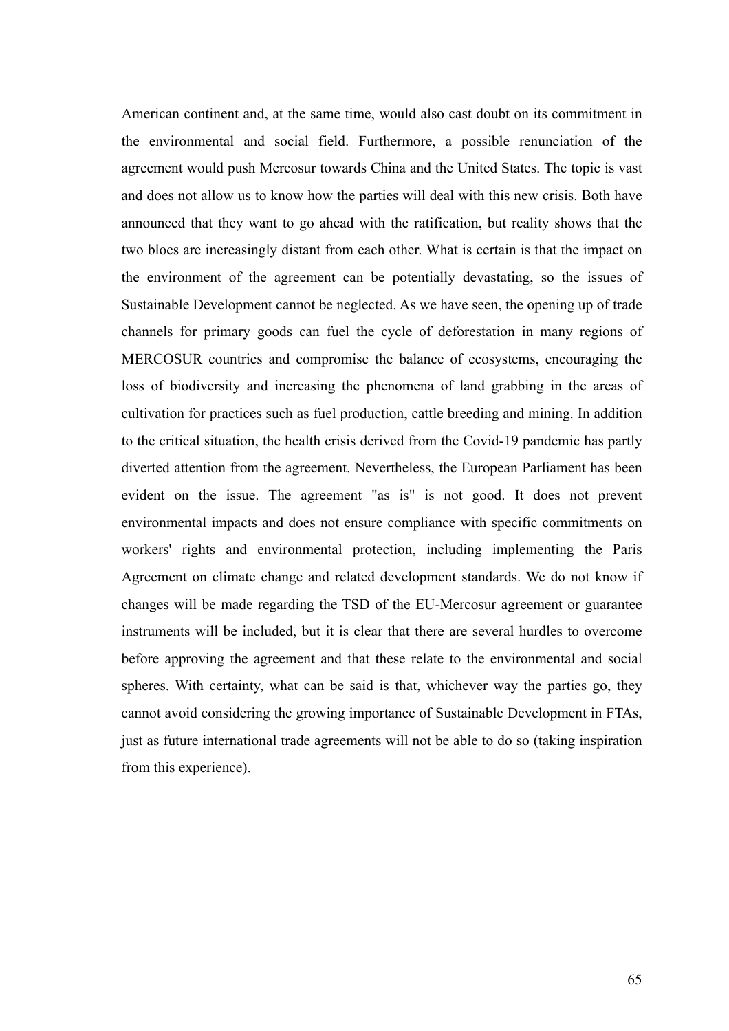American continent and, at the same time, would also cast doubt on its commitment in the environmental and social field. Furthermore, a possible renunciation of the agreement would push Mercosur towards China and the United States. The topic is vast and does not allow us to know how the parties will deal with this new crisis. Both have announced that they want to go ahead with the ratification, but reality shows that the two blocs are increasingly distant from each other. What is certain is that the impact on the environment of the agreement can be potentially devastating, so the issues of Sustainable Development cannot be neglected. As we have seen, the opening up of trade channels for primary goods can fuel the cycle of deforestation in many regions of MERCOSUR countries and compromise the balance of ecosystems, encouraging the loss of biodiversity and increasing the phenomena of land grabbing in the areas of cultivation for practices such as fuel production, cattle breeding and mining. In addition to the critical situation, the health crisis derived from the Covid-19 pandemic has partly diverted attention from the agreement. Nevertheless, the European Parliament has been evident on the issue. The agreement "as is" is not good. It does not prevent environmental impacts and does not ensure compliance with specific commitments on workers' rights and environmental protection, including implementing the Paris Agreement on climate change and related development standards. We do not know if changes will be made regarding the TSD of the EU-Mercosur agreement or guarantee instruments will be included, but it is clear that there are several hurdles to overcome before approving the agreement and that these relate to the environmental and social spheres. With certainty, what can be said is that, whichever way the parties go, they cannot avoid considering the growing importance of Sustainable Development in FTAs, just as future international trade agreements will not be able to do so (taking inspiration from this experience).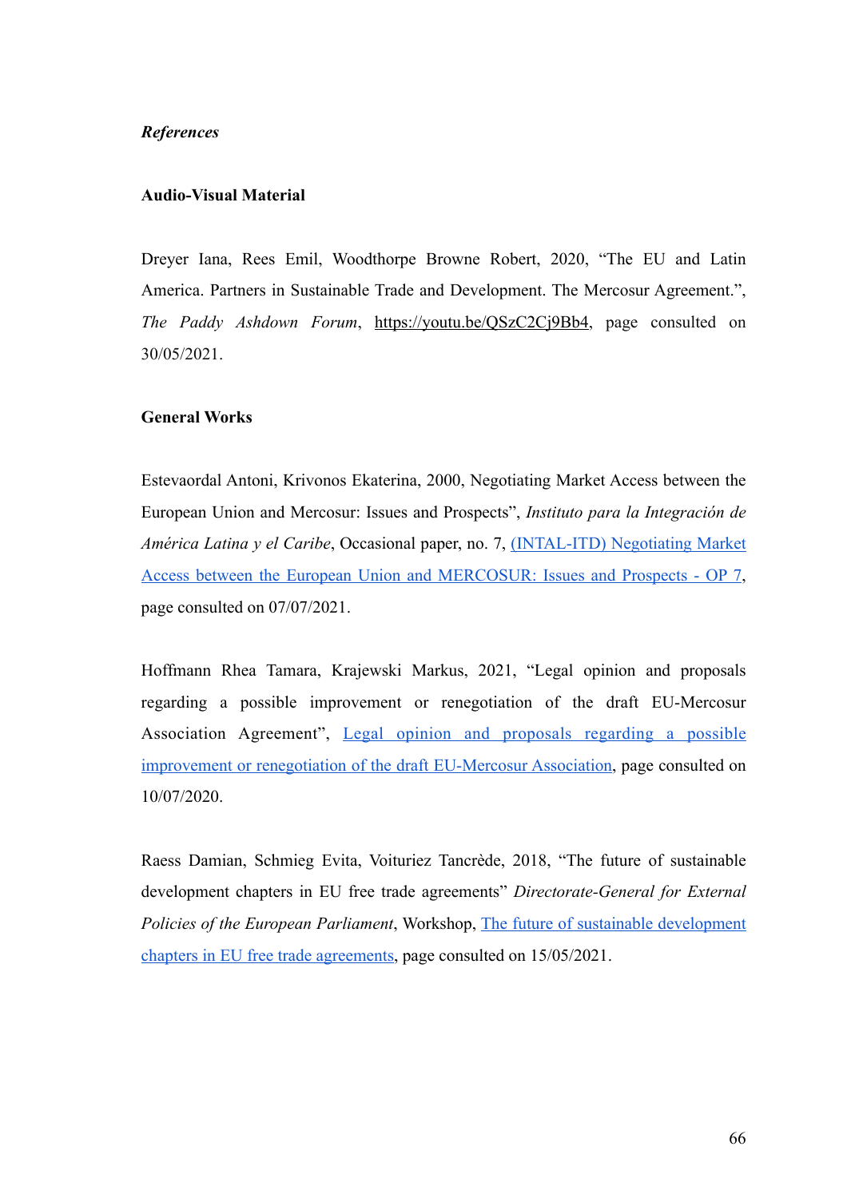***References***

**Audio-Visual Material**

Dreyer Iana, Rees Emil, Woodthorpe Browne Robert, 2020, "The EU and Latin America. Partners in Sustainable Trade and Development. The Mercosur Agreement.", *The Paddy Ashdown Forum*, https://youtu.be/QSzC2Cj9Bb4, page consulted on 30/05/2021.

**General Works**

Estevaordal Antoni, Krivonos Ekaterina, 2000, Negotiating Market Access between the European Union and Mercosur: Issues and Prospects", *Instituto para la Integración de América Latina y el Caribe*, Occasional paper, no. 7, (INTAL-ITD) Negotiating Market Access between the European Union and MERCOSUR: Issues and Prospects - OP 7, page consulted on 07/07/2021.

Hoffmann Rhea Tamara, Krajewski Markus, 2021, "Legal opinion and proposals regarding a possible improvement or renegotiation of the draft EU-Mercosur Association Agreement", Legal opinion and proposals regarding a possible improvement or renegotiation of the draft EU-Mercosur Association, page consulted on 10/07/2020.

Raess Damian, Schmieg Evita, Voituriez Tancrède, 2018, "The future of sustainable development chapters in EU free trade agreements" *Directorate-General for External Policies of the European Parliament*, Workshop, The future of sustainable development chapters in EU free trade agreements, page consulted on 15/05/2021.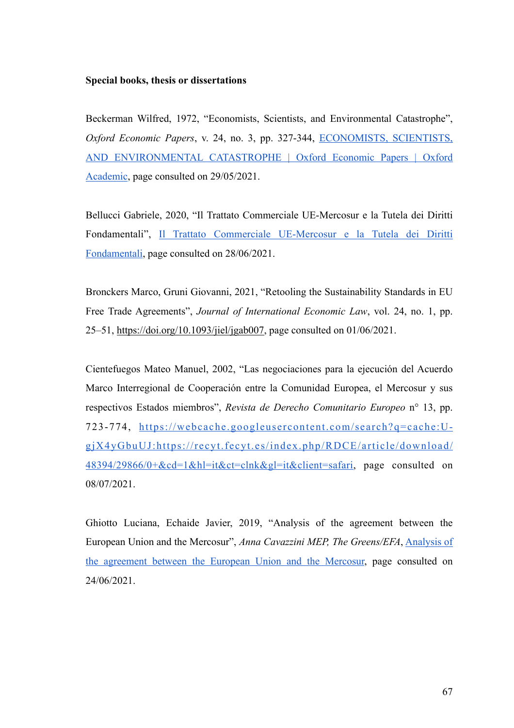**Special books, thesis or dissertations**

Beckerman Wilfred, 1972, "Economists, Scientists, and Environmental Catastrophe", *Oxford Economic Papers*, v. 24, no. 3, pp. 327-344, ECONOMISTS, SCIENTISTS, AND ENVIRONMENTAL CATASTROPHE | Oxford Economic Papers | Oxford Academic, page consulted on 29/05/2021.

Bellucci Gabriele, 2020, "Il Trattato Commerciale UE-Mercosur e la Tutela dei Diritti Fondamentali", Il Trattato Commerciale UE-Mercosur e la Tutela dei Diritti Fondamentali, page consulted on 28/06/2021.

Bronckers Marco, Gruni Giovanni, 2021, "Retooling the Sustainability Standards in EU Free Trade Agreements", *Journal of International Economic Law*, vol. 24, no. 1, pp. 25–51, https://doi.org/10.1093/jiel/jgab007, page consulted on 01/06/2021.

Cientefuegos Mateo Manuel, 2002, "Las negociaciones para la ejecución del Acuerdo Marco Interregional de Cooperación entre la Comunidad Europea, el Mercosur y sus respectivos Estados miembros", *Revista de Derecho Comunitario Europeo* n° 13, pp. 723-774, https://webcache.googleusercontent.com/search?q=cache:U-gjX4yGbuUJ:https://recyt.fecyt.es/index.php/RDCE/article/download/48394/29866/0+&cd=1&hl=it&ct=clnk&gl=it&client=safari, page consulted on 08/07/2021.

Ghiotto Luciana, Echaide Javier, 2019, "Analysis of the agreement between the European Union and the Mercosur", *Anna Cavazzini MEP, The Greens/EFA*, Analysis of the agreement between the European Union and the Mercosur, page consulted on 24/06/2021.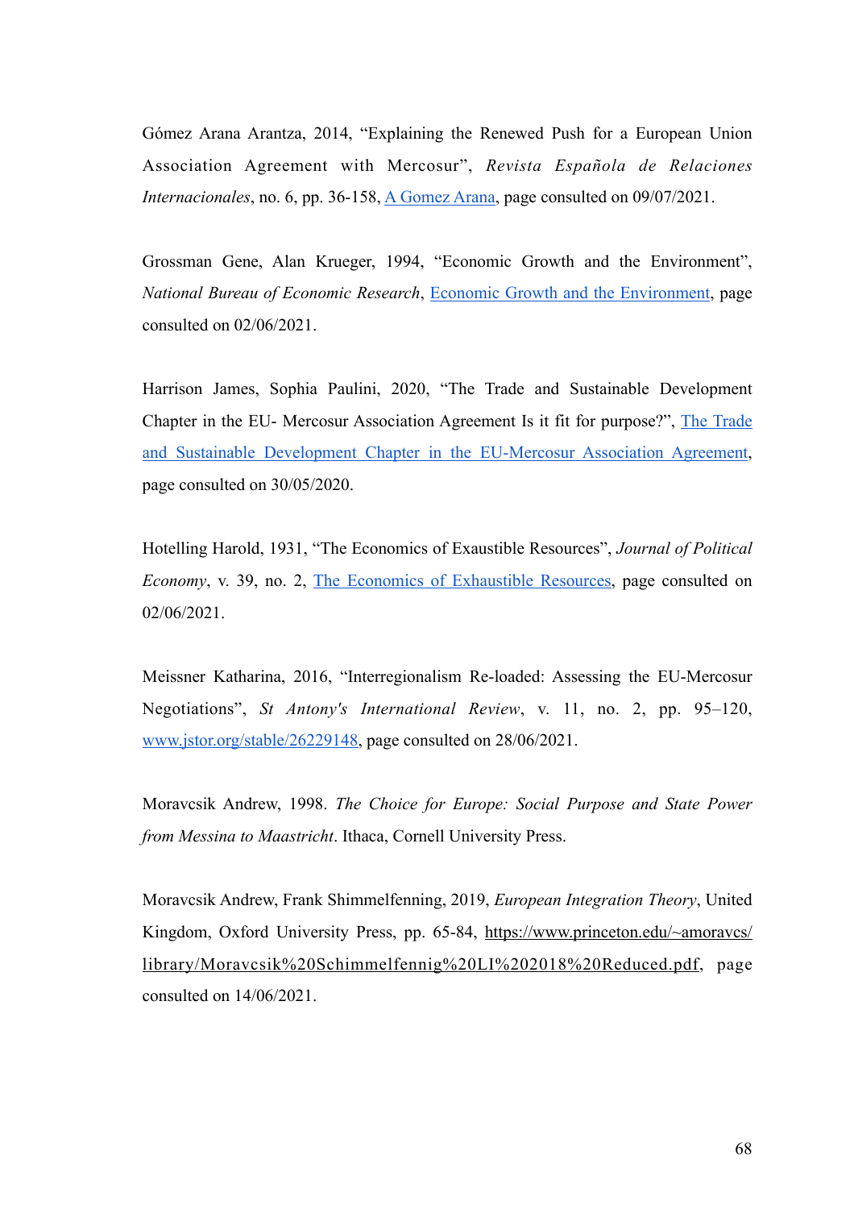Gómez Arana Arantza, 2014, “Explaining the Renewed Push for a European Union Association Agreement with Mercosur”, *Revista Española de Relaciones Internacionales*, no. 6, pp. 36-158, [A Gomez Arana](), page consulted on 09/07/2021.

Grossman Gene, Alan Krueger, 1994, “Economic Growth and the Environment”, *National Bureau of Economic Research*, [Economic Growth and the Environment](), page consulted on 02/06/2021.

Harrison James, Sophia Paulini, 2020, “The Trade and Sustainable Development Chapter in the EU- Mercosur Association Agreement Is it fit for purpose?”, [The Trade and Sustainable Development Chapter in the EU-Mercosur Association Agreement](), page consulted on 30/05/2020.

Hotelling Harold, 1931, “The Economics of Exaustible Resources”, *Journal of Political Economy*, v. 39, no. 2, [The Economics of Exhaustible Resources](), page consulted on 02/06/2021.

Meissner Katharina, 2016, “Interregionalism Re-loaded: Assessing the EU-Mercosur Negotiations”, *St Antony's International Review*, v. 11, no. 2, pp. 95–120, www.jstor.org/stable/26229148, page consulted on 28/06/2021.

Moravcsik Andrew, 1998. *The Choice for Europe: Social Purpose and State Power from Messina to Maastricht*. Ithaca, Cornell University Press.

Moravcsik Andrew, Frank Shimmelfenning, 2019, *European Integration Theory*, United Kingdom, Oxford University Press, pp. 65-84, https://www.princeton.edu/~amoravcs/library/Moravcsik%20Schimmelfennig%20LI%202018%20Reduced.pdf, page consulted on 14/06/2021.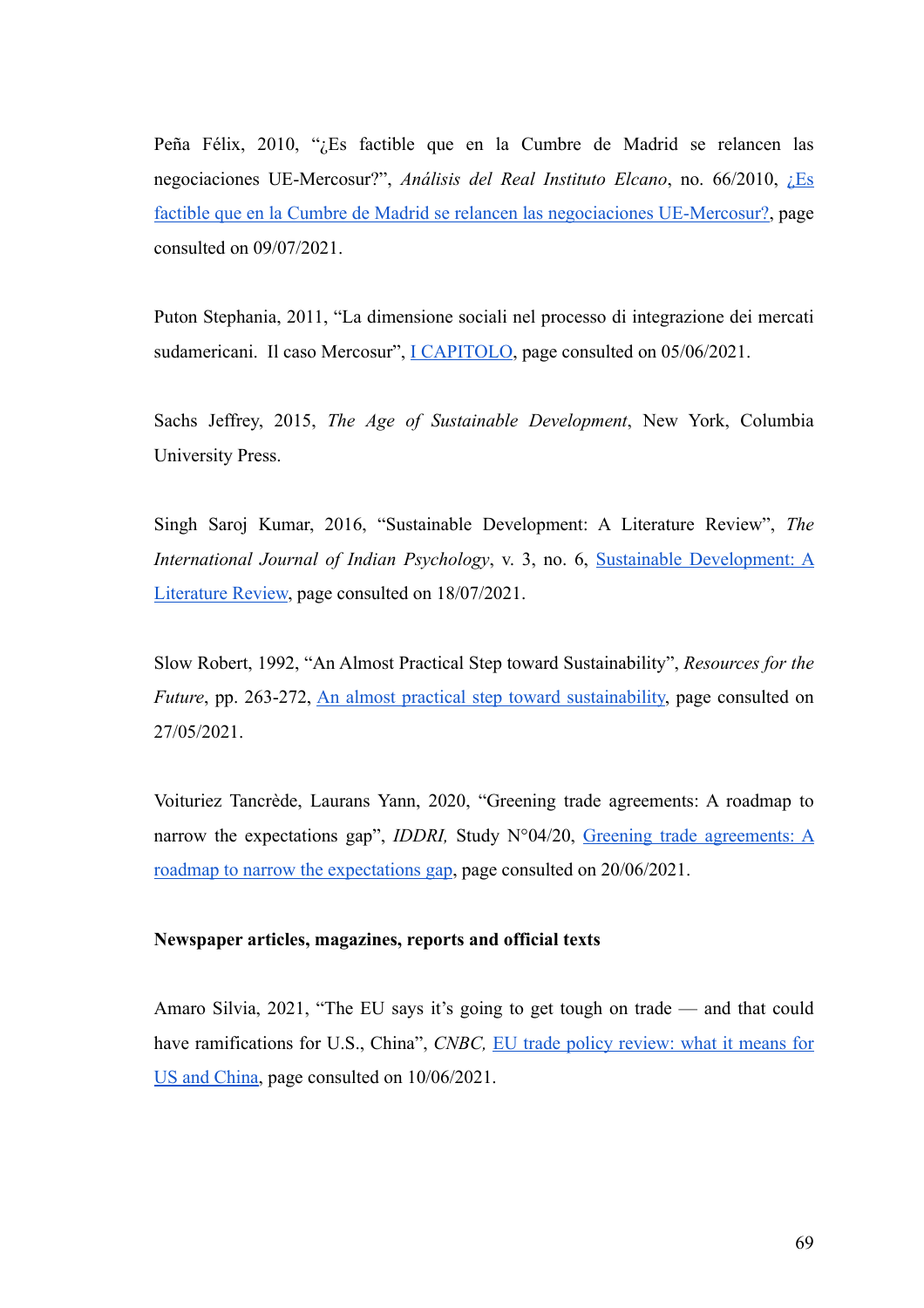Peña Félix, 2010, "¿Es factible que en la Cumbre de Madrid se relancen las negociaciones UE-Mercosur?", *Análisis del Real Instituto Elcano*, no. 66/2010, [¿Es factible que en la Cumbre de Madrid se relancen las negociaciones UE-Mercosur?](), page consulted on 09/07/2021.

Puton Stephania, 2011, "La dimensione sociali nel processo di integrazione dei mercati sudamericani. Il caso Mercosur", [I CAPITOLO](), page consulted on 05/06/2021.

Sachs Jeffrey, 2015, *The Age of Sustainable Development*, New York, Columbia University Press.

Singh Saroj Kumar, 2016, "Sustainable Development: A Literature Review", *The International Journal of Indian Psychology*, v. 3, no. 6, [Sustainable Development: A Literature Review](), page consulted on 18/07/2021.

Slow Robert, 1992, "An Almost Practical Step toward Sustainability", *Resources for the Future*, pp. 263-272, [An almost practical step toward sustainability](), page consulted on 27/05/2021.

Voituriez Tancrède, Laurans Yann, 2020, "Greening trade agreements: A roadmap to narrow the expectations gap", *IDDRI,* Study N°04/20, [Greening trade agreements: A roadmap to narrow the expectations gap](), page consulted on 20/06/2021.

**Newspaper articles, magazines, reports and official texts**

Amaro Silvia, 2021, "The EU says it's going to get tough on trade — and that could have ramifications for U.S., China", *CNBC,* [EU trade policy review: what it means for US and China](), page consulted on 10/06/2021.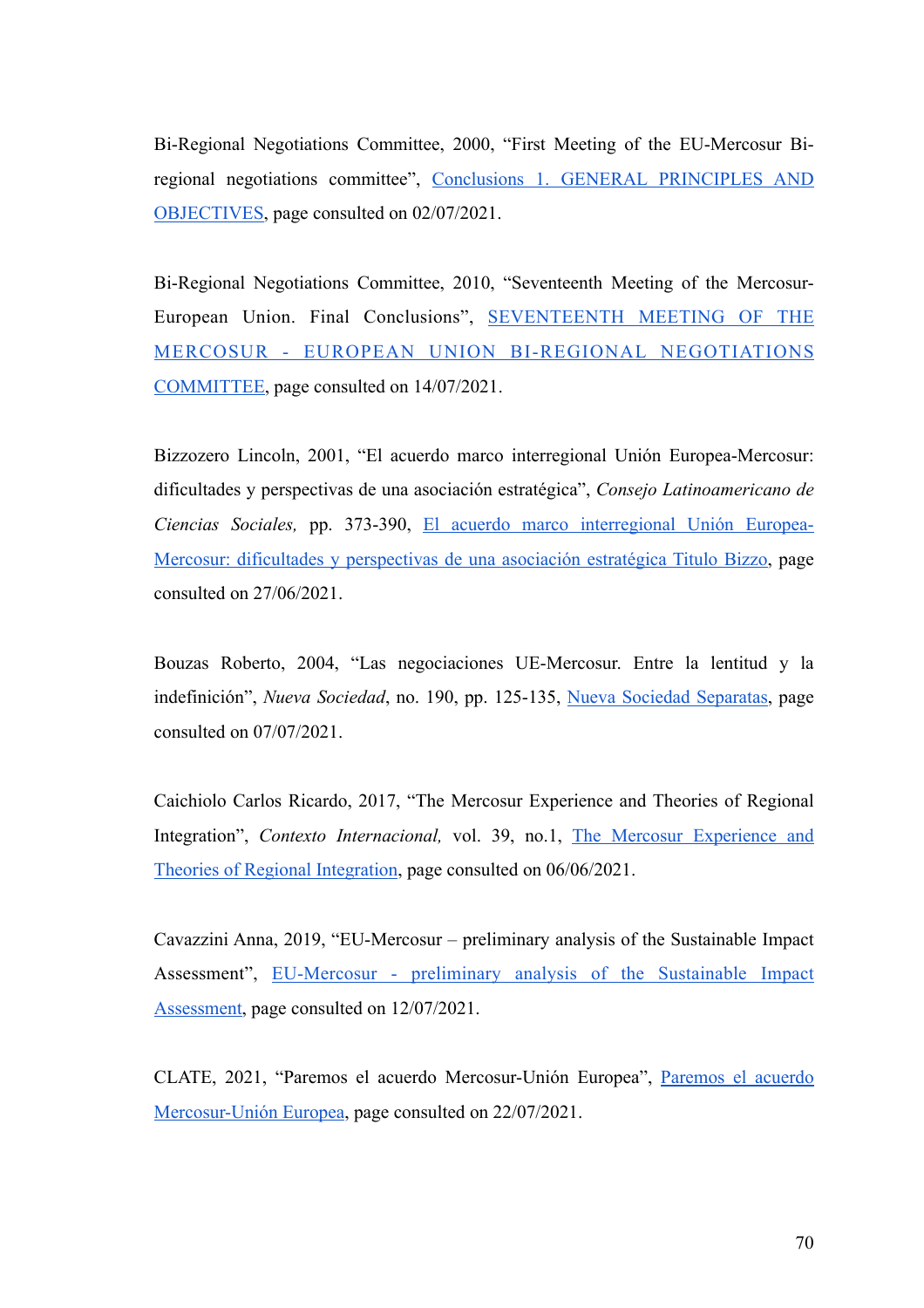Bi-Regional Negotiations Committee, 2000, "First Meeting of the EU-Mercosur Bi-regional negotiations committee", Conclusions 1. GENERAL PRINCIPLES AND OBJECTIVES, page consulted on 02/07/2021.

Bi-Regional Negotiations Committee, 2010, "Seventeenth Meeting of the Mercosur-European Union. Final Conclusions", SEVENTEENTH MEETING OF THE MERCOSUR - EUROPEAN UNION BI-REGIONAL NEGOTIATIONS COMMITTEE, page consulted on 14/07/2021.

Bizzozero Lincoln, 2001, "El acuerdo marco interregional Unión Europea-Mercosur: dificultades y perspectivas de una asociación estratégica", *Consejo Latinoamericano de Ciencias Sociales,* pp. 373-390, El acuerdo marco interregional Unión Europea-Mercosur: dificultades y perspectivas de una asociación estratégica Titulo Bizzo, page consulted on 27/06/2021.

Bouzas Roberto, 2004, "Las negociaciones UE-Mercosur. Entre la lentitud y la indefinición", *Nueva Sociedad*, no. 190, pp. 125-135, Nueva Sociedad Separatas, page consulted on 07/07/2021.

Caichiolo Carlos Ricardo, 2017, "The Mercosur Experience and Theories of Regional Integration", *Contexto Internacional,* vol. 39, no.1, The Mercosur Experience and Theories of Regional Integration, page consulted on 06/06/2021.

Cavazzini Anna, 2019, "EU-Mercosur – preliminary analysis of the Sustainable Impact Assessment", EU-Mercosur - preliminary analysis of the Sustainable Impact Assessment, page consulted on 12/07/2021.

CLATE, 2021, "Paremos el acuerdo Mercosur-Unión Europea", Paremos el acuerdo Mercosur-Unión Europea, page consulted on 22/07/2021.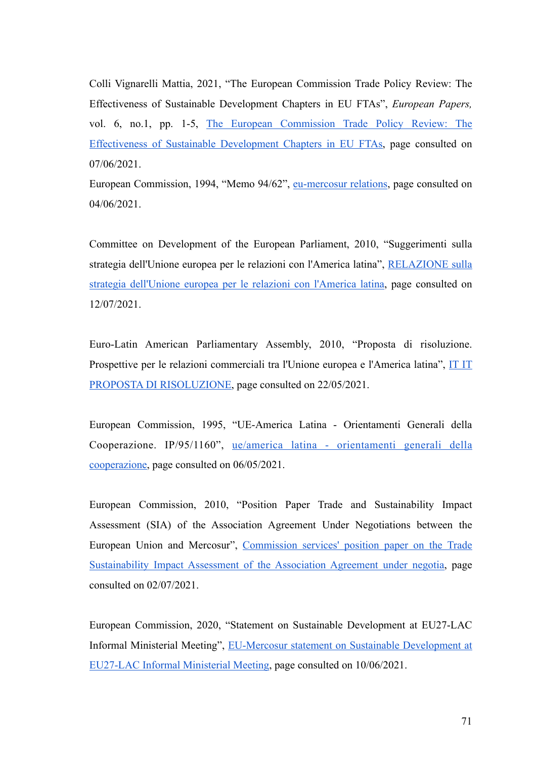Colli Vignarelli Mattia, 2021, "The European Commission Trade Policy Review: The Effectiveness of Sustainable Development Chapters in EU FTAs", *European Papers,* vol. 6, no.1, pp. 1-5, The European Commission Trade Policy Review: The Effectiveness of Sustainable Development Chapters in EU FTAs, page consulted on 07/06/2021.

European Commission, 1994, "Memo 94/62", eu-mercosur relations, page consulted on 04/06/2021.

Committee on Development of the European Parliament, 2010, "Suggerimenti sulla strategia dell'Unione europea per le relazioni con l'America latina", RELAZIONE sulla strategia dell'Unione europea per le relazioni con l'America latina, page consulted on 12/07/2021.

Euro-Latin American Parliamentary Assembly, 2010, "Proposta di risoluzione. Prospettive per le relazioni commerciali tra l'Unione europea e l'America latina", IT IT PROPOSTA DI RISOLUZIONE, page consulted on 22/05/2021.

European Commission, 1995, "UE-America Latina - Orientamenti Generali della Cooperazione. IP/95/1160", ue/america latina - orientamenti generali della cooperazione, page consulted on 06/05/2021.

European Commission, 2010, "Position Paper Trade and Sustainability Impact Assessment (SIA) of the Association Agreement Under Negotiations between the European Union and Mercosur", Commission services' position paper on the Trade Sustainability Impact Assessment of the Association Agreement under negotia, page consulted on 02/07/2021.

European Commission, 2020, "Statement on Sustainable Development at EU27-LAC Informal Ministerial Meeting", EU-Mercosur statement on Sustainable Development at EU27-LAC Informal Ministerial Meeting, page consulted on 10/06/2021.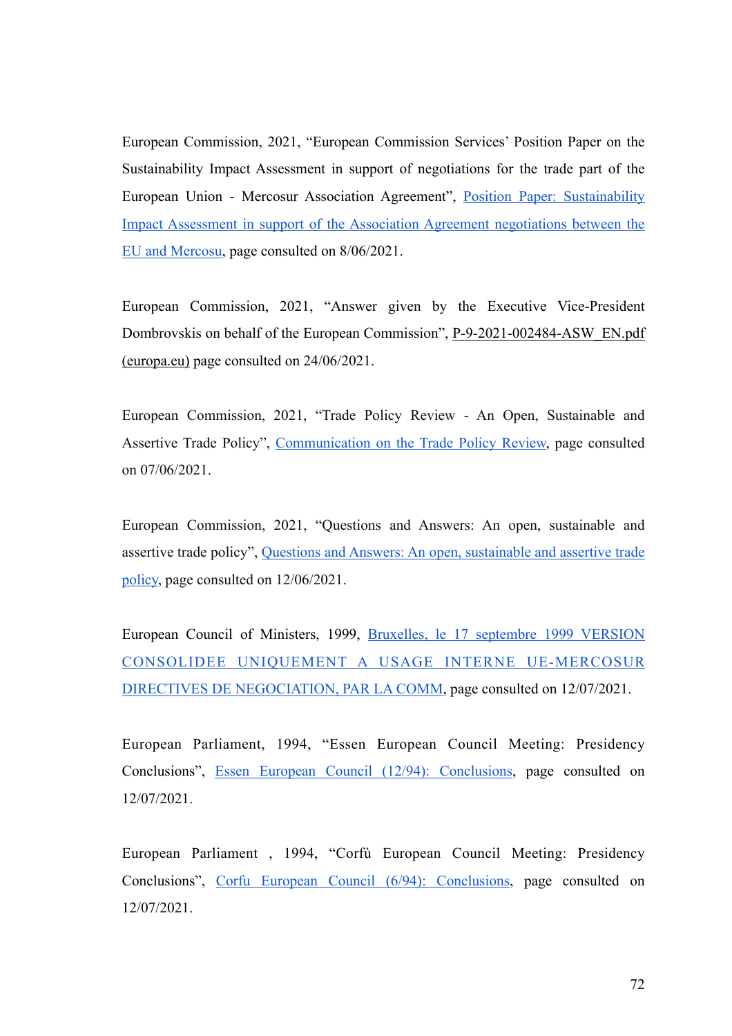European Commission, 2021, “European Commission Services’ Position Paper on the Sustainability Impact Assessment in support of negotiations for the trade part of the European Union - Mercosur Association Agreement”, Position Paper: Sustainability Impact Assessment in support of the Association Agreement negotiations between the EU and Mercosu, page consulted on 8/06/2021.

European Commission, 2021, “Answer given by the Executive Vice-President Dombrovskis on behalf of the European Commission”, P-9-2021-002484-ASW_EN.pdf (europa.eu) page consulted on 24/06/2021.

European Commission, 2021, “Trade Policy Review - An Open, Sustainable and Assertive Trade Policy”, Communication on the Trade Policy Review, page consulted on 07/06/2021.

European Commission, 2021, “Questions and Answers: An open, sustainable and assertive trade policy”, Questions and Answers: An open, sustainable and assertive trade policy, page consulted on 12/06/2021.

European Council of Ministers, 1999, Bruxelles, le 17 septembre 1999 VERSION CONSOLIDEE UNIQUEMENT A USAGE INTERNE UE-MERCOSUR DIRECTIVES DE NEGOCIATION, PAR LA COMM, page consulted on 12/07/2021.

European Parliament, 1994, “Essen European Council Meeting: Presidency Conclusions”, Essen European Council (12/94): Conclusions, page consulted on 12/07/2021.

European Parliament , 1994, “Corfù European Council Meeting: Presidency Conclusions”, Corfu European Council (6/94): Conclusions, page consulted on 12/07/2021.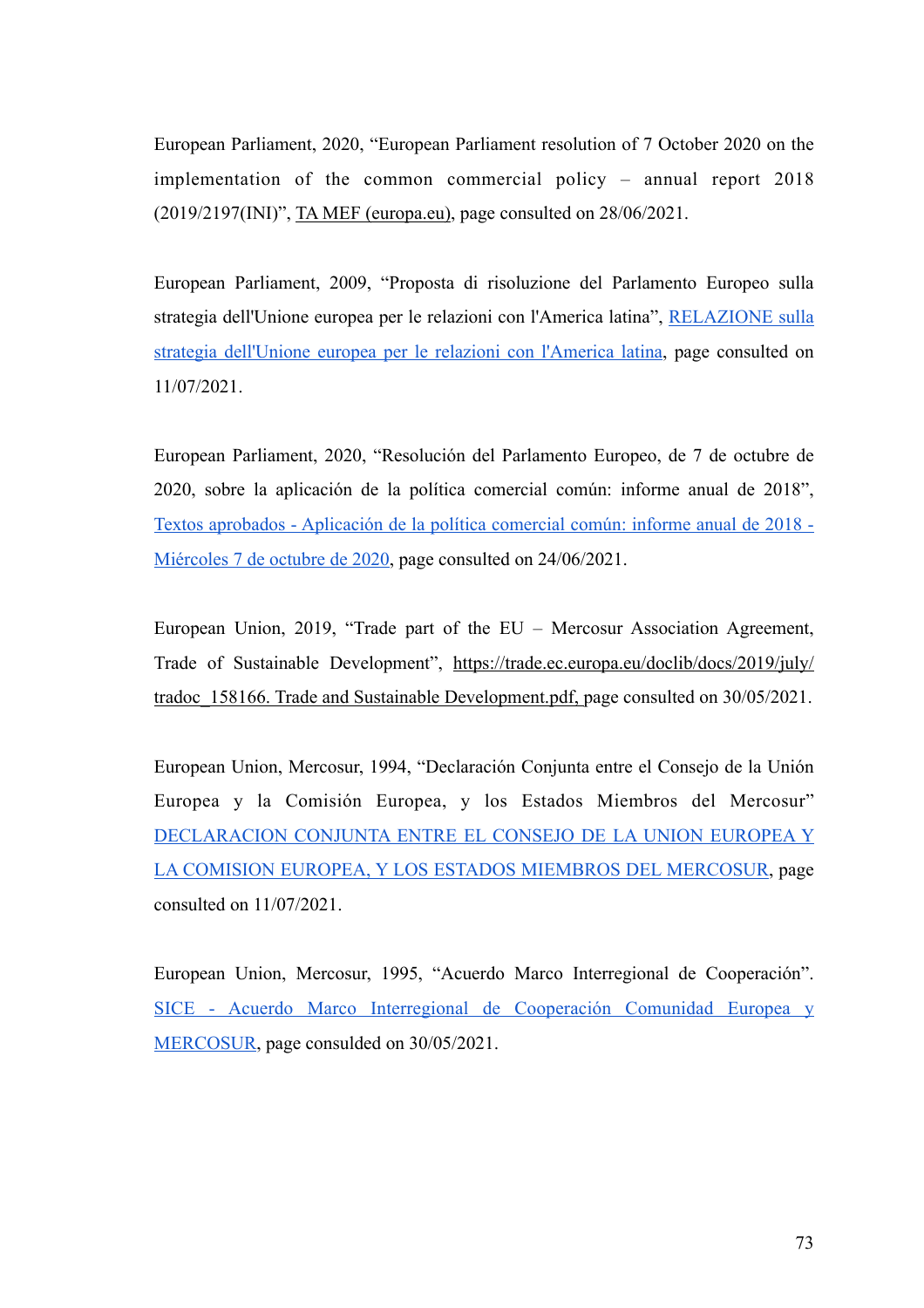European Parliament, 2020, “European Parliament resolution of 7 October 2020 on the implementation of the common commercial policy – annual report 2018 (2019/2197(INI)”, TA MEF (europa.eu), page consulted on 28/06/2021.

European Parliament, 2009, “Proposta di risoluzione del Parlamento Europeo sulla strategia dell'Unione europea per le relazioni con l'America latina”, RELAZIONE sulla strategia dell'Unione europea per le relazioni con l'America latina, page consulted on 11/07/2021.

European Parliament, 2020, “Resolución del Parlamento Europeo, de 7 de octubre de 2020, sobre la aplicación de la política comercial común: informe anual de 2018”, Textos aprobados - Aplicación de la política comercial común: informe anual de 2018 - Miércoles 7 de octubre de 2020, page consulted on 24/06/2021.

European Union, 2019, “Trade part of the EU – Mercosur Association Agreement, Trade of Sustainable Development”, https://trade.ec.europa.eu/doclib/docs/2019/july/tradoc_158166. Trade and Sustainable Development.pdf, page consulted on 30/05/2021.

European Union, Mercosur, 1994, “Declaración Conjunta entre el Consejo de la Unión Europea y la Comisión Europea, y los Estados Miembros del Mercosur” DECLARACION CONJUNTA ENTRE EL CONSEJO DE LA UNION EUROPEA Y LA COMISION EUROPEA, Y LOS ESTADOS MIEMBROS DEL MERCOSUR, page consulted on 11/07/2021.

European Union, Mercosur, 1995, “Acuerdo Marco Interregional de Cooperación”. SICE - Acuerdo Marco Interregional de Cooperación Comunidad Europea y MERCOSUR, page consulded on 30/05/2021.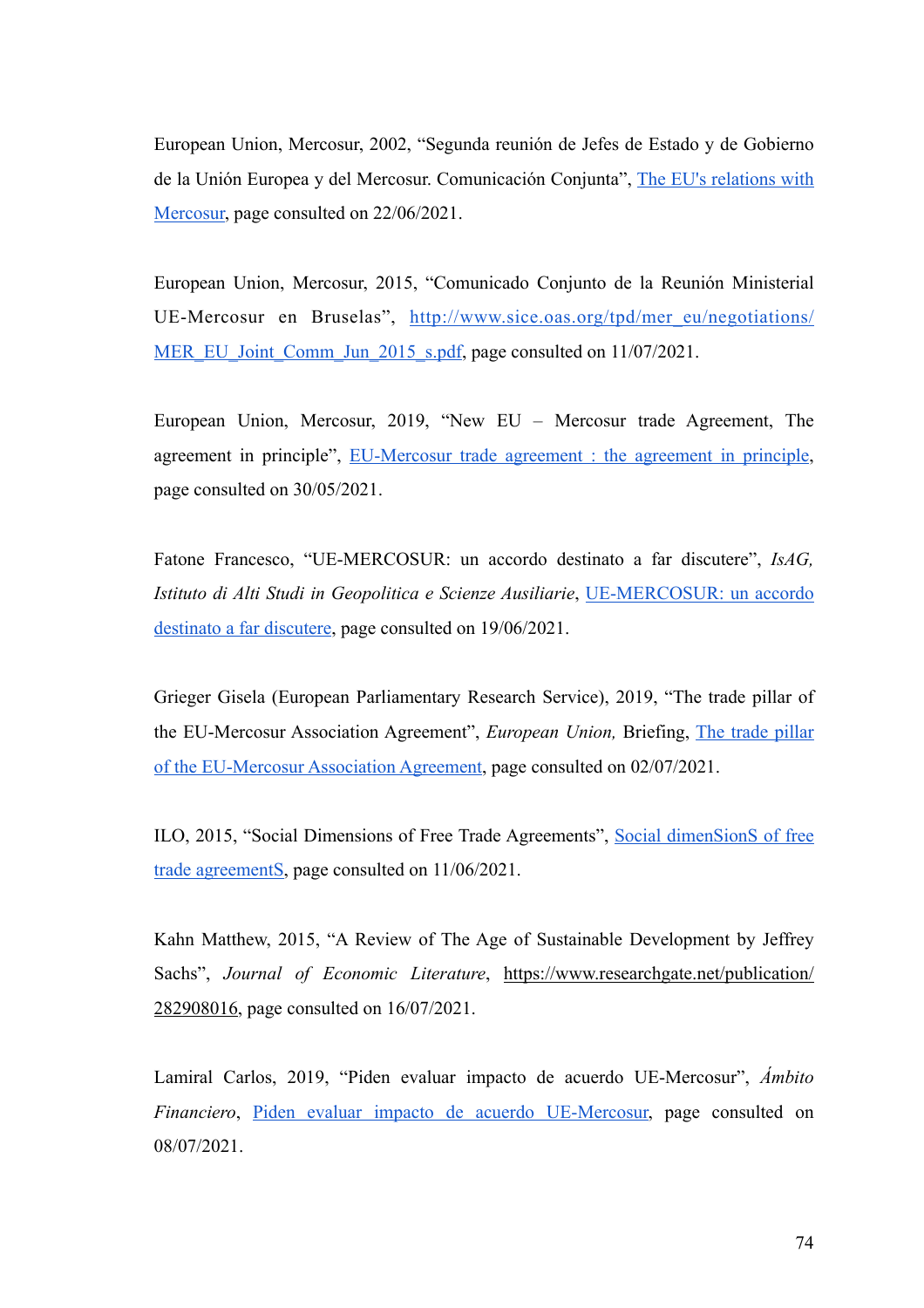European Union, Mercosur, 2002, "Segunda reunión de Jefes de Estado y de Gobierno de la Unión Europea y del Mercosur. Comunicación Conjunta", The EU's relations with Mercosur, page consulted on 22/06/2021.

European Union, Mercosur, 2015, "Comunicado Conjunto de la Reunión Ministerial UE-Mercosur en Bruselas", http://www.sice.oas.org/tpd/mer_eu/negotiations/MER_EU_Joint_Comm_Jun_2015_s.pdf, page consulted on 11/07/2021.

European Union, Mercosur, 2019, "New EU – Mercosur trade Agreement, The agreement in principle", EU-Mercosur trade agreement : the agreement in principle, page consulted on 30/05/2021.

Fatone Francesco, "UE-MERCOSUR: un accordo destinato a far discutere", *IsAG, Istituto di Alti Studi in Geopolitica e Scienze Ausiliarie*, UE-MERCOSUR: un accordo destinato a far discutere, page consulted on 19/06/2021.

Grieger Gisela (European Parliamentary Research Service), 2019, "The trade pillar of the EU-Mercosur Association Agreement", *European Union,* Briefing, The trade pillar of the EU-Mercosur Association Agreement, page consulted on 02/07/2021.

ILO, 2015, "Social Dimensions of Free Trade Agreements", Social dimenSionS of free trade agreementS, page consulted on 11/06/2021.

Kahn Matthew, 2015, "A Review of The Age of Sustainable Development by Jeffrey Sachs", *Journal of Economic Literature*, https://www.researchgate.net/publication/282908016, page consulted on 16/07/2021.

Lamiral Carlos, 2019, "Piden evaluar impacto de acuerdo UE-Mercosur", *Ámbito Financiero*, Piden evaluar impacto de acuerdo UE-Mercosur, page consulted on 08/07/2021.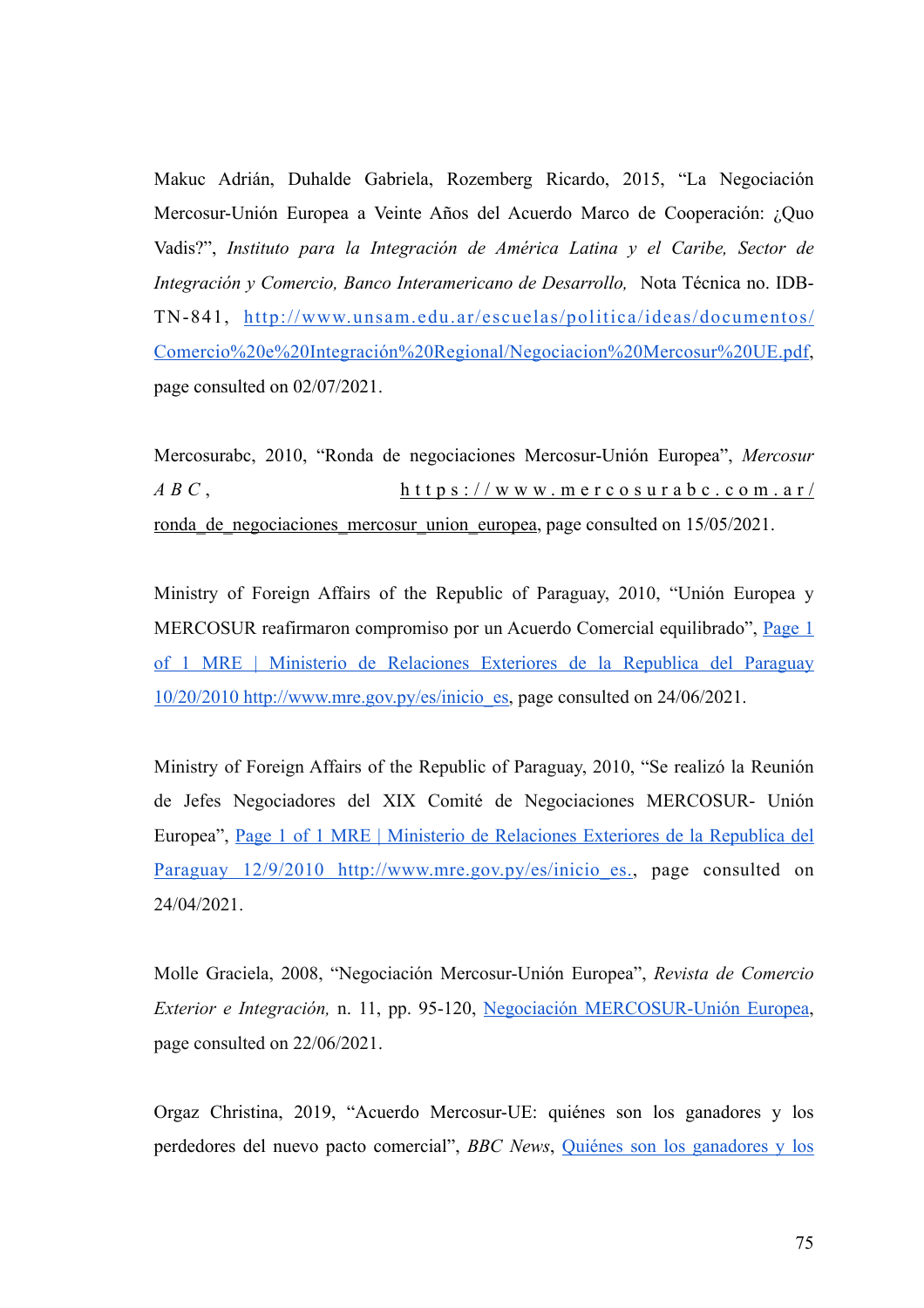Makuc Adrián, Duhalde Gabriela, Rozemberg Ricardo, 2015, "La Negociación Mercosur-Unión Europea a Veinte Años del Acuerdo Marco de Cooperación: ¿Quo Vadis?", *Instituto para la Integración de América Latina y el Caribe, Sector de Integración y Comercio, Banco Interamericano de Desarrollo,* Nota Técnica no. IDB-TN-841, [http://www.unsam.edu.ar/escuelas/politica/ideas/documentos/Comercio%20e%20Integración%20Regional/Negociacion%20Mercosur%20UE.pdf](http://www.unsam.edu.ar/escuelas/politica/ideas/documentos/Comercio%20e%20Integración%20Regional/Negociacion%20Mercosur%20UE.pdf), page consulted on 02/07/2021.

Mercosurabc, 2010, "Ronda de negociaciones Mercosur-Unión Europea", *Mercosur ABC*, https://www.mercosurabc.com.ar/ronda_de_negociaciones_mercosur_union_europea, page consulted on 15/05/2021.

Ministry of Foreign Affairs of the Republic of Paraguay, 2010, "Unión Europea y MERCOSUR reafirmaron compromiso por un Acuerdo Comercial equilibrado", Page 1 of 1 MRE | Ministerio de Relaciones Exteriores de la Republica del Paraguay 10/20/2010 http://www.mre.gov.py/es/inicio_es, page consulted on 24/06/2021.

Ministry of Foreign Affairs of the Republic of Paraguay, 2010, "Se realizó la Reunión de Jefes Negociadores del XIX Comité de Negociaciones MERCOSUR- Unión Europea", Page 1 of 1 MRE | Ministerio de Relaciones Exteriores de la Republica del Paraguay 12/9/2010 http://www.mre.gov.py/es/inicio_es., page consulted on 24/04/2021.

Molle Graciela, 2008, "Negociación Mercosur-Unión Europea", *Revista de Comercio Exterior e Integración,* n. 11, pp. 95-120, Negociación MERCOSUR-Unión Europea, page consulted on 22/06/2021.

Orgaz Christina, 2019, "Acuerdo Mercosur-UE: quiénes son los ganadores y los perdedores del nuevo pacto comercial", *BBC News*, Quiénes son los ganadores y los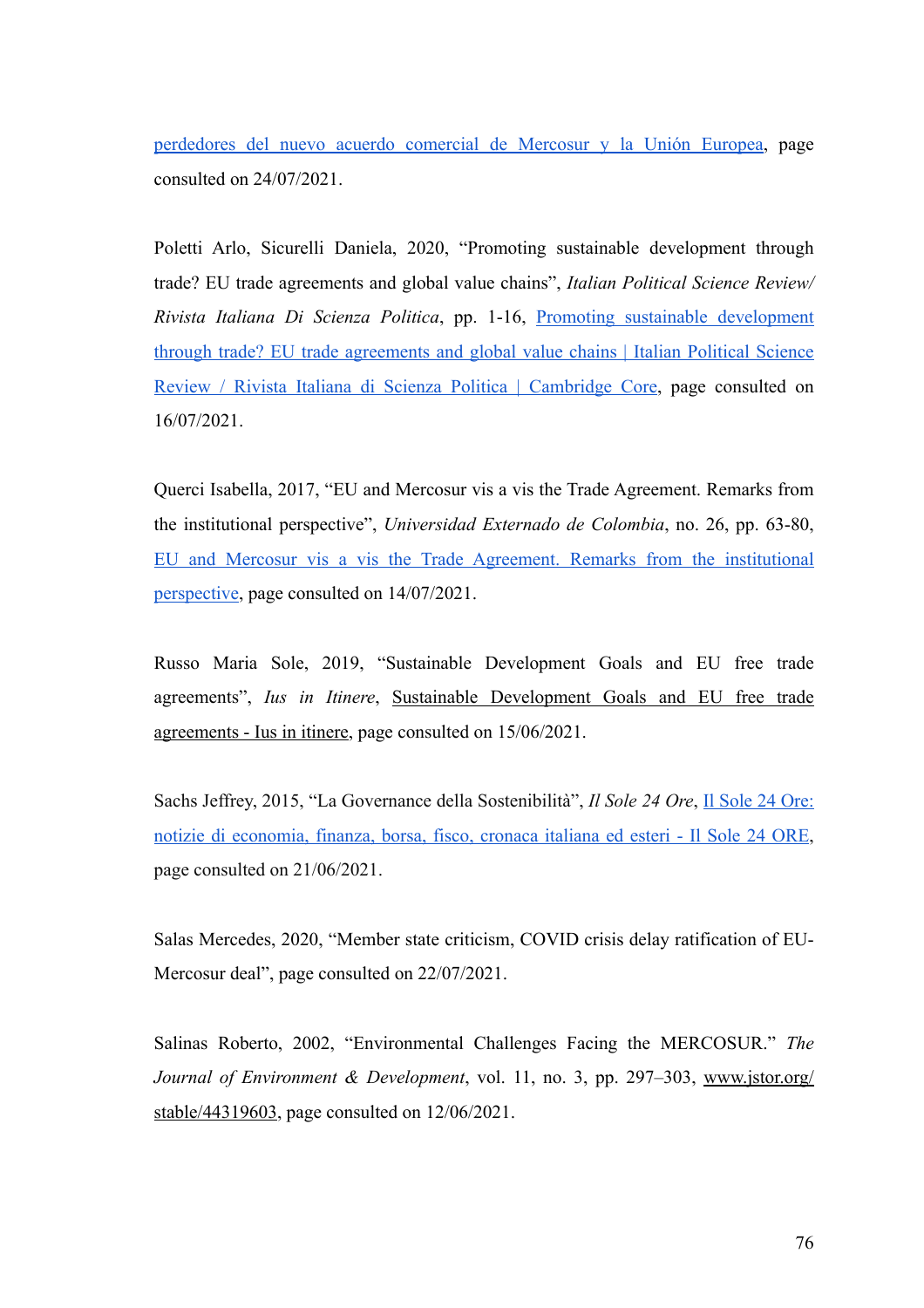perdedores del nuevo acuerdo comercial de Mercosur y la Unión Europea, page consulted on 24/07/2021.

Poletti Arlo, Sicurelli Daniela, 2020, "Promoting sustainable development through trade? EU trade agreements and global value chains", *Italian Political Science Review/ Rivista Italiana Di Scienza Politica*, pp. 1-16, Promoting sustainable development through trade? EU trade agreements and global value chains | Italian Political Science Review / Rivista Italiana di Scienza Politica | Cambridge Core, page consulted on 16/07/2021.

Querci Isabella, 2017, "EU and Mercosur vis a vis the Trade Agreement. Remarks from the institutional perspective", *Universidad Externado de Colombia*, no. 26, pp. 63-80, EU and Mercosur vis a vis the Trade Agreement. Remarks from the institutional perspective, page consulted on 14/07/2021.

Russo Maria Sole, 2019, "Sustainable Development Goals and EU free trade agreements", *Ius in Itinere*, Sustainable Development Goals and EU free trade agreements - Ius in itinere, page consulted on 15/06/2021.

Sachs Jeffrey, 2015, "La Governance della Sostenibilità", *Il Sole 24 Ore*, Il Sole 24 Ore: notizie di economia, finanza, borsa, fisco, cronaca italiana ed esteri - Il Sole 24 ORE, page consulted on 21/06/2021.

Salas Mercedes, 2020, "Member state criticism, COVID crisis delay ratification of EU-Mercosur deal", page consulted on 22/07/2021.

Salinas Roberto, 2002, "Environmental Challenges Facing the MERCOSUR." *The Journal of Environment & Development*, vol. 11, no. 3, pp. 297–303, www.jstor.org/stable/44319603, page consulted on 12/06/2021.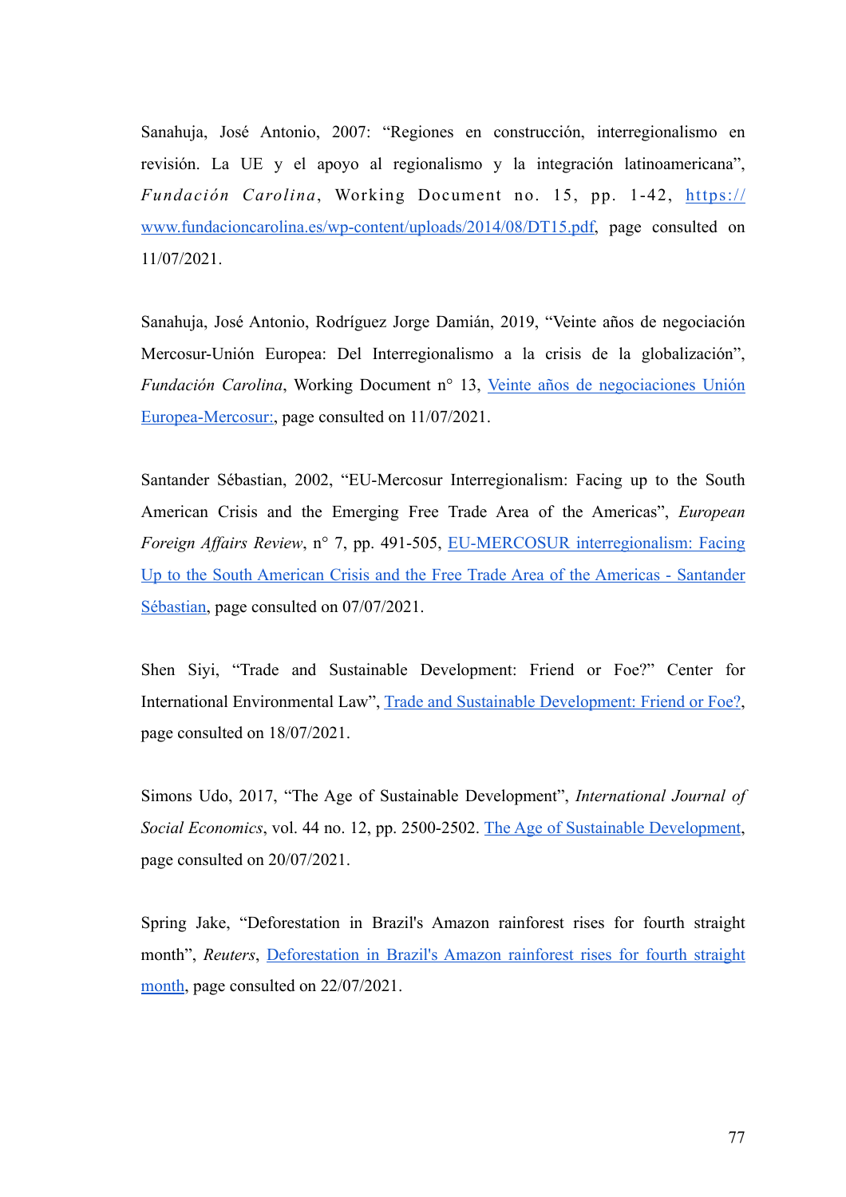Sanahuja, José Antonio, 2007: “Regiones en construcción, interregionalismo en revisión. La UE y el apoyo al regionalismo y la integración latinoamericana”, *Fundación Carolina*, Working Document no. 15, pp. 1-42, [https://www.fundacioncarolina.es/wp-content/uploads/2014/08/DT15.pdf](https://www.fundacioncarolina.es/wp-content/uploads/2014/08/DT15.pdf), page consulted on 11/07/2021.

Sanahuja, José Antonio, Rodríguez Jorge Damián, 2019, “Veinte años de negociación Mercosur-Unión Europea: Del Interregionalismo a la crisis de la globalización”, *Fundación Carolina*, Working Document n° 13, Veinte años de negociaciones Unión Europea-Mercosur:, page consulted on 11/07/2021.

Santander Sébastian, 2002, “EU-Mercosur Interregionalism: Facing up to the South American Crisis and the Emerging Free Trade Area of the Americas”, *European Foreign Affairs Review*, n° 7, pp. 491-505, EU-MERCOSUR interregionalism: Facing Up to the South American Crisis and the Free Trade Area of the Americas - Santander Sébastian, page consulted on 07/07/2021.

Shen Siyi, “Trade and Sustainable Development: Friend or Foe?” Center for International Environmental Law”, Trade and Sustainable Development: Friend or Foe?, page consulted on 18/07/2021.

Simons Udo, 2017, “The Age of Sustainable Development”, *International Journal of Social Economics*, vol. 44 no. 12, pp. 2500-2502. The Age of Sustainable Development, page consulted on 20/07/2021.

Spring Jake, “Deforestation in Brazil's Amazon rainforest rises for fourth straight month”, *Reuters*, Deforestation in Brazil's Amazon rainforest rises for fourth straight month, page consulted on 22/07/2021.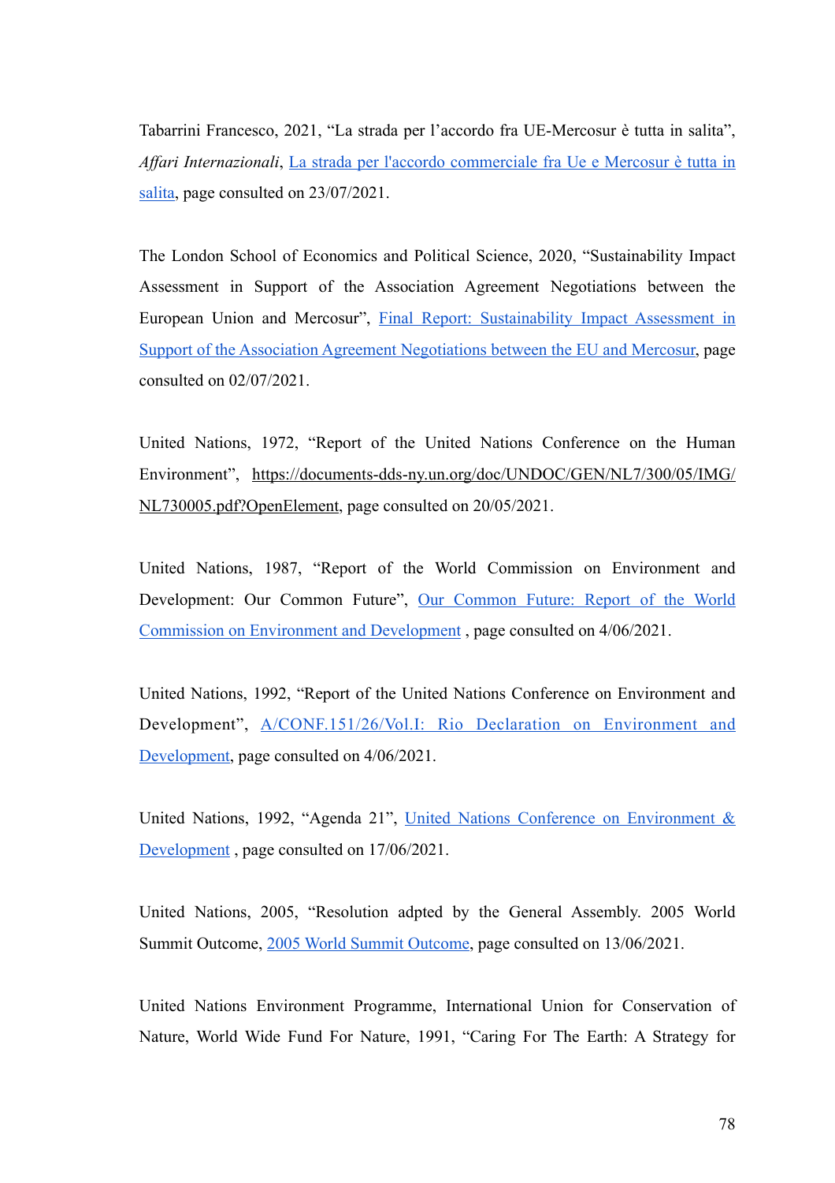Tabarrini Francesco, 2021, “La strada per l’accordo fra UE-Mercosur è tutta in salita”, *Affari Internazionali*, La strada per l'accordo commerciale fra Ue e Mercosur è tutta in salita, page consulted on 23/07/2021.

The London School of Economics and Political Science, 2020, “Sustainability Impact Assessment in Support of the Association Agreement Negotiations between the European Union and Mercosur”, Final Report: Sustainability Impact Assessment in Support of the Association Agreement Negotiations between the EU and Mercosur, page consulted on 02/07/2021.

United Nations, 1972, “Report of the United Nations Conference on the Human Environment”, https://documents-dds-ny.un.org/doc/UNDOC/GEN/NL7/300/05/IMG/NL730005.pdf?OpenElement, page consulted on 20/05/2021.

United Nations, 1987, “Report of the World Commission on Environment and Development: Our Common Future”, Our Common Future: Report of the World Commission on Environment and Development , page consulted on 4/06/2021.

United Nations, 1992, “Report of the United Nations Conference on Environment and Development”, A/CONF.151/26/Vol.I: Rio Declaration on Environment and Development, page consulted on 4/06/2021.

United Nations, 1992, “Agenda 21”, United Nations Conference on Environment & Development , page consulted on 17/06/2021.

United Nations, 2005, “Resolution adpted by the General Assembly. 2005 World Summit Outcome, 2005 World Summit Outcome, page consulted on 13/06/2021.

United Nations Environment Programme, International Union for Conservation of Nature, World Wide Fund For Nature, 1991, “Caring For The Earth: A Strategy for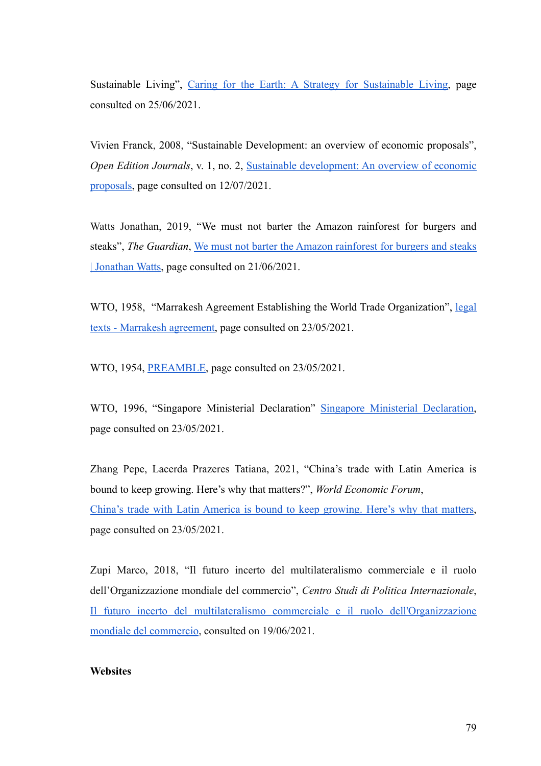Sustainable Living", [Caring for the Earth: A Strategy for Sustainable Living](), page consulted on 25/06/2021.

Vivien Franck, 2008, "Sustainable Development: an overview of economic proposals", *Open Edition Journals*, v. 1, no. 2, [Sustainable development: An overview of economic proposals](), page consulted on 12/07/2021.

Watts Jonathan, 2019, "We must not barter the Amazon rainforest for burgers and steaks", *The Guardian*, [We must not barter the Amazon rainforest for burgers and steaks | Jonathan Watts](), page consulted on 21/06/2021.

WTO, 1958, "Marrakesh Agreement Establishing the World Trade Organization", [legal texts - Marrakesh agreement](), page consulted on 23/05/2021.

WTO, 1954, [PREAMBLE](), page consulted on 23/05/2021.

WTO, 1996, "Singapore Ministerial Declaration" [Singapore Ministerial Declaration](), page consulted on 23/05/2021.

Zhang Pepe, Lacerda Prazeres Tatiana, 2021, "China's trade with Latin America is bound to keep growing. Here's why that matters?", *World Economic Forum*, [China's trade with Latin America is bound to keep growing. Here's why that matters](), page consulted on 23/05/2021.

Zupi Marco, 2018, "Il futuro incerto del multilateralismo commerciale e il ruolo dell'Organizzazione mondiale del commercio", *Centro Studi di Politica Internazionale*, [Il futuro incerto del multilateralismo commerciale e il ruolo dell'Organizzazione mondiale del commercio](), consulted on 19/06/2021.

**Websites**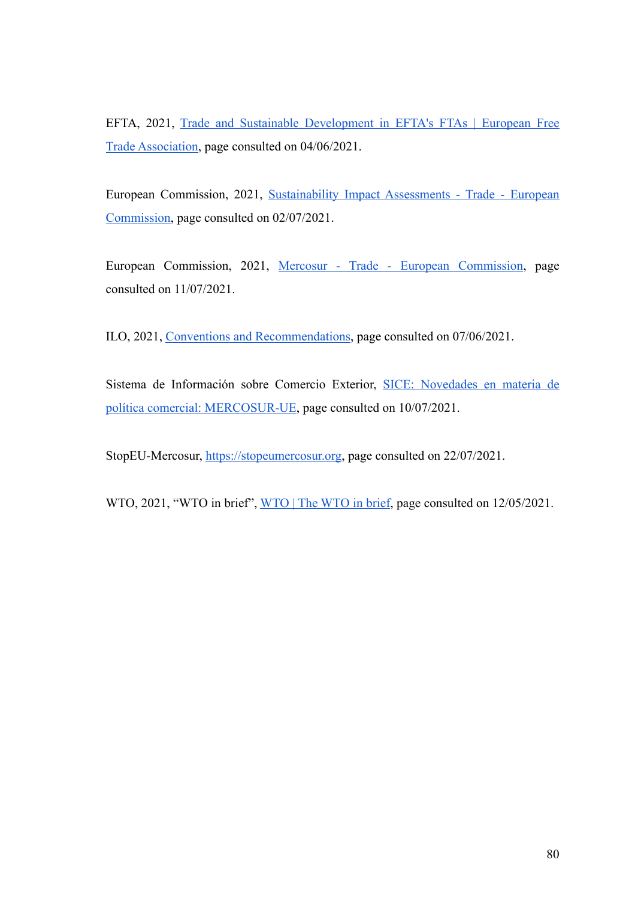EFTA, 2021, Trade and Sustainable Development in EFTA's FTAs | European Free Trade Association, page consulted on 04/06/2021.

European Commission, 2021, Sustainability Impact Assessments - Trade - European Commission, page consulted on 02/07/2021.

European Commission, 2021, Mercosur - Trade - European Commission, page consulted on 11/07/2021.

ILO, 2021, Conventions and Recommendations, page consulted on 07/06/2021.

Sistema de Información sobre Comercio Exterior, SICE: Novedades en materia de política comercial: MERCOSUR-UE, page consulted on 10/07/2021.

StopEU-Mercosur, https://stopeumercosur.org, page consulted on 22/07/2021.

WTO, 2021, "WTO in brief", WTO | The WTO in brief, page consulted on 12/05/2021.